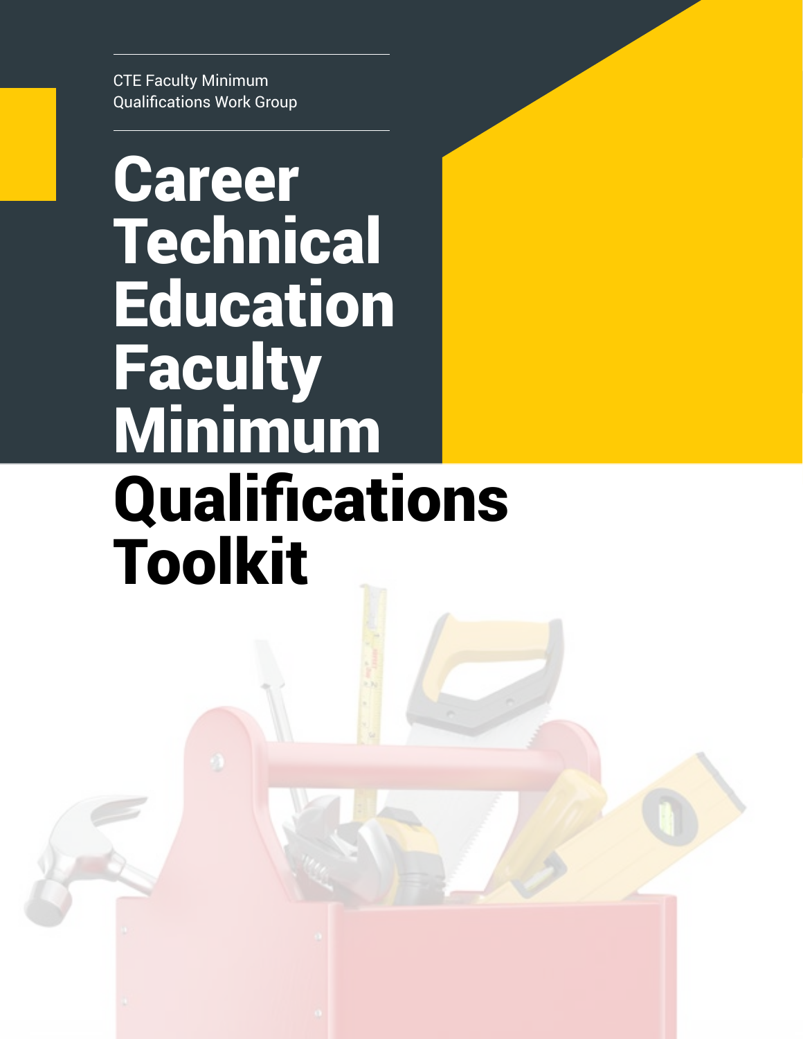CTE Faculty Minimum Qualifications Work Group

# Career Technical Education Faculty Minimum Qualifications Toolkit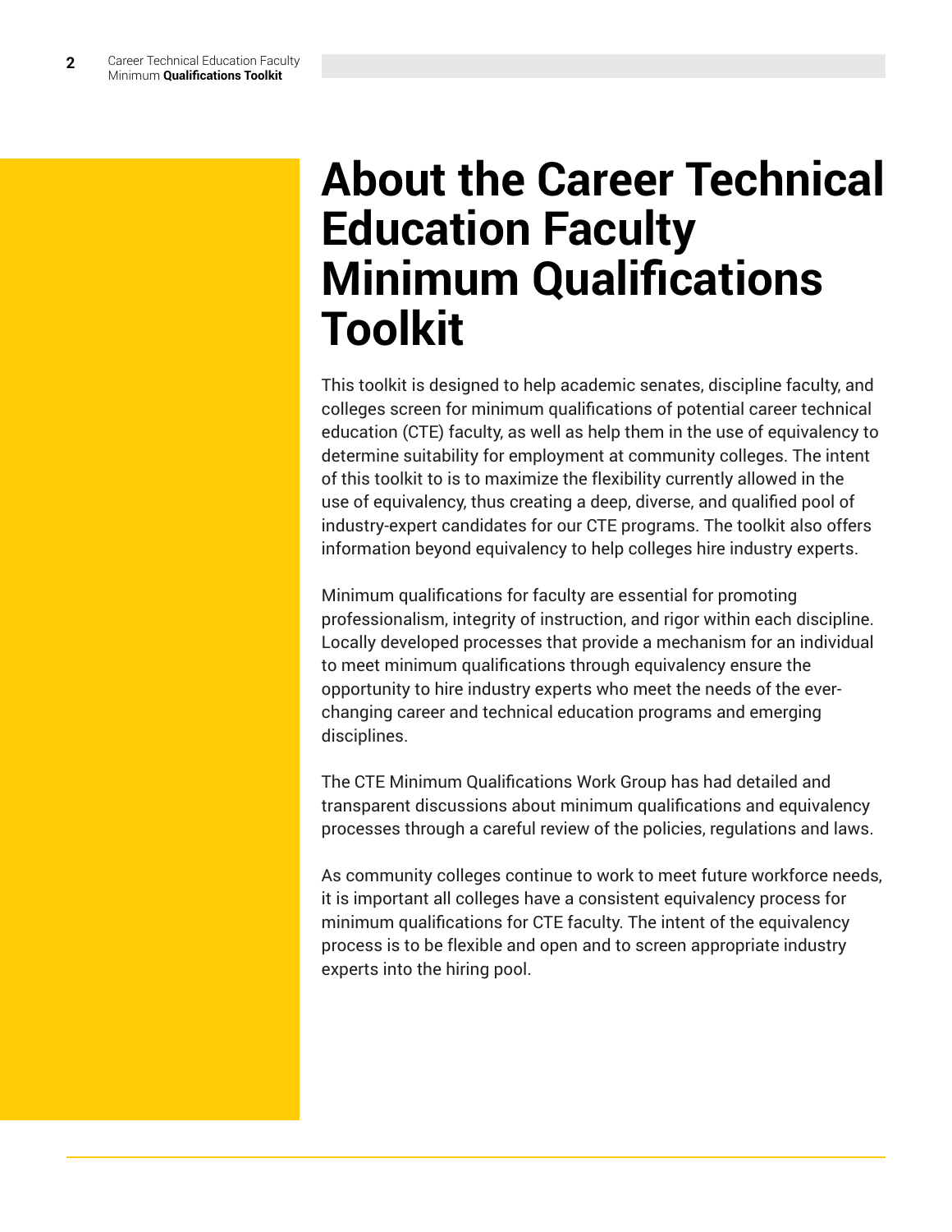# About the Career Technical Education Faculty Minimum Qualifications Toolkit

This toolkit is designed to help academic senates, discipline faculty, and colleges screen for minimum qualifications of potential career technical education (CTE) faculty, as well as help them in the use of equivalency to determine suitability for employment at community colleges. The intent of this toolkit to is to maximize the flexibility currently allowed in the use of equivalency, thus creating a deep, diverse, and qualified pool of industry-expert candidates for our CTE programs. The toolkit also offers information beyond equivalency to help colleges hire industry experts.

Minimum qualifications for faculty are essential for promoting professionalism, integrity of instruction, and rigor within each discipline. Locally developed processes that provide a mechanism for an individual to meet minimum qualifications through equivalency ensure the opportunity to hire industry experts who meet the needs of the ever-changing career and technical education programs and emerging disciplines.

The CTE Minimum Qualifications Work Group has had detailed and transparent discussions about minimum qualifications and equivalency processes through a careful review of the policies, regulations and laws.

As community colleges continue to work to meet future workforce needs, it is important all colleges have a consistent equivalency process for minimum qualifications for CTE faculty. The intent of the equivalency process is to be flexible and open and to screen appropriate industry experts into the hiring pool.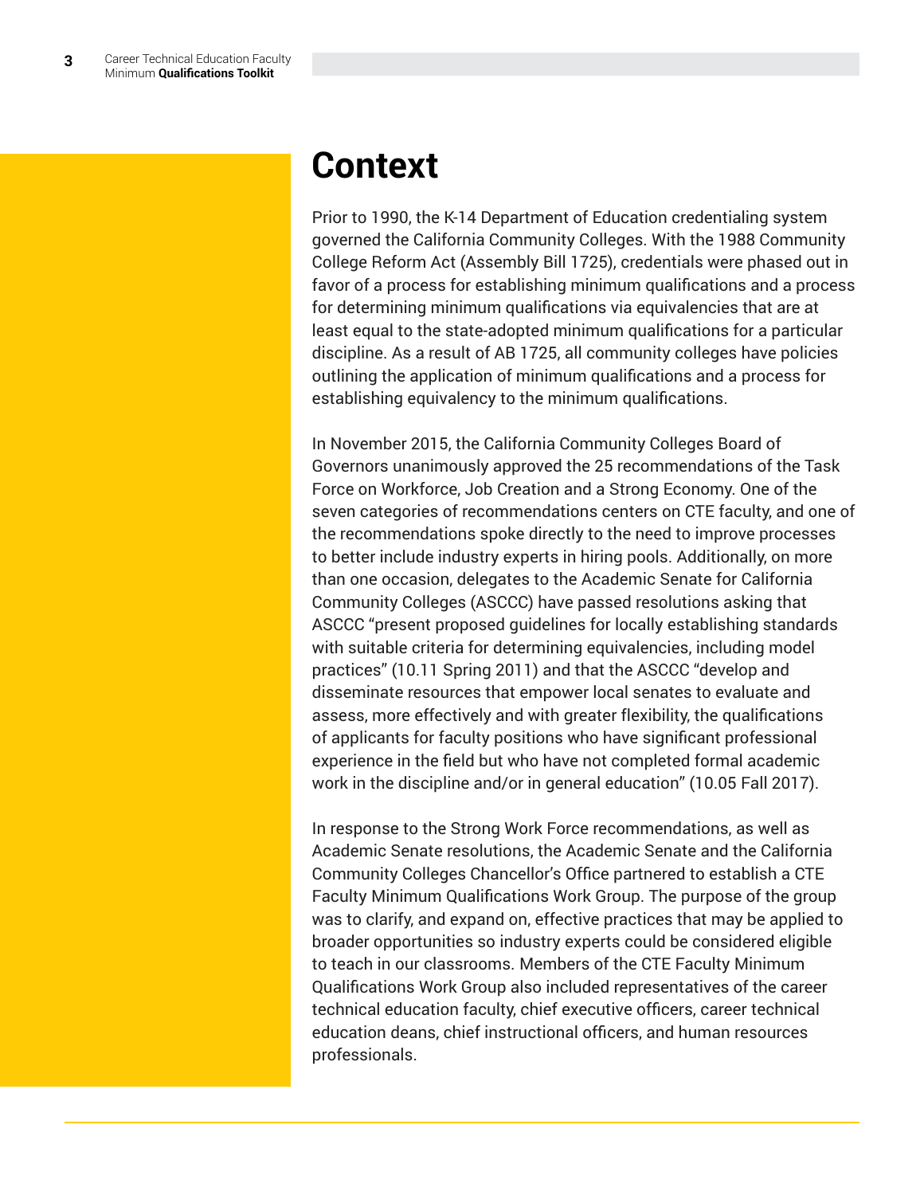# Context

Prior to 1990, the K-14 Department of Education credentialing system governed the California Community Colleges. With the 1988 Community College Reform Act (Assembly Bill 1725), credentials were phased out in favor of a process for establishing minimum qualifications and a process for determining minimum qualifications via equivalencies that are at least equal to the state-adopted minimum qualifications for a particular discipline. As a result of AB 1725, all community colleges have policies outlining the application of minimum qualifications and a process for establishing equivalency to the minimum qualifications.

In November 2015, the California Community Colleges Board of Governors unanimously approved the 25 recommendations of the Task Force on Workforce, Job Creation and a Strong Economy. One of the seven categories of recommendations centers on CTE faculty, and one of the recommendations spoke directly to the need to improve processes to better include industry experts in hiring pools. Additionally, on more than one occasion, delegates to the Academic Senate for California Community Colleges (ASCCC) have passed resolutions asking that ASCCC "present proposed guidelines for locally establishing standards with suitable criteria for determining equivalencies, including model practices" (10.11 Spring 2011) and that the ASCCC "develop and disseminate resources that empower local senates to evaluate and assess, more effectively and with greater flexibility, the qualifications of applicants for faculty positions who have significant professional experience in the field but who have not completed formal academic work in the discipline and/or in general education" (10.05 Fall 2017).

In response to the Strong Work Force recommendations, as well as Academic Senate resolutions, the Academic Senate and the California Community Colleges Chancellor's Office partnered to establish a CTE Faculty Minimum Qualifications Work Group. The purpose of the group was to clarify, and expand on, effective practices that may be applied to broader opportunities so industry experts could be considered eligible to teach in our classrooms. Members of the CTE Faculty Minimum Qualifications Work Group also included representatives of the career technical education faculty, chief executive officers, career technical education deans, chief instructional officers, and human resources professionals.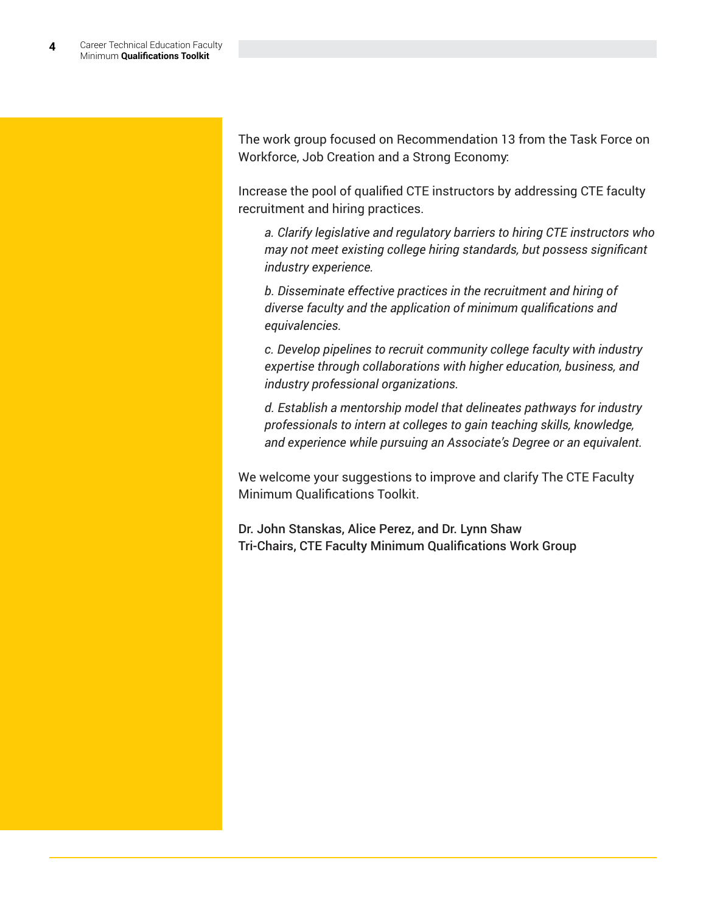The work group focused on Recommendation 13 from the Task Force on Workforce, Job Creation and a Strong Economy:

Increase the pool of qualified CTE instructors by addressing CTE faculty recruitment and hiring practices.

> *a. Clarify legislative and regulatory barriers to hiring CTE instructors who may not meet existing college hiring standards, but possess significant industry experience.*
>
> *b. Disseminate effective practices in the recruitment and hiring of diverse faculty and the application of minimum qualifications and equivalencies.*
>
> *c. Develop pipelines to recruit community college faculty with industry expertise through collaborations with higher education, business, and industry professional organizations.*
>
> *d. Establish a mentorship model that delineates pathways for industry professionals to intern at colleges to gain teaching skills, knowledge, and experience while pursuing an Associate's Degree or an equivalent.*

We welcome your suggestions to improve and clarify The CTE Faculty Minimum Qualifications Toolkit.

Dr. John Stanskas, Alice Perez, and Dr. Lynn Shaw
Tri-Chairs, CTE Faculty Minimum Qualifications Work Group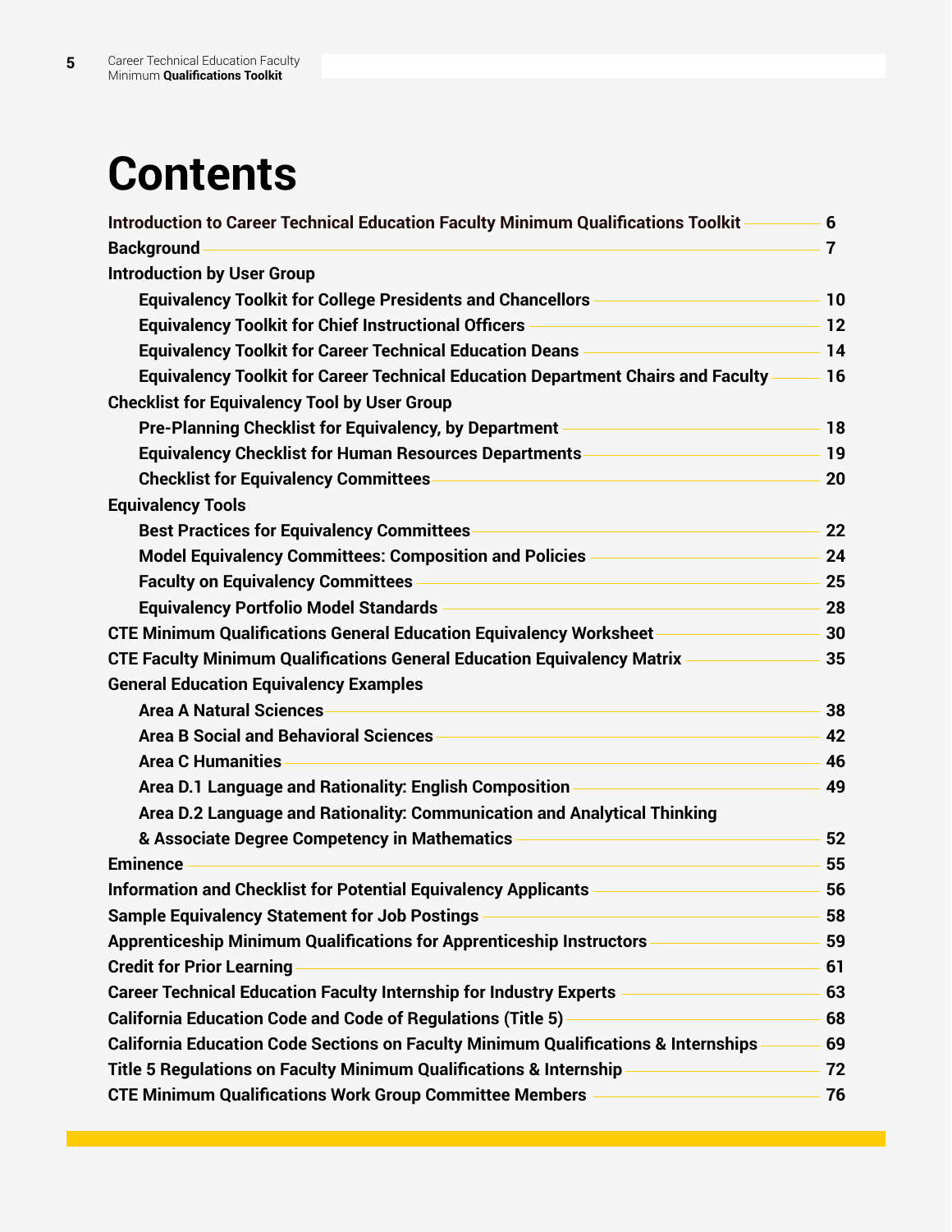# Contents

- **Introduction to Career Technical Education Faculty Minimum Qualifications Toolkit** — 6
- **Background** — 7
- **Introduction by User Group**
  - **Equivalency Toolkit for College Presidents and Chancellors** — 10
  - **Equivalency Toolkit for Chief Instructional Officers** — 12
  - **Equivalency Toolkit for Career Technical Education Deans** — 14
  - **Equivalency Toolkit for Career Technical Education Department Chairs and Faculty** — 16
- **Checklist for Equivalency Tool by User Group**
  - **Pre-Planning Checklist for Equivalency, by Department** — 18
  - **Equivalency Checklist for Human Resources Departments** — 19
  - **Checklist for Equivalency Committees** — 20
- **Equivalency Tools**
  - **Best Practices for Equivalency Committees** — 22
  - **Model Equivalency Committees: Composition and Policies** — 24
  - **Faculty on Equivalency Committees** — 25
  - **Equivalency Portfolio Model Standards** — 28
- **CTE Minimum Qualifications General Education Equivalency Worksheet** — 30
- **CTE Faculty Minimum Qualifications General Education Equivalency Matrix** — 35
- **General Education Equivalency Examples**
  - **Area A Natural Sciences** — 38
  - **Area B Social and Behavioral Sciences** — 42
  - **Area C Humanities** — 46
  - **Area D.1 Language and Rationality: English Composition** — 49
  - **Area D.2 Language and Rationality: Communication and Analytical Thinking & Associate Degree Competency in Mathematics** — 52
- **Eminence** — 55
- **Information and Checklist for Potential Equivalency Applicants** — 56
- **Sample Equivalency Statement for Job Postings** — 58
- **Apprenticeship Minimum Qualifications for Apprenticeship Instructors** — 59
- **Credit for Prior Learning** — 61
- **Career Technical Education Faculty Internship for Industry Experts** — 63
- **California Education Code and Code of Regulations (Title 5)** — 68
- **California Education Code Sections on Faculty Minimum Qualifications & Internships** — 69
- **Title 5 Regulations on Faculty Minimum Qualifications & Internship** — 72
- **CTE Minimum Qualifications Work Group Committee Members** — 76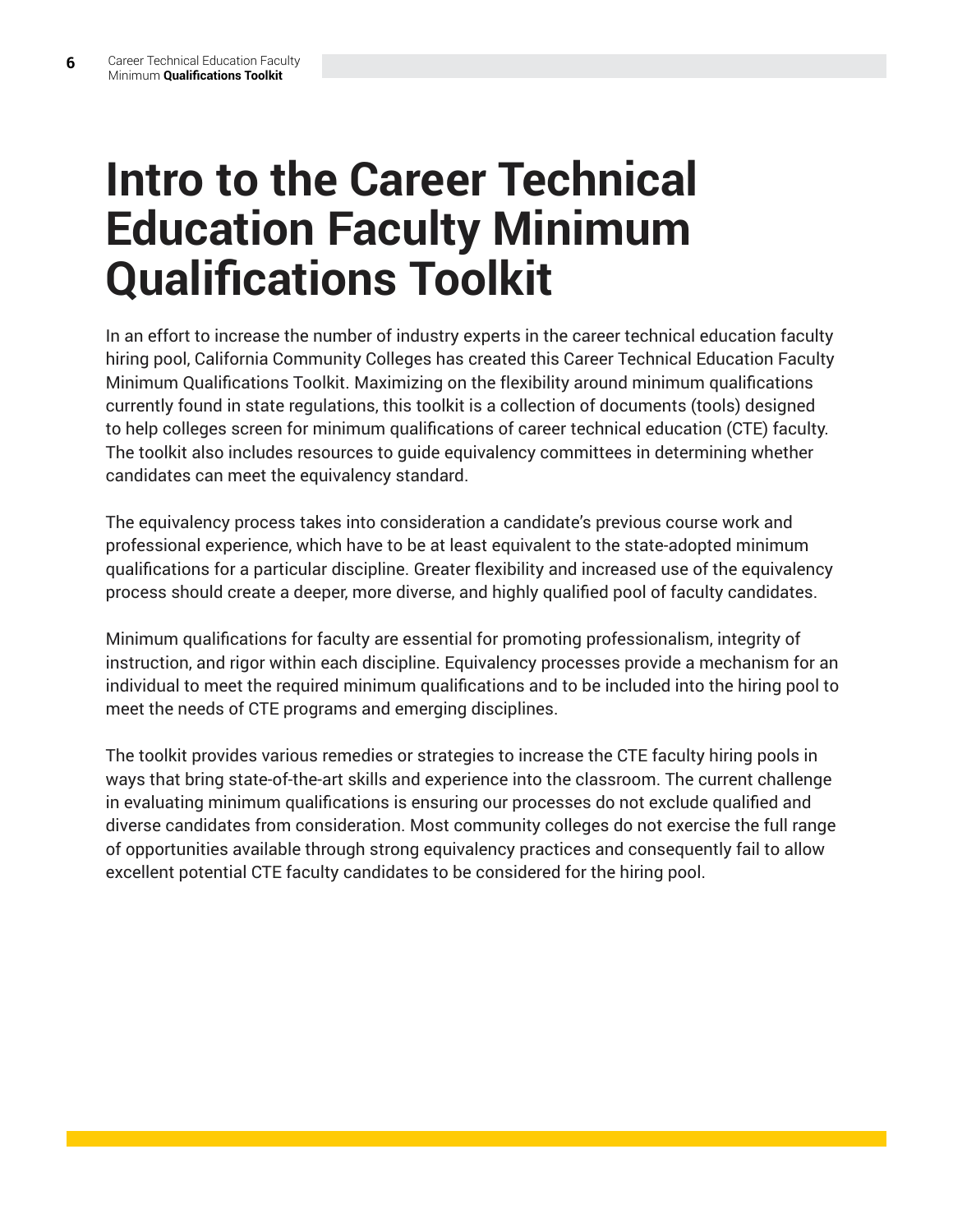# Intro to the Career Technical Education Faculty Minimum Qualifications Toolkit

In an effort to increase the number of industry experts in the career technical education faculty hiring pool, California Community Colleges has created this Career Technical Education Faculty Minimum Qualifications Toolkit. Maximizing on the flexibility around minimum qualifications currently found in state regulations, this toolkit is a collection of documents (tools) designed to help colleges screen for minimum qualifications of career technical education (CTE) faculty. The toolkit also includes resources to guide equivalency committees in determining whether candidates can meet the equivalency standard.

The equivalency process takes into consideration a candidate's previous course work and professional experience, which have to be at least equivalent to the state-adopted minimum qualifications for a particular discipline. Greater flexibility and increased use of the equivalency process should create a deeper, more diverse, and highly qualified pool of faculty candidates.

Minimum qualifications for faculty are essential for promoting professionalism, integrity of instruction, and rigor within each discipline. Equivalency processes provide a mechanism for an individual to meet the required minimum qualifications and to be included into the hiring pool to meet the needs of CTE programs and emerging disciplines.

The toolkit provides various remedies or strategies to increase the CTE faculty hiring pools in ways that bring state-of-the-art skills and experience into the classroom. The current challenge in evaluating minimum qualifications is ensuring our processes do not exclude qualified and diverse candidates from consideration. Most community colleges do not exercise the full range of opportunities available through strong equivalency practices and consequently fail to allow excellent potential CTE faculty candidates to be considered for the hiring pool.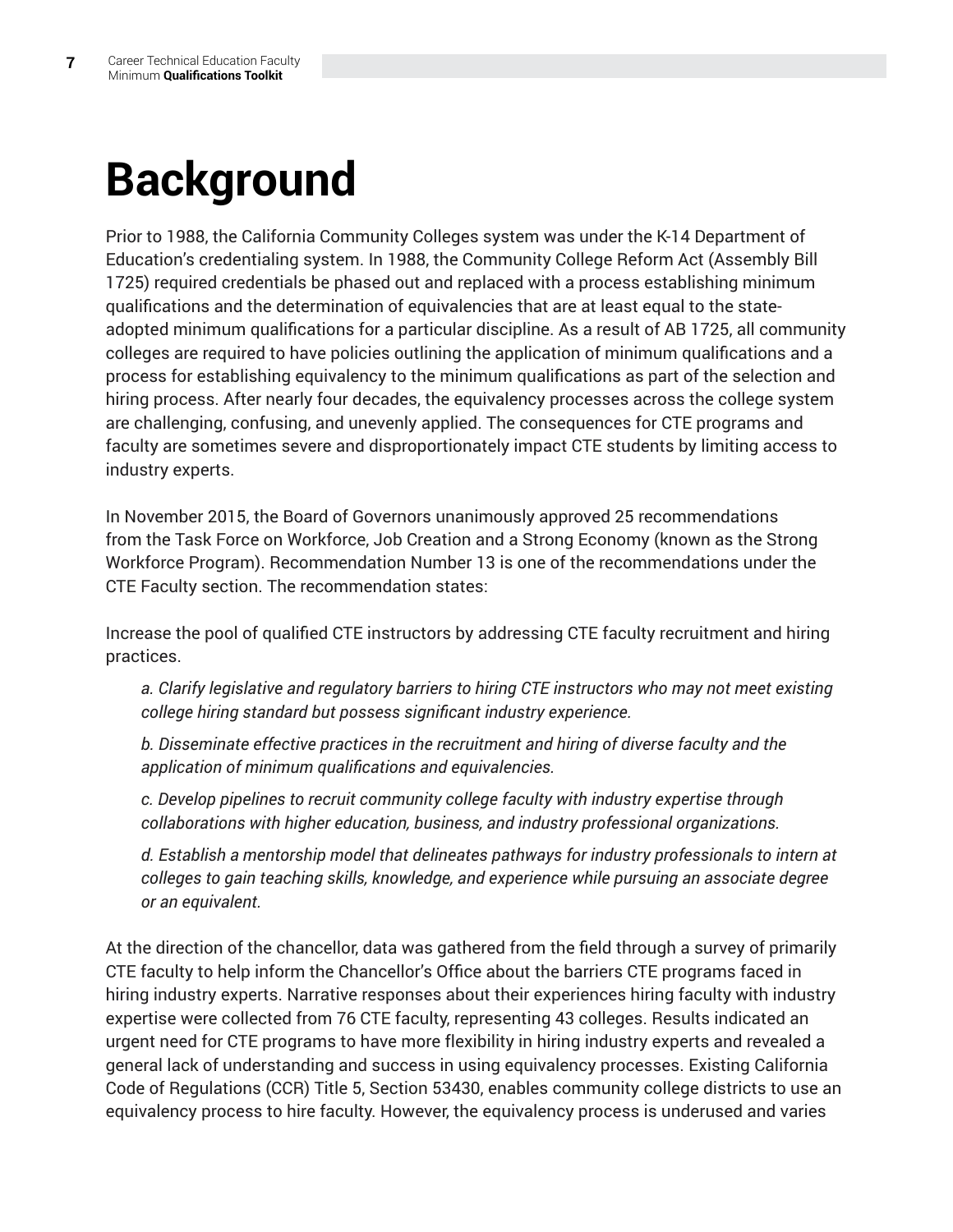# Background

Prior to 1988, the California Community Colleges system was under the K-14 Department of Education's credentialing system. In 1988, the Community College Reform Act (Assembly Bill 1725) required credentials be phased out and replaced with a process establishing minimum qualifications and the determination of equivalencies that are at least equal to the state-adopted minimum qualifications for a particular discipline. As a result of AB 1725, all community colleges are required to have policies outlining the application of minimum qualifications and a process for establishing equivalency to the minimum qualifications as part of the selection and hiring process. After nearly four decades, the equivalency processes across the college system are challenging, confusing, and unevenly applied. The consequences for CTE programs and faculty are sometimes severe and disproportionately impact CTE students by limiting access to industry experts.

In November 2015, the Board of Governors unanimously approved 25 recommendations from the Task Force on Workforce, Job Creation and a Strong Economy (known as the Strong Workforce Program). Recommendation Number 13 is one of the recommendations under the CTE Faculty section. The recommendation states:

Increase the pool of qualified CTE instructors by addressing CTE faculty recruitment and hiring practices.

> *a. Clarify legislative and regulatory barriers to hiring CTE instructors who may not meet existing college hiring standard but possess significant industry experience.*
>
> *b. Disseminate effective practices in the recruitment and hiring of diverse faculty and the application of minimum qualifications and equivalencies.*
>
> *c. Develop pipelines to recruit community college faculty with industry expertise through collaborations with higher education, business, and industry professional organizations.*
>
> *d. Establish a mentorship model that delineates pathways for industry professionals to intern at colleges to gain teaching skills, knowledge, and experience while pursuing an associate degree or an equivalent.*

At the direction of the chancellor, data was gathered from the field through a survey of primarily CTE faculty to help inform the Chancellor's Office about the barriers CTE programs faced in hiring industry experts. Narrative responses about their experiences hiring faculty with industry expertise were collected from 76 CTE faculty, representing 43 colleges. Results indicated an urgent need for CTE programs to have more flexibility in hiring industry experts and revealed a general lack of understanding and success in using equivalency processes. Existing California Code of Regulations (CCR) Title 5, Section 53430, enables community college districts to use an equivalency process to hire faculty. However, the equivalency process is underused and varies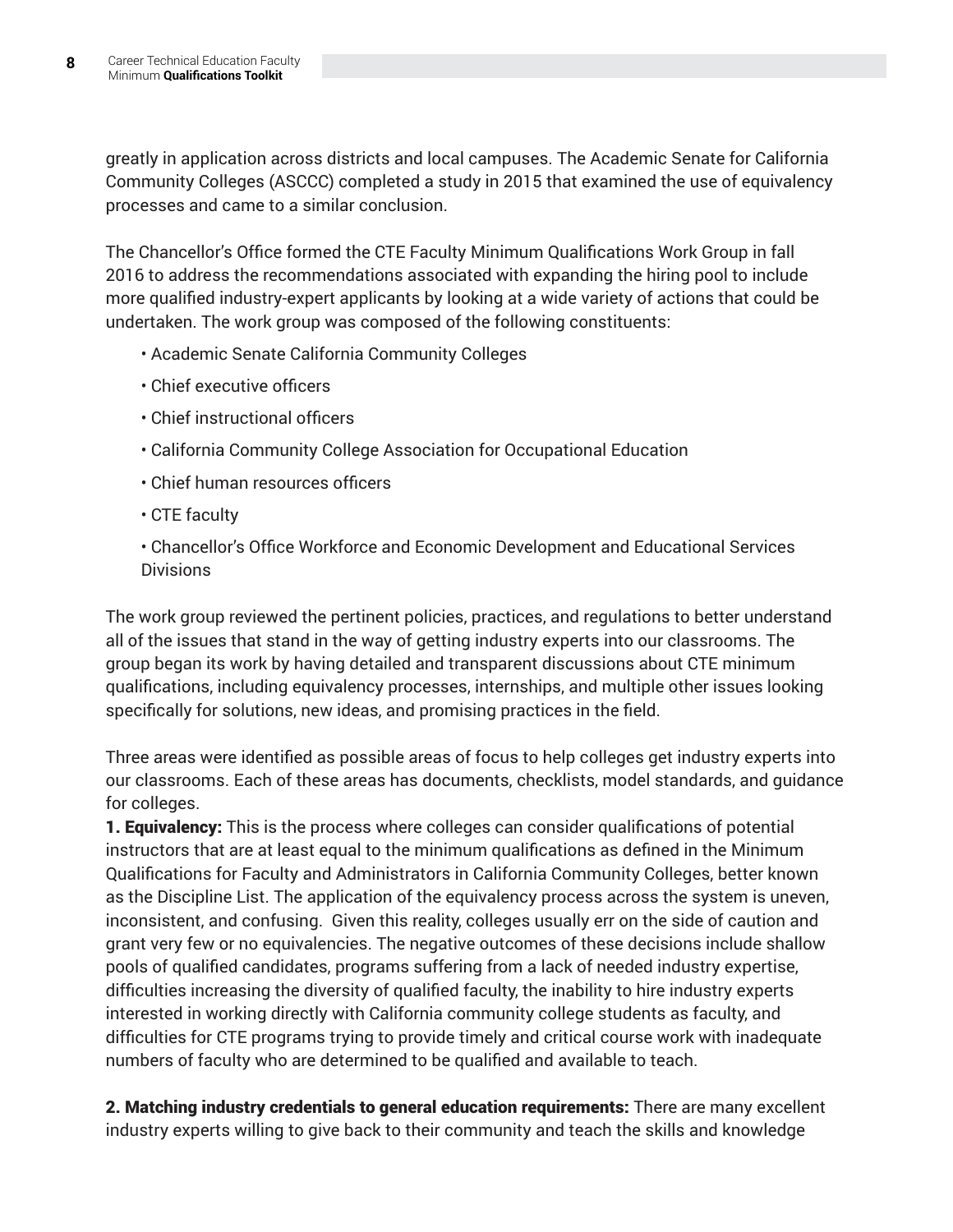greatly in application across districts and local campuses. The Academic Senate for California Community Colleges (ASCCC) completed a study in 2015 that examined the use of equivalency processes and came to a similar conclusion.

The Chancellor's Office formed the CTE Faculty Minimum Qualifications Work Group in fall 2016 to address the recommendations associated with expanding the hiring pool to include more qualified industry-expert applicants by looking at a wide variety of actions that could be undertaken. The work group was composed of the following constituents:

- Academic Senate California Community Colleges
- Chief executive officers
- Chief instructional officers
- California Community College Association for Occupational Education
- Chief human resources officers
- CTE faculty
- Chancellor's Office Workforce and Economic Development and Educational Services Divisions

The work group reviewed the pertinent policies, practices, and regulations to better understand all of the issues that stand in the way of getting industry experts into our classrooms. The group began its work by having detailed and transparent discussions about CTE minimum qualifications, including equivalency processes, internships, and multiple other issues looking specifically for solutions, new ideas, and promising practices in the field.

Three areas were identified as possible areas of focus to help colleges get industry experts into our classrooms. Each of these areas has documents, checklists, model standards, and guidance for colleges.

**1. Equivalency:** This is the process where colleges can consider qualifications of potential instructors that are at least equal to the minimum qualifications as defined in the Minimum Qualifications for Faculty and Administrators in California Community Colleges, better known as the Discipline List. The application of the equivalency process across the system is uneven, inconsistent, and confusing. Given this reality, colleges usually err on the side of caution and grant very few or no equivalencies. The negative outcomes of these decisions include shallow pools of qualified candidates, programs suffering from a lack of needed industry expertise, difficulties increasing the diversity of qualified faculty, the inability to hire industry experts interested in working directly with California community college students as faculty, and difficulties for CTE programs trying to provide timely and critical course work with inadequate numbers of faculty who are determined to be qualified and available to teach.

**2. Matching industry credentials to general education requirements:** There are many excellent industry experts willing to give back to their community and teach the skills and knowledge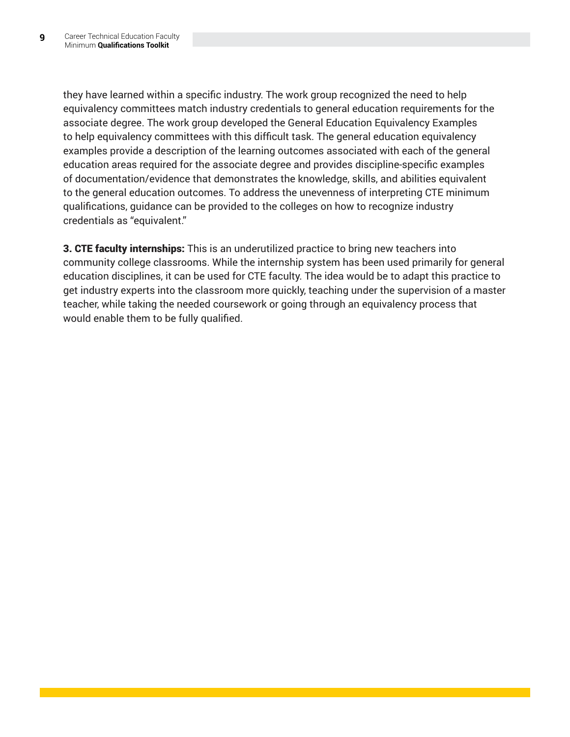they have learned within a specific industry. The work group recognized the need to help equivalency committees match industry credentials to general education requirements for the associate degree. The work group developed the General Education Equivalency Examples to help equivalency committees with this difficult task. The general education equivalency examples provide a description of the learning outcomes associated with each of the general education areas required for the associate degree and provides discipline-specific examples of documentation/evidence that demonstrates the knowledge, skills, and abilities equivalent to the general education outcomes. To address the unevenness of interpreting CTE minimum qualifications, guidance can be provided to the colleges on how to recognize industry credentials as "equivalent."

**3. CTE faculty internships:** This is an underutilized practice to bring new teachers into community college classrooms. While the internship system has been used primarily for general education disciplines, it can be used for CTE faculty. The idea would be to adapt this practice to get industry experts into the classroom more quickly, teaching under the supervision of a master teacher, while taking the needed coursework or going through an equivalency process that would enable them to be fully qualified.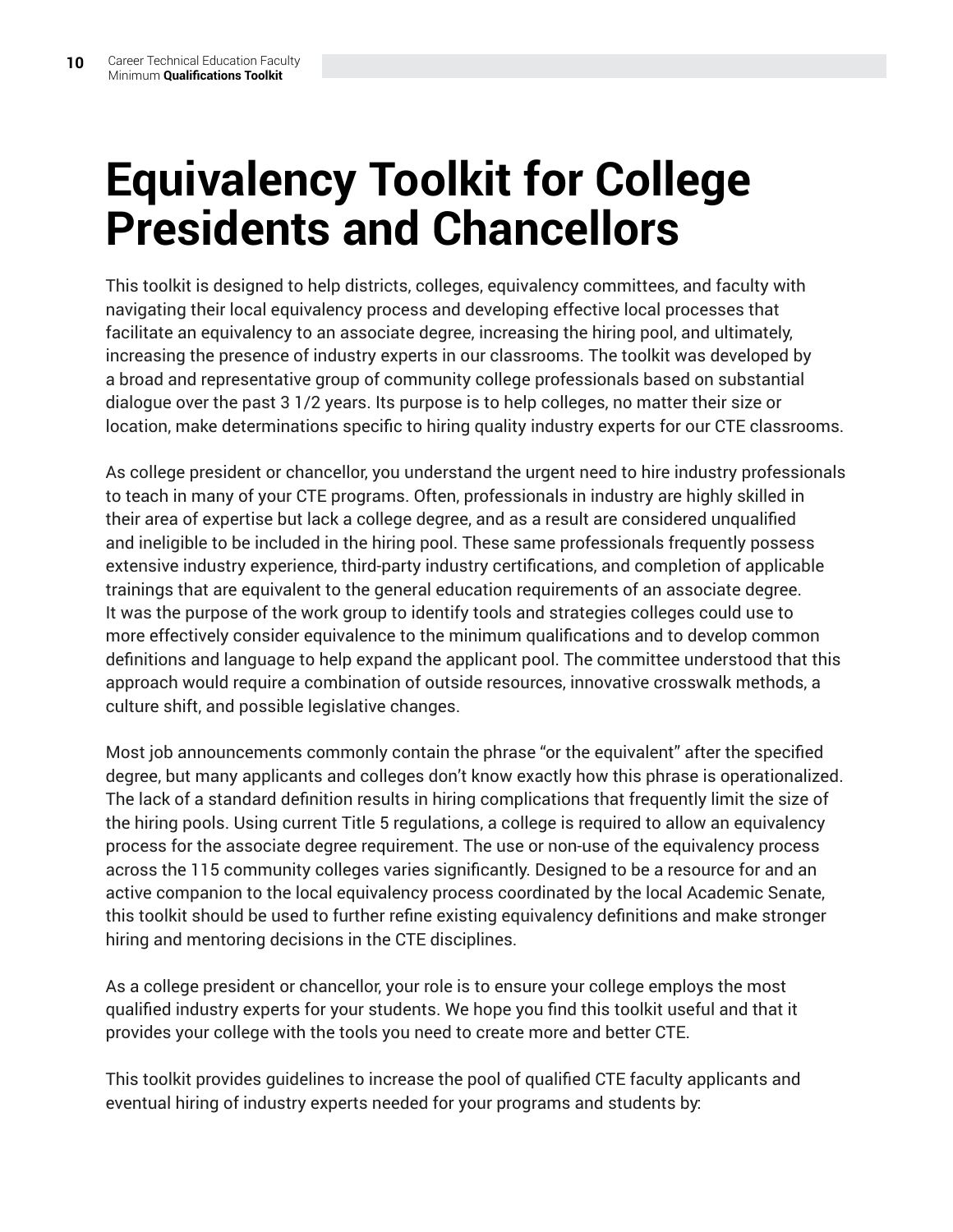# Equivalency Toolkit for College Presidents and Chancellors

This toolkit is designed to help districts, colleges, equivalency committees, and faculty with navigating their local equivalency process and developing effective local processes that facilitate an equivalency to an associate degree, increasing the hiring pool, and ultimately, increasing the presence of industry experts in our classrooms. The toolkit was developed by a broad and representative group of community college professionals based on substantial dialogue over the past 3 1/2 years. Its purpose is to help colleges, no matter their size or location, make determinations specific to hiring quality industry experts for our CTE classrooms.

As college president or chancellor, you understand the urgent need to hire industry professionals to teach in many of your CTE programs. Often, professionals in industry are highly skilled in their area of expertise but lack a college degree, and as a result are considered unqualified and ineligible to be included in the hiring pool. These same professionals frequently possess extensive industry experience, third-party industry certifications, and completion of applicable trainings that are equivalent to the general education requirements of an associate degree. It was the purpose of the work group to identify tools and strategies colleges could use to more effectively consider equivalence to the minimum qualifications and to develop common definitions and language to help expand the applicant pool. The committee understood that this approach would require a combination of outside resources, innovative crosswalk methods, a culture shift, and possible legislative changes.

Most job announcements commonly contain the phrase "or the equivalent" after the specified degree, but many applicants and colleges don't know exactly how this phrase is operationalized. The lack of a standard definition results in hiring complications that frequently limit the size of the hiring pools. Using current Title 5 regulations, a college is required to allow an equivalency process for the associate degree requirement. The use or non-use of the equivalency process across the 115 community colleges varies significantly. Designed to be a resource for and an active companion to the local equivalency process coordinated by the local Academic Senate, this toolkit should be used to further refine existing equivalency definitions and make stronger hiring and mentoring decisions in the CTE disciplines.

As a college president or chancellor, your role is to ensure your college employs the most qualified industry experts for your students. We hope you find this toolkit useful and that it provides your college with the tools you need to create more and better CTE.

This toolkit provides guidelines to increase the pool of qualified CTE faculty applicants and eventual hiring of industry experts needed for your programs and students by: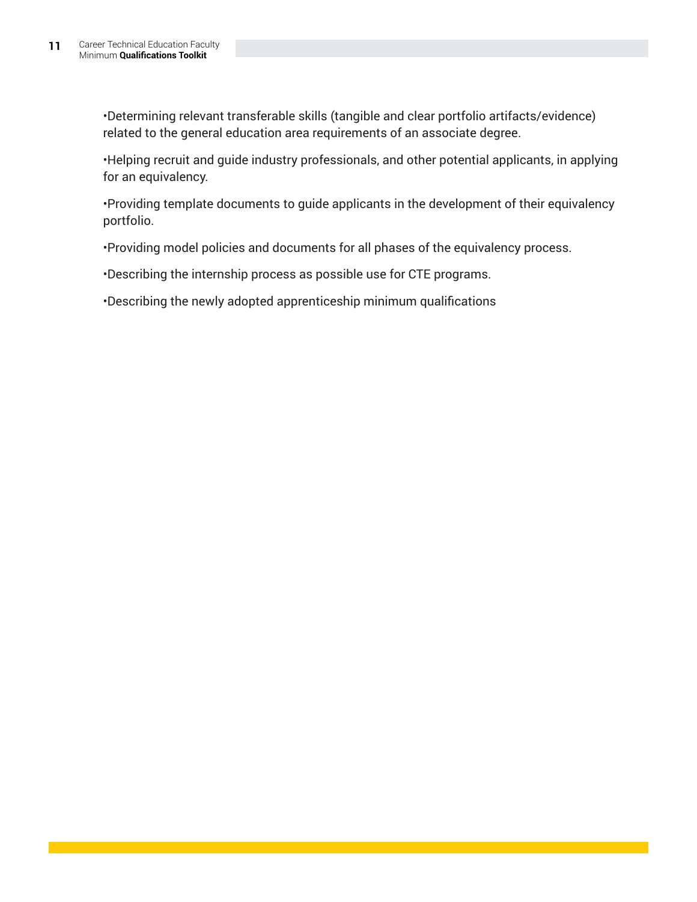- Determining relevant transferable skills (tangible and clear portfolio artifacts/evidence) related to the general education area requirements of an associate degree.
- Helping recruit and guide industry professionals, and other potential applicants, in applying for an equivalency.
- Providing template documents to guide applicants in the development of their equivalency portfolio.
- Providing model policies and documents for all phases of the equivalency process.
- Describing the internship process as possible use for CTE programs.
- Describing the newly adopted apprenticeship minimum qualifications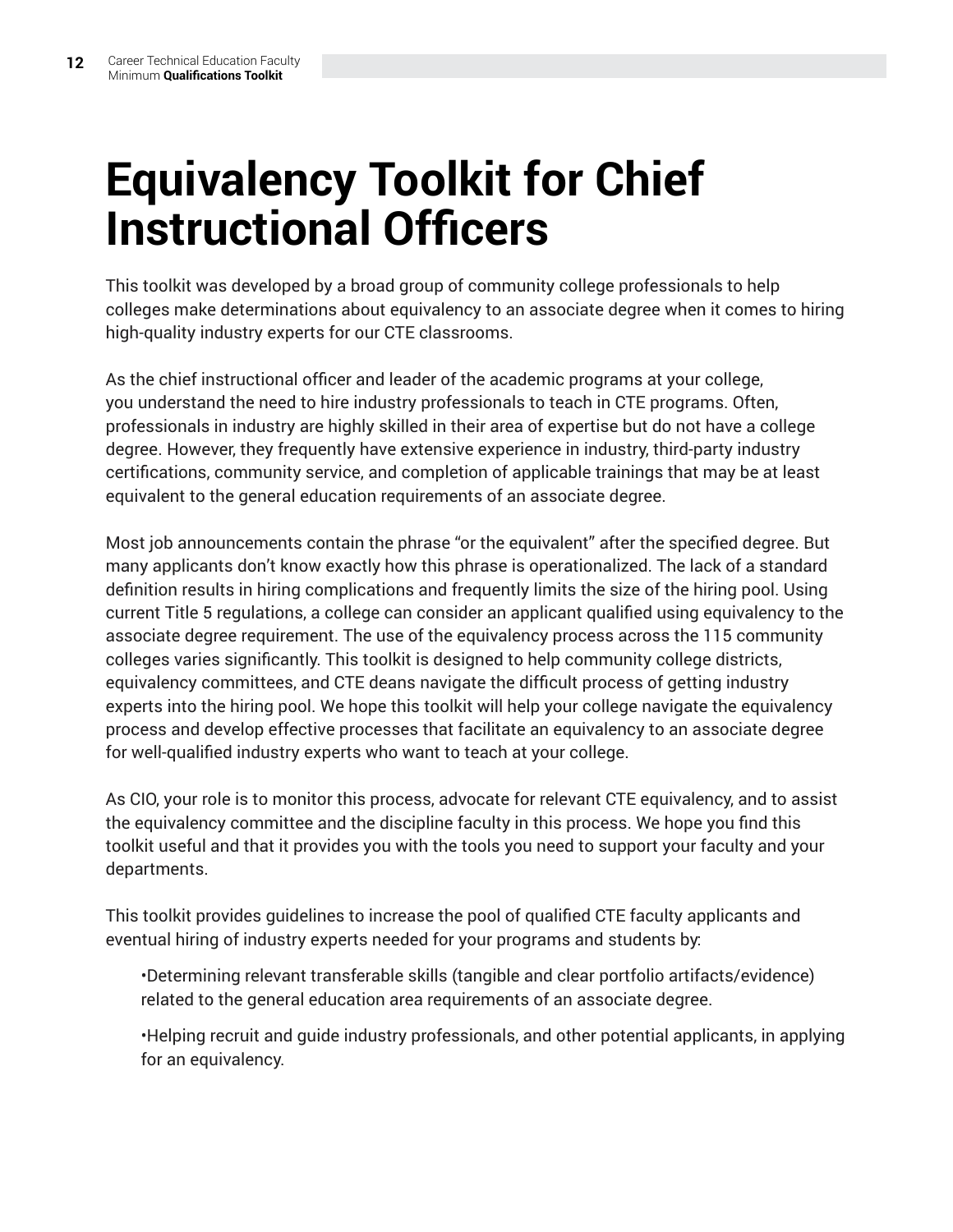# Equivalency Toolkit for Chief Instructional Officers

This toolkit was developed by a broad group of community college professionals to help colleges make determinations about equivalency to an associate degree when it comes to hiring high-quality industry experts for our CTE classrooms.

As the chief instructional officer and leader of the academic programs at your college, you understand the need to hire industry professionals to teach in CTE programs. Often, professionals in industry are highly skilled in their area of expertise but do not have a college degree. However, they frequently have extensive experience in industry, third-party industry certifications, community service, and completion of applicable trainings that may be at least equivalent to the general education requirements of an associate degree.

Most job announcements contain the phrase "or the equivalent" after the specified degree. But many applicants don't know exactly how this phrase is operationalized. The lack of a standard definition results in hiring complications and frequently limits the size of the hiring pool. Using current Title 5 regulations, a college can consider an applicant qualified using equivalency to the associate degree requirement. The use of the equivalency process across the 115 community colleges varies significantly. This toolkit is designed to help community college districts, equivalency committees, and CTE deans navigate the difficult process of getting industry experts into the hiring pool. We hope this toolkit will help your college navigate the equivalency process and develop effective processes that facilitate an equivalency to an associate degree for well-qualified industry experts who want to teach at your college.

As CIO, your role is to monitor this process, advocate for relevant CTE equivalency, and to assist the equivalency committee and the discipline faculty in this process. We hope you find this toolkit useful and that it provides you with the tools you need to support your faculty and your departments.

This toolkit provides guidelines to increase the pool of qualified CTE faculty applicants and eventual hiring of industry experts needed for your programs and students by:

- Determining relevant transferable skills (tangible and clear portfolio artifacts/evidence) related to the general education area requirements of an associate degree.
- Helping recruit and guide industry professionals, and other potential applicants, in applying for an equivalency.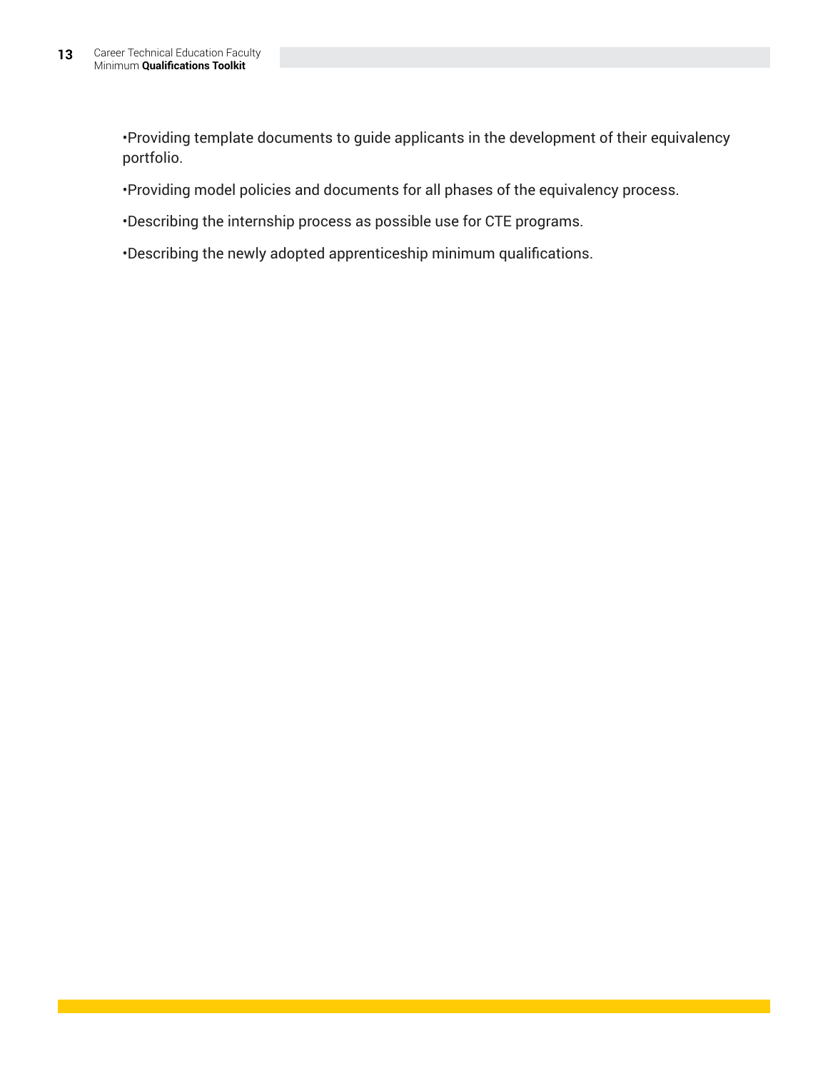- Providing template documents to guide applicants in the development of their equivalency portfolio.
- Providing model policies and documents for all phases of the equivalency process.
- Describing the internship process as possible use for CTE programs.
- Describing the newly adopted apprenticeship minimum qualifications.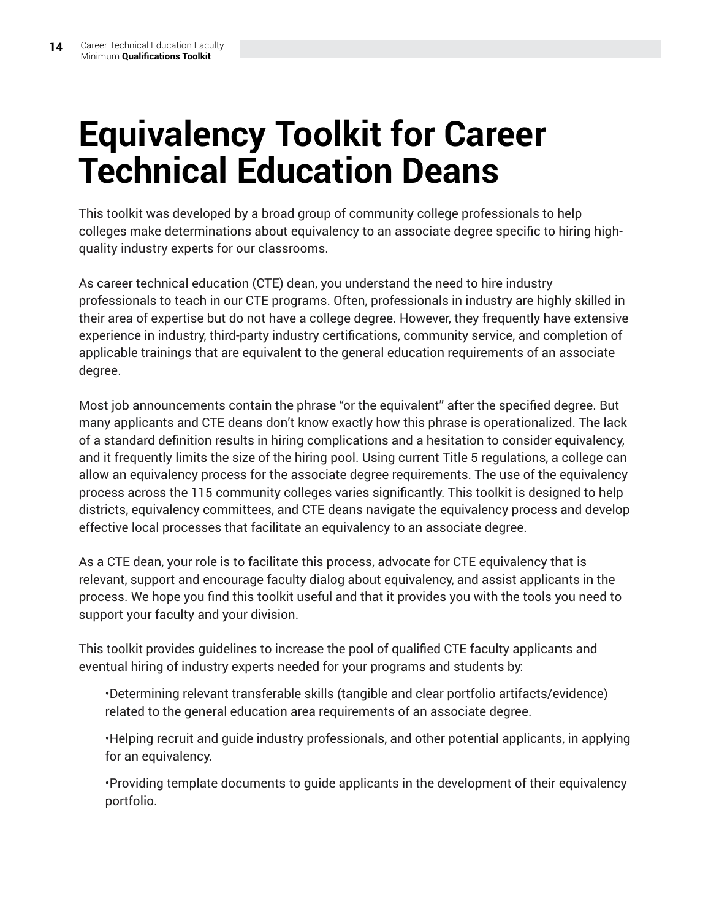# Equivalency Toolkit for Career Technical Education Deans

This toolkit was developed by a broad group of community college professionals to help colleges make determinations about equivalency to an associate degree specific to hiring high-quality industry experts for our classrooms.

As career technical education (CTE) dean, you understand the need to hire industry professionals to teach in our CTE programs. Often, professionals in industry are highly skilled in their area of expertise but do not have a college degree. However, they frequently have extensive experience in industry, third-party industry certifications, community service, and completion of applicable trainings that are equivalent to the general education requirements of an associate degree.

Most job announcements contain the phrase "or the equivalent" after the specified degree. But many applicants and CTE deans don't know exactly how this phrase is operationalized. The lack of a standard definition results in hiring complications and a hesitation to consider equivalency, and it frequently limits the size of the hiring pool. Using current Title 5 regulations, a college can allow an equivalency process for the associate degree requirements. The use of the equivalency process across the 115 community colleges varies significantly. This toolkit is designed to help districts, equivalency committees, and CTE deans navigate the equivalency process and develop effective local processes that facilitate an equivalency to an associate degree.

As a CTE dean, your role is to facilitate this process, advocate for CTE equivalency that is relevant, support and encourage faculty dialog about equivalency, and assist applicants in the process. We hope you find this toolkit useful and that it provides you with the tools you need to support your faculty and your division.

This toolkit provides guidelines to increase the pool of qualified CTE faculty applicants and eventual hiring of industry experts needed for your programs and students by:

- Determining relevant transferable skills (tangible and clear portfolio artifacts/evidence) related to the general education area requirements of an associate degree.
- Helping recruit and guide industry professionals, and other potential applicants, in applying for an equivalency.
- Providing template documents to guide applicants in the development of their equivalency portfolio.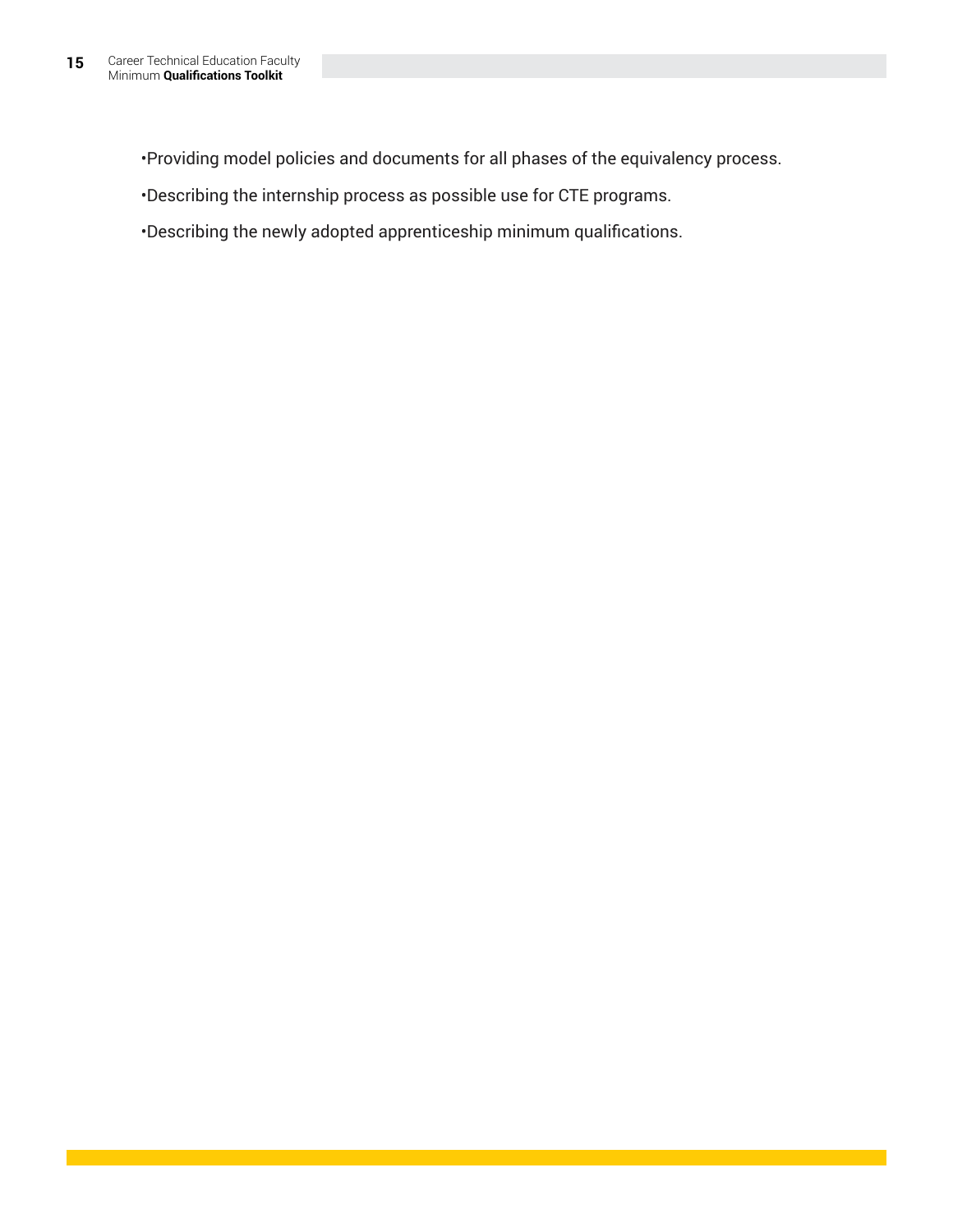- Providing model policies and documents for all phases of the equivalency process.
- Describing the internship process as possible use for CTE programs.
- Describing the newly adopted apprenticeship minimum qualifications.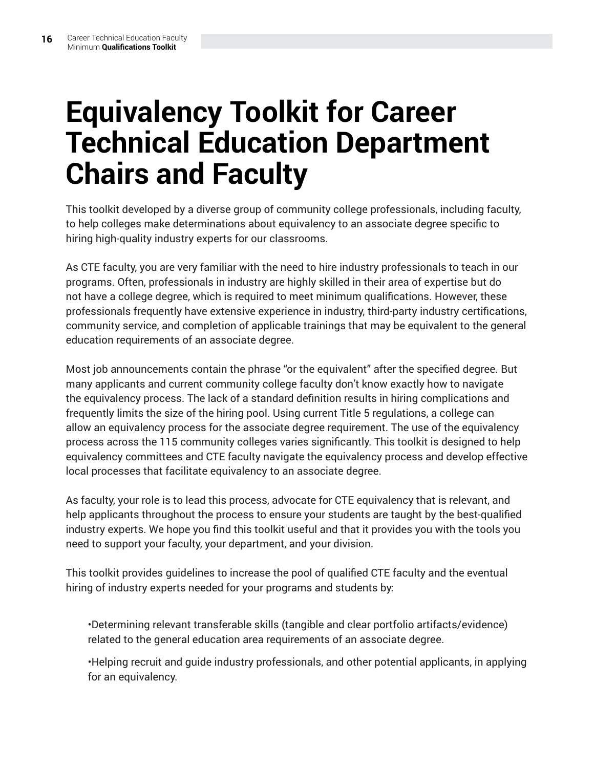# Equivalency Toolkit for Career Technical Education Department Chairs and Faculty

This toolkit developed by a diverse group of community college professionals, including faculty, to help colleges make determinations about equivalency to an associate degree specific to hiring high-quality industry experts for our classrooms.

As CTE faculty, you are very familiar with the need to hire industry professionals to teach in our programs. Often, professionals in industry are highly skilled in their area of expertise but do not have a college degree, which is required to meet minimum qualifications. However, these professionals frequently have extensive experience in industry, third-party industry certifications, community service, and completion of applicable trainings that may be equivalent to the general education requirements of an associate degree.

Most job announcements contain the phrase “or the equivalent” after the specified degree. But many applicants and current community college faculty don’t know exactly how to navigate the equivalency process. The lack of a standard definition results in hiring complications and frequently limits the size of the hiring pool. Using current Title 5 regulations, a college can allow an equivalency process for the associate degree requirement. The use of the equivalency process across the 115 community colleges varies significantly. This toolkit is designed to help equivalency committees and CTE faculty navigate the equivalency process and develop effective local processes that facilitate equivalency to an associate degree.

As faculty, your role is to lead this process, advocate for CTE equivalency that is relevant, and help applicants throughout the process to ensure your students are taught by the best-qualified industry experts. We hope you find this toolkit useful and that it provides you with the tools you need to support your faculty, your department, and your division.

This toolkit provides guidelines to increase the pool of qualified CTE faculty and the eventual hiring of industry experts needed for your programs and students by:

- Determining relevant transferable skills (tangible and clear portfolio artifacts/evidence) related to the general education area requirements of an associate degree.
- Helping recruit and guide industry professionals, and other potential applicants, in applying for an equivalency.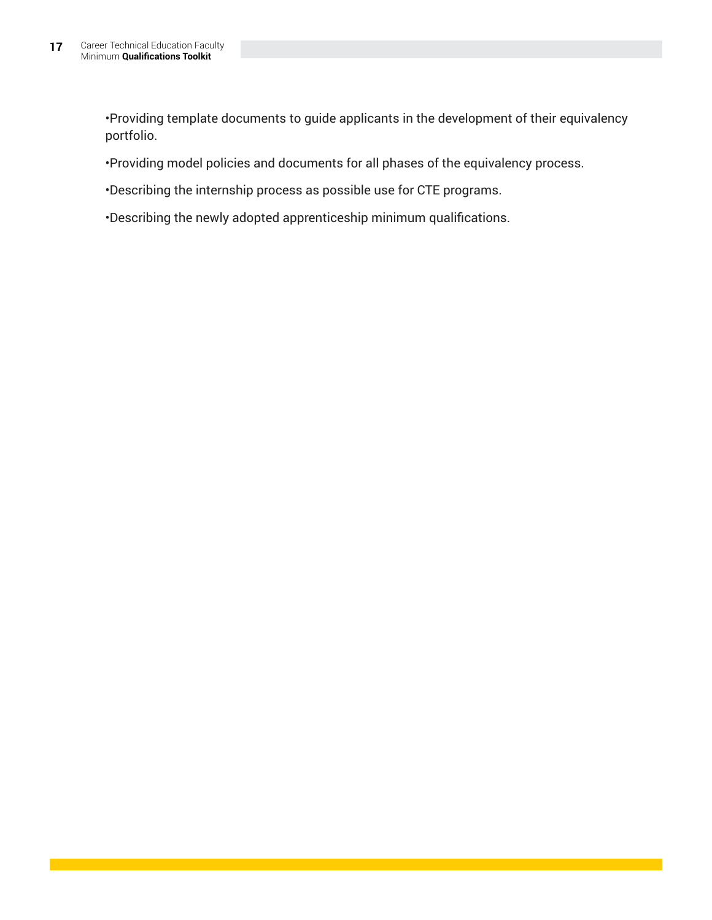- Providing template documents to guide applicants in the development of their equivalency portfolio.
- Providing model policies and documents for all phases of the equivalency process.
- Describing the internship process as possible use for CTE programs.
- Describing the newly adopted apprenticeship minimum qualifications.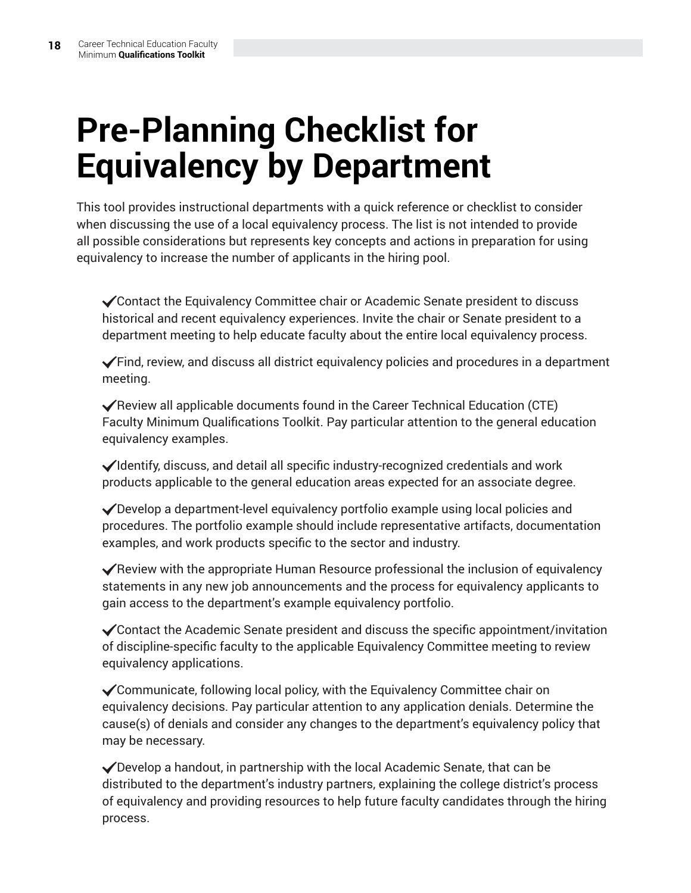# Pre-Planning Checklist for Equivalency by Department

This tool provides instructional departments with a quick reference or checklist to consider when discussing the use of a local equivalency process. The list is not intended to provide all possible considerations but represents key concepts and actions in preparation for using equivalency to increase the number of applicants in the hiring pool.

✓Contact the Equivalency Committee chair or Academic Senate president to discuss historical and recent equivalency experiences. Invite the chair or Senate president to a department meeting to help educate faculty about the entire local equivalency process.

✓Find, review, and discuss all district equivalency policies and procedures in a department meeting.

✓Review all applicable documents found in the Career Technical Education (CTE) Faculty Minimum Qualifications Toolkit. Pay particular attention to the general education equivalency examples.

✓Identify, discuss, and detail all specific industry-recognized credentials and work products applicable to the general education areas expected for an associate degree.

✓Develop a department-level equivalency portfolio example using local policies and procedures. The portfolio example should include representative artifacts, documentation examples, and work products specific to the sector and industry.

✓Review with the appropriate Human Resource professional the inclusion of equivalency statements in any new job announcements and the process for equivalency applicants to gain access to the department's example equivalency portfolio.

✓Contact the Academic Senate president and discuss the specific appointment/invitation of discipline-specific faculty to the applicable Equivalency Committee meeting to review equivalency applications.

✓Communicate, following local policy, with the Equivalency Committee chair on equivalency decisions. Pay particular attention to any application denials. Determine the cause(s) of denials and consider any changes to the department's equivalency policy that may be necessary.

✓Develop a handout, in partnership with the local Academic Senate, that can be distributed to the department's industry partners, explaining the college district's process of equivalency and providing resources to help future faculty candidates through the hiring process.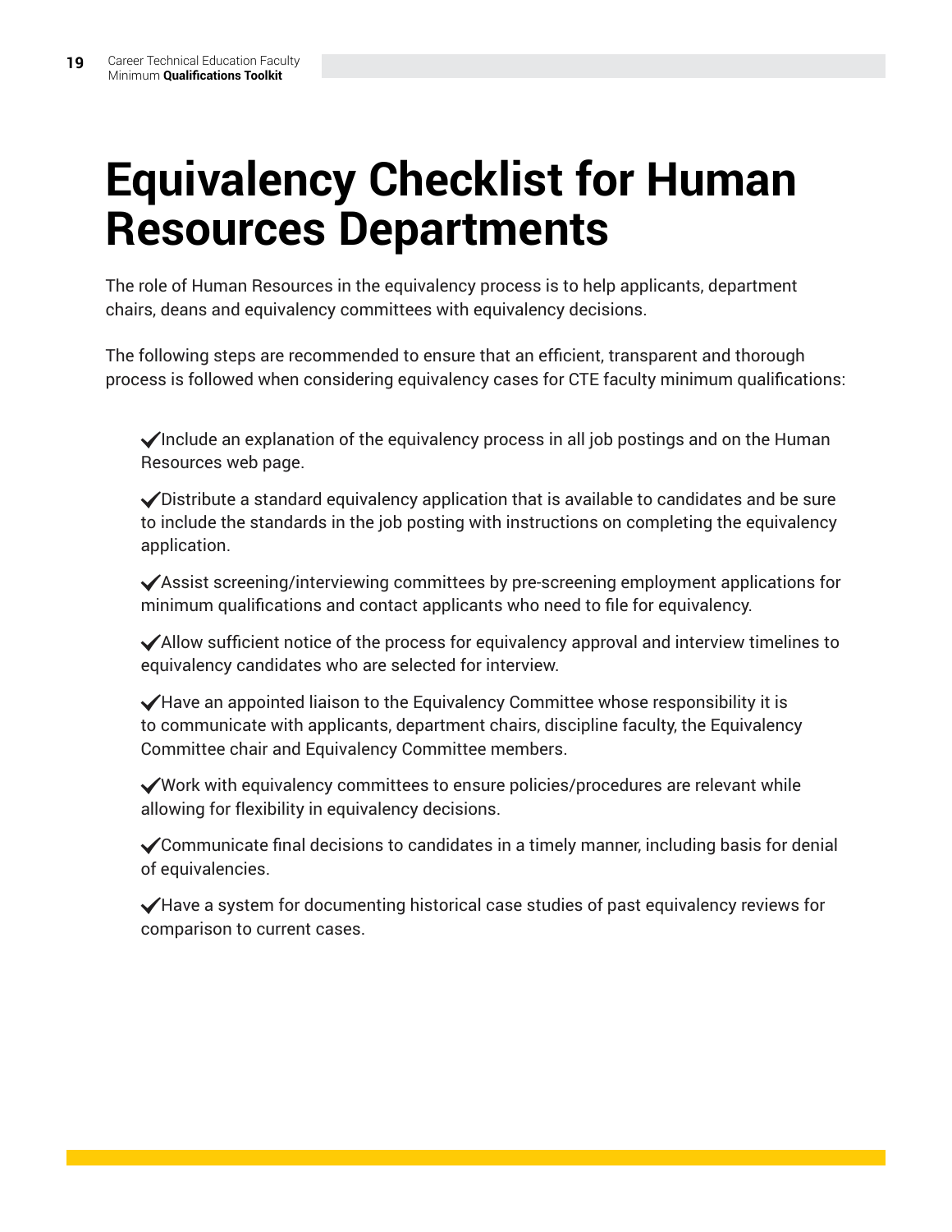# Equivalency Checklist for Human Resources Departments

The role of Human Resources in the equivalency process is to help applicants, department chairs, deans and equivalency committees with equivalency decisions.

The following steps are recommended to ensure that an efficient, transparent and thorough process is followed when considering equivalency cases for CTE faculty minimum qualifications:

- ✓Include an explanation of the equivalency process in all job postings and on the Human Resources web page.
- ✓Distribute a standard equivalency application that is available to candidates and be sure to include the standards in the job posting with instructions on completing the equivalency application.
- ✓Assist screening/interviewing committees by pre-screening employment applications for minimum qualifications and contact applicants who need to file for equivalency.
- ✓Allow sufficient notice of the process for equivalency approval and interview timelines to equivalency candidates who are selected for interview.
- ✓Have an appointed liaison to the Equivalency Committee whose responsibility it is to communicate with applicants, department chairs, discipline faculty, the Equivalency Committee chair and Equivalency Committee members.
- ✓Work with equivalency committees to ensure policies/procedures are relevant while allowing for flexibility in equivalency decisions.
- ✓Communicate final decisions to candidates in a timely manner, including basis for denial of equivalencies.
- ✓Have a system for documenting historical case studies of past equivalency reviews for comparison to current cases.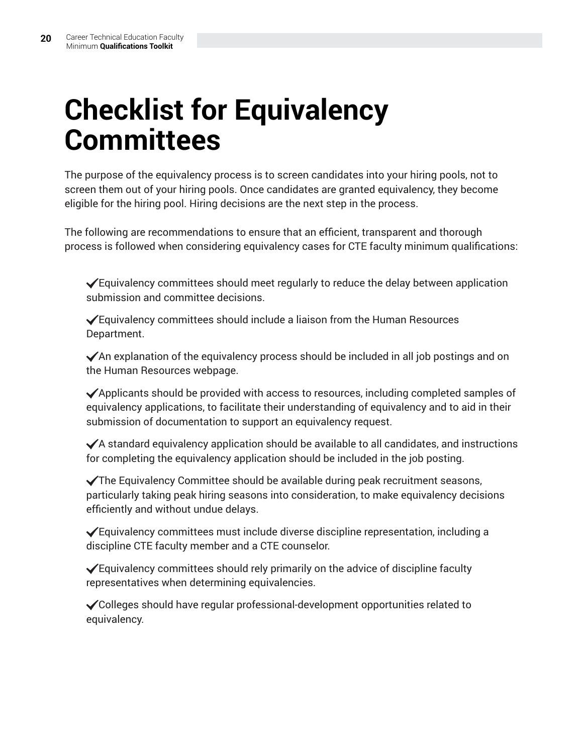# Checklist for Equivalency Committees

The purpose of the equivalency process is to screen candidates into your hiring pools, not to screen them out of your hiring pools. Once candidates are granted equivalency, they become eligible for the hiring pool. Hiring decisions are the next step in the process.

The following are recommendations to ensure that an efficient, transparent and thorough process is followed when considering equivalency cases for CTE faculty minimum qualifications:

- ✔Equivalency committees should meet regularly to reduce the delay between application submission and committee decisions.
- ✔Equivalency committees should include a liaison from the Human Resources Department.
- ✔An explanation of the equivalency process should be included in all job postings and on the Human Resources webpage.
- ✔Applicants should be provided with access to resources, including completed samples of equivalency applications, to facilitate their understanding of equivalency and to aid in their submission of documentation to support an equivalency request.
- ✔A standard equivalency application should be available to all candidates, and instructions for completing the equivalency application should be included in the job posting.
- ✔The Equivalency Committee should be available during peak recruitment seasons, particularly taking peak hiring seasons into consideration, to make equivalency decisions efficiently and without undue delays.
- ✔Equivalency committees must include diverse discipline representation, including a discipline CTE faculty member and a CTE counselor.
- ✔Equivalency committees should rely primarily on the advice of discipline faculty representatives when determining equivalencies.
- ✔Colleges should have regular professional-development opportunities related to equivalency.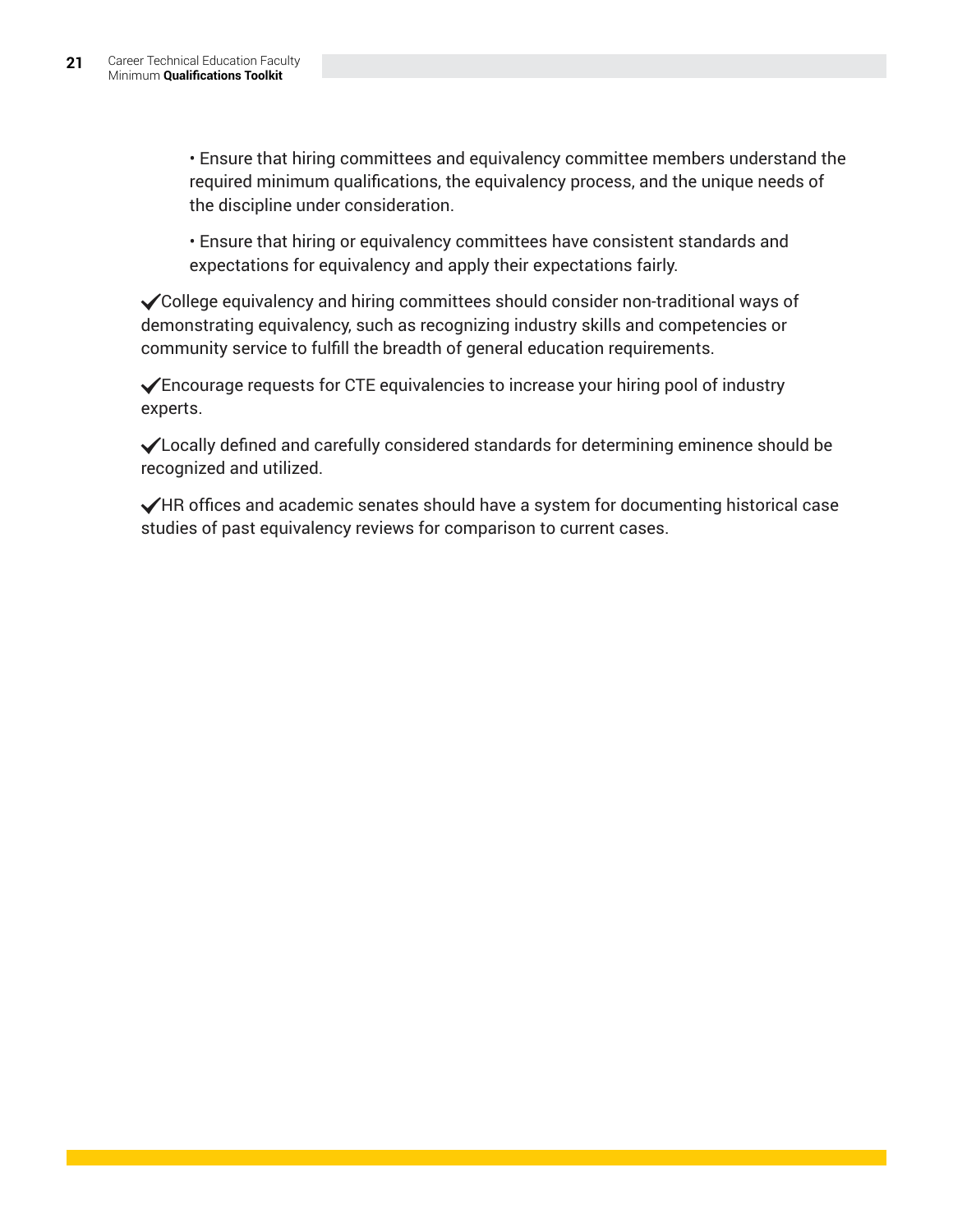- Ensure that hiring committees and equivalency committee members understand the required minimum qualifications, the equivalency process, and the unique needs of the discipline under consideration.

- Ensure that hiring or equivalency committees have consistent standards and expectations for equivalency and apply their expectations fairly.

✓College equivalency and hiring committees should consider non-traditional ways of demonstrating equivalency, such as recognizing industry skills and competencies or community service to fulfill the breadth of general education requirements.

✓Encourage requests for CTE equivalencies to increase your hiring pool of industry experts.

✓Locally defined and carefully considered standards for determining eminence should be recognized and utilized.

✓HR offices and academic senates should have a system for documenting historical case studies of past equivalency reviews for comparison to current cases.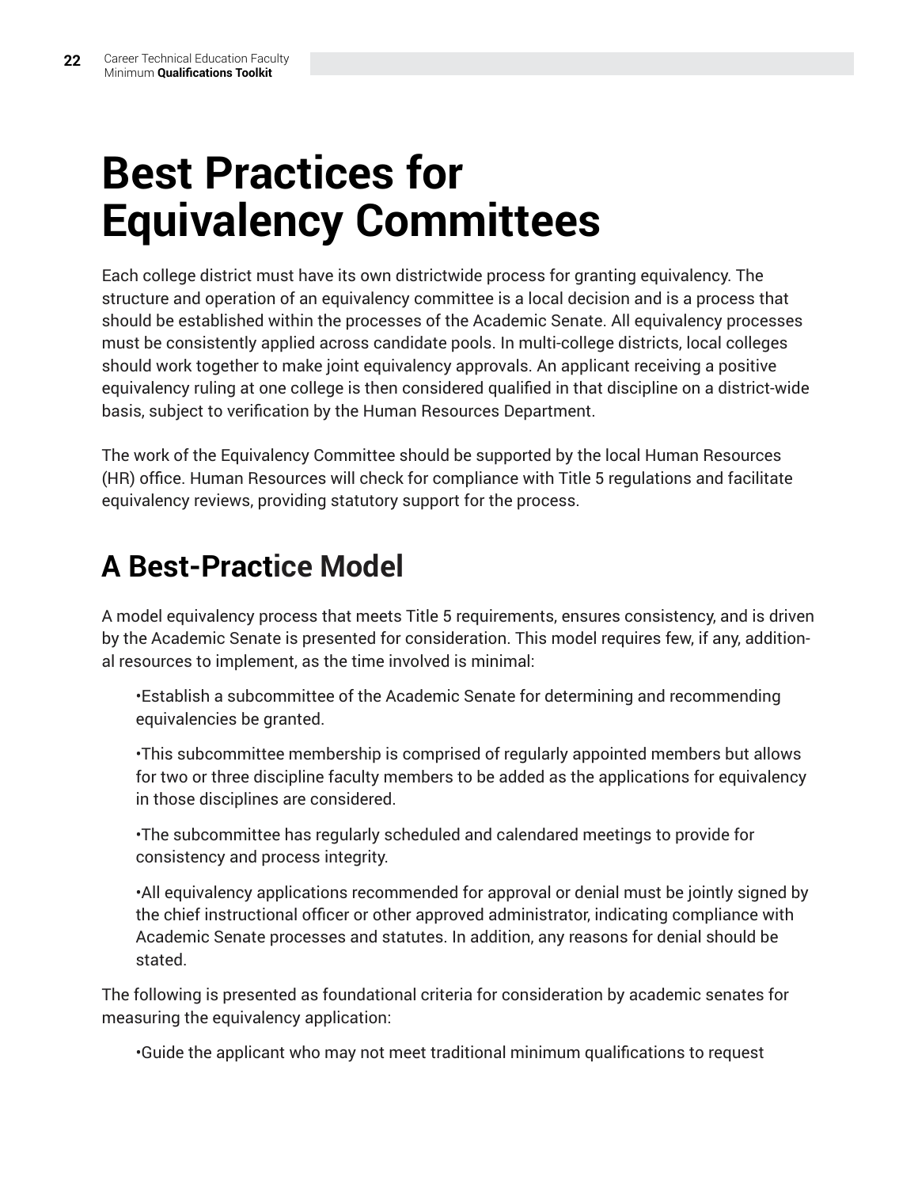# Best Practices for Equivalency Committees

Each college district must have its own districtwide process for granting equivalency. The structure and operation of an equivalency committee is a local decision and is a process that should be established within the processes of the Academic Senate. All equivalency processes must be consistently applied across candidate pools. In multi-college districts, local colleges should work together to make joint equivalency approvals. An applicant receiving a positive equivalency ruling at one college is then considered qualified in that discipline on a district-wide basis, subject to verification by the Human Resources Department.

The work of the Equivalency Committee should be supported by the local Human Resources (HR) office. Human Resources will check for compliance with Title 5 regulations and facilitate equivalency reviews, providing statutory support for the process.

## A Best-Practice Model

A model equivalency process that meets Title 5 requirements, ensures consistency, and is driven by the Academic Senate is presented for consideration. This model requires few, if any, additional resources to implement, as the time involved is minimal:

- Establish a subcommittee of the Academic Senate for determining and recommending equivalencies be granted.
- This subcommittee membership is comprised of regularly appointed members but allows for two or three discipline faculty members to be added as the applications for equivalency in those disciplines are considered.
- The subcommittee has regularly scheduled and calendared meetings to provide for consistency and process integrity.
- All equivalency applications recommended for approval or denial must be jointly signed by the chief instructional officer or other approved administrator, indicating compliance with Academic Senate processes and statutes. In addition, any reasons for denial should be stated.

The following is presented as foundational criteria for consideration by academic senates for measuring the equivalency application:

- Guide the applicant who may not meet traditional minimum qualifications to request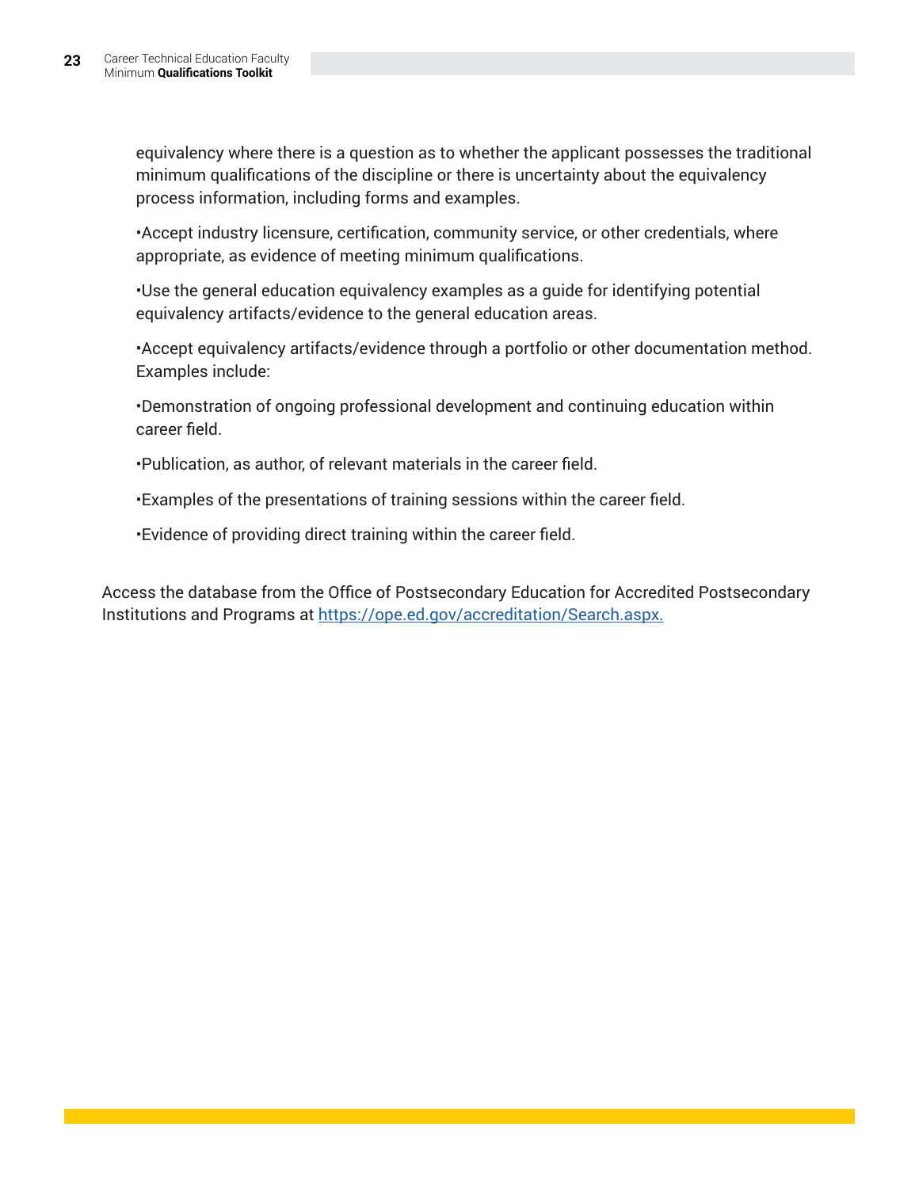equivalency where there is a question as to whether the applicant possesses the traditional minimum qualifications of the discipline or there is uncertainty about the equivalency process information, including forms and examples.

•Accept industry licensure, certification, community service, or other credentials, where appropriate, as evidence of meeting minimum qualifications.

•Use the general education equivalency examples as a guide for identifying potential equivalency artifacts/evidence to the general education areas.

•Accept equivalency artifacts/evidence through a portfolio or other documentation method. Examples include:

•Demonstration of ongoing professional development and continuing education within career field.

•Publication, as author, of relevant materials in the career field.

•Examples of the presentations of training sessions within the career field.

•Evidence of providing direct training within the career field.

Access the database from the Office of Postsecondary Education for Accredited Postsecondary Institutions and Programs at [https://ope.ed.gov/accreditation/Search.aspx.](https://ope.ed.gov/accreditation/Search.aspx)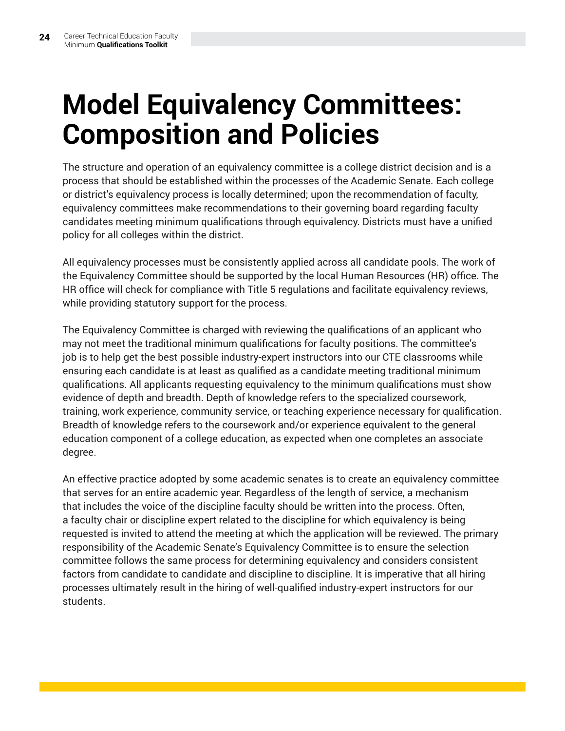# Model Equivalency Committees: Composition and Policies

The structure and operation of an equivalency committee is a college district decision and is a process that should be established within the processes of the Academic Senate. Each college or district's equivalency process is locally determined; upon the recommendation of faculty, equivalency committees make recommendations to their governing board regarding faculty candidates meeting minimum qualifications through equivalency. Districts must have a unified policy for all colleges within the district.

All equivalency processes must be consistently applied across all candidate pools. The work of the Equivalency Committee should be supported by the local Human Resources (HR) office. The HR office will check for compliance with Title 5 regulations and facilitate equivalency reviews, while providing statutory support for the process.

The Equivalency Committee is charged with reviewing the qualifications of an applicant who may not meet the traditional minimum qualifications for faculty positions. The committee's job is to help get the best possible industry-expert instructors into our CTE classrooms while ensuring each candidate is at least as qualified as a candidate meeting traditional minimum qualifications. All applicants requesting equivalency to the minimum qualifications must show evidence of depth and breadth. Depth of knowledge refers to the specialized coursework, training, work experience, community service, or teaching experience necessary for qualification. Breadth of knowledge refers to the coursework and/or experience equivalent to the general education component of a college education, as expected when one completes an associate degree.

An effective practice adopted by some academic senates is to create an equivalency committee that serves for an entire academic year. Regardless of the length of service, a mechanism that includes the voice of the discipline faculty should be written into the process. Often, a faculty chair or discipline expert related to the discipline for which equivalency is being requested is invited to attend the meeting at which the application will be reviewed. The primary responsibility of the Academic Senate's Equivalency Committee is to ensure the selection committee follows the same process for determining equivalency and considers consistent factors from candidate to candidate and discipline to discipline. It is imperative that all hiring processes ultimately result in the hiring of well-qualified industry-expert instructors for our students.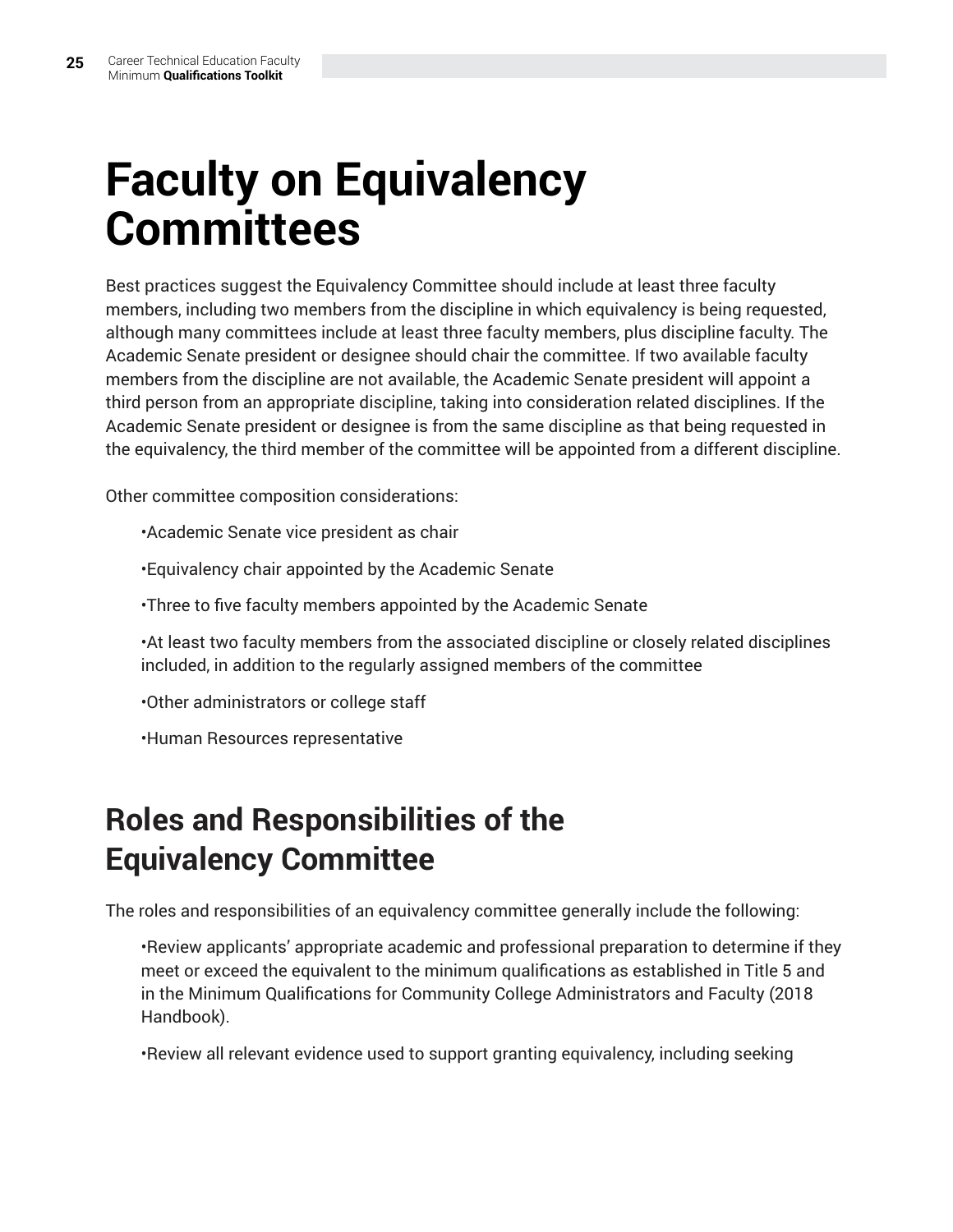# Faculty on Equivalency Committees

Best practices suggest the Equivalency Committee should include at least three faculty members, including two members from the discipline in which equivalency is being requested, although many committees include at least three faculty members, plus discipline faculty. The Academic Senate president or designee should chair the committee. If two available faculty members from the discipline are not available, the Academic Senate president will appoint a third person from an appropriate discipline, taking into consideration related disciplines. If the Academic Senate president or designee is from the same discipline as that being requested in the equivalency, the third member of the committee will be appointed from a different discipline.

Other committee composition considerations:

- Academic Senate vice president as chair
- Equivalency chair appointed by the Academic Senate
- Three to five faculty members appointed by the Academic Senate
- At least two faculty members from the associated discipline or closely related disciplines included, in addition to the regularly assigned members of the committee
- Other administrators or college staff
- Human Resources representative

## Roles and Responsibilities of the Equivalency Committee

The roles and responsibilities of an equivalency committee generally include the following:

- Review applicants' appropriate academic and professional preparation to determine if they meet or exceed the equivalent to the minimum qualifications as established in Title 5 and in the Minimum Qualifications for Community College Administrators and Faculty (2018 Handbook).
- Review all relevant evidence used to support granting equivalency, including seeking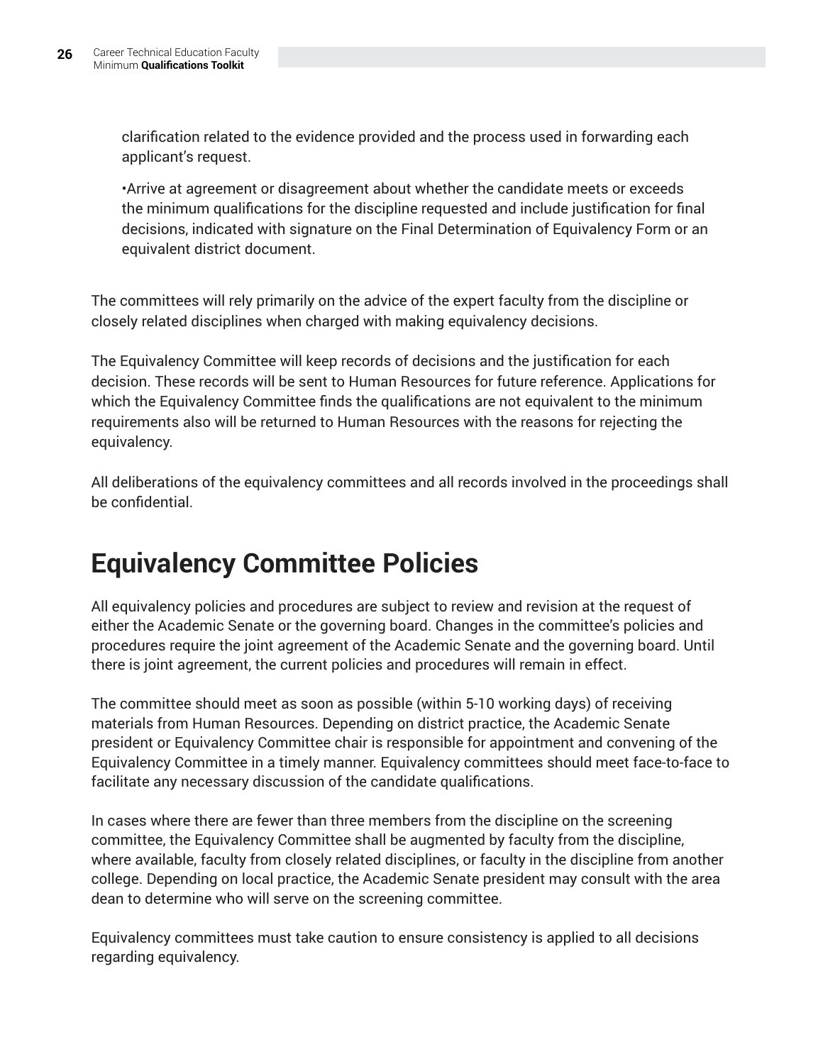clarification related to the evidence provided and the process used in forwarding each applicant's request.

•Arrive at agreement or disagreement about whether the candidate meets or exceeds the minimum qualifications for the discipline requested and include justification for final decisions, indicated with signature on the Final Determination of Equivalency Form or an equivalent district document.

The committees will rely primarily on the advice of the expert faculty from the discipline or closely related disciplines when charged with making equivalency decisions.

The Equivalency Committee will keep records of decisions and the justification for each decision. These records will be sent to Human Resources for future reference. Applications for which the Equivalency Committee finds the qualifications are not equivalent to the minimum requirements also will be returned to Human Resources with the reasons for rejecting the equivalency.

All deliberations of the equivalency committees and all records involved in the proceedings shall be confidential.

# Equivalency Committee Policies

All equivalency policies and procedures are subject to review and revision at the request of either the Academic Senate or the governing board. Changes in the committee's policies and procedures require the joint agreement of the Academic Senate and the governing board. Until there is joint agreement, the current policies and procedures will remain in effect.

The committee should meet as soon as possible (within 5-10 working days) of receiving materials from Human Resources. Depending on district practice, the Academic Senate president or Equivalency Committee chair is responsible for appointment and convening of the Equivalency Committee in a timely manner. Equivalency committees should meet face-to-face to facilitate any necessary discussion of the candidate qualifications.

In cases where there are fewer than three members from the discipline on the screening committee, the Equivalency Committee shall be augmented by faculty from the discipline, where available, faculty from closely related disciplines, or faculty in the discipline from another college. Depending on local practice, the Academic Senate president may consult with the area dean to determine who will serve on the screening committee.

Equivalency committees must take caution to ensure consistency is applied to all decisions regarding equivalency.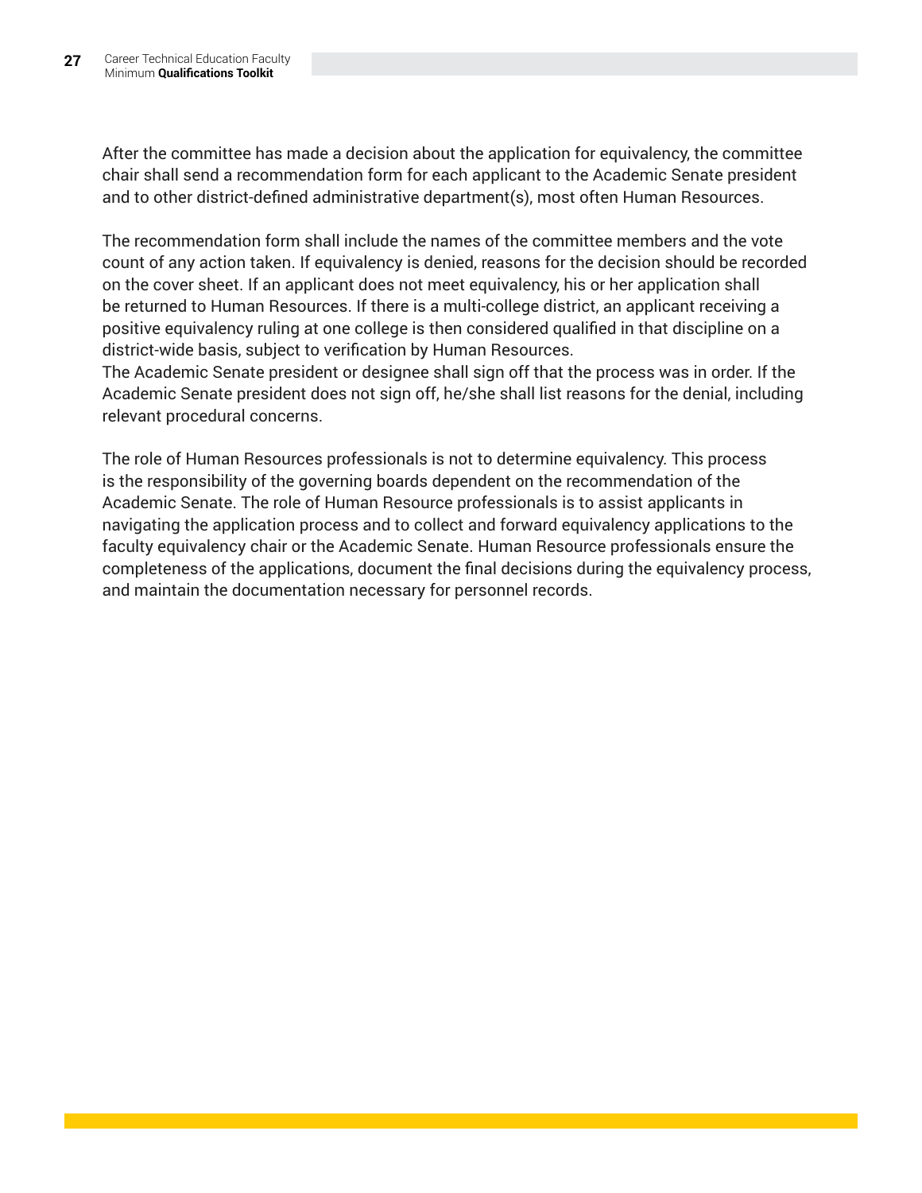After the committee has made a decision about the application for equivalency, the committee chair shall send a recommendation form for each applicant to the Academic Senate president and to other district-defined administrative department(s), most often Human Resources.

The recommendation form shall include the names of the committee members and the vote count of any action taken. If equivalency is denied, reasons for the decision should be recorded on the cover sheet. If an applicant does not meet equivalency, his or her application shall be returned to Human Resources. If there is a multi-college district, an applicant receiving a positive equivalency ruling at one college is then considered qualified in that discipline on a district-wide basis, subject to verification by Human Resources.
The Academic Senate president or designee shall sign off that the process was in order. If the Academic Senate president does not sign off, he/she shall list reasons for the denial, including relevant procedural concerns.

The role of Human Resources professionals is not to determine equivalency. This process is the responsibility of the governing boards dependent on the recommendation of the Academic Senate. The role of Human Resource professionals is to assist applicants in navigating the application process and to collect and forward equivalency applications to the faculty equivalency chair or the Academic Senate. Human Resource professionals ensure the completeness of the applications, document the final decisions during the equivalency process, and maintain the documentation necessary for personnel records.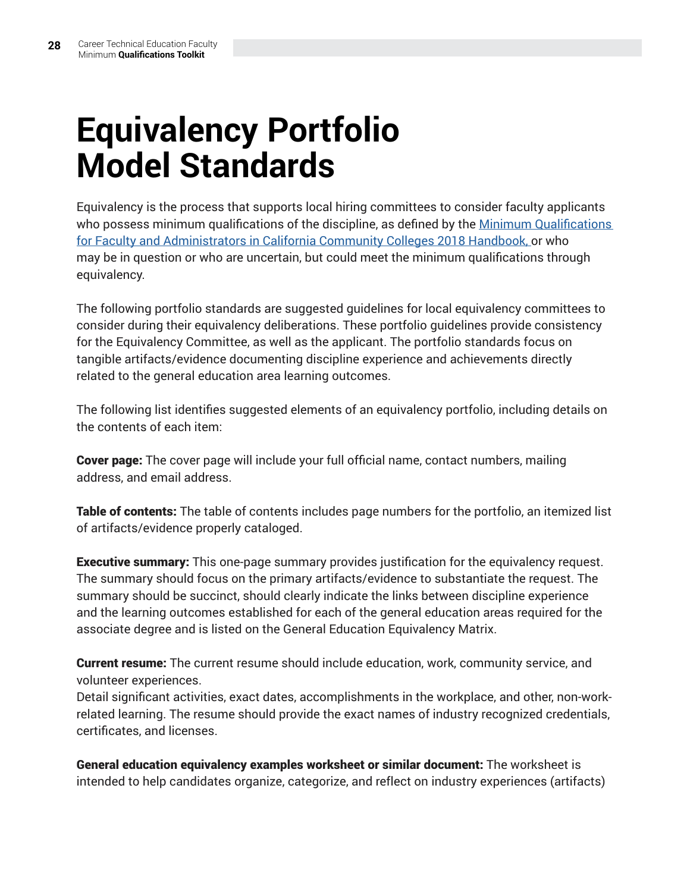# Equivalency Portfolio Model Standards

Equivalency is the process that supports local hiring committees to consider faculty applicants who possess minimum qualifications of the discipline, as defined by the [Minimum Qualifications for Faculty and Administrators in California Community Colleges 2018 Handbook,](#) or who may be in question or who are uncertain, but could meet the minimum qualifications through equivalency.

The following portfolio standards are suggested guidelines for local equivalency committees to consider during their equivalency deliberations. These portfolio guidelines provide consistency for the Equivalency Committee, as well as the applicant. The portfolio standards focus on tangible artifacts/evidence documenting discipline experience and achievements directly related to the general education area learning outcomes.

The following list identifies suggested elements of an equivalency portfolio, including details on the contents of each item:

**Cover page:** The cover page will include your full official name, contact numbers, mailing address, and email address.

**Table of contents:** The table of contents includes page numbers for the portfolio, an itemized list of artifacts/evidence properly cataloged.

**Executive summary:** This one-page summary provides justification for the equivalency request. The summary should focus on the primary artifacts/evidence to substantiate the request. The summary should be succinct, should clearly indicate the links between discipline experience and the learning outcomes established for each of the general education areas required for the associate degree and is listed on the General Education Equivalency Matrix.

**Current resume:** The current resume should include education, work, community service, and volunteer experiences.
Detail significant activities, exact dates, accomplishments in the workplace, and other, non-work-related learning. The resume should provide the exact names of industry recognized credentials, certificates, and licenses.

**General education equivalency examples worksheet or similar document:** The worksheet is intended to help candidates organize, categorize, and reflect on industry experiences (artifacts)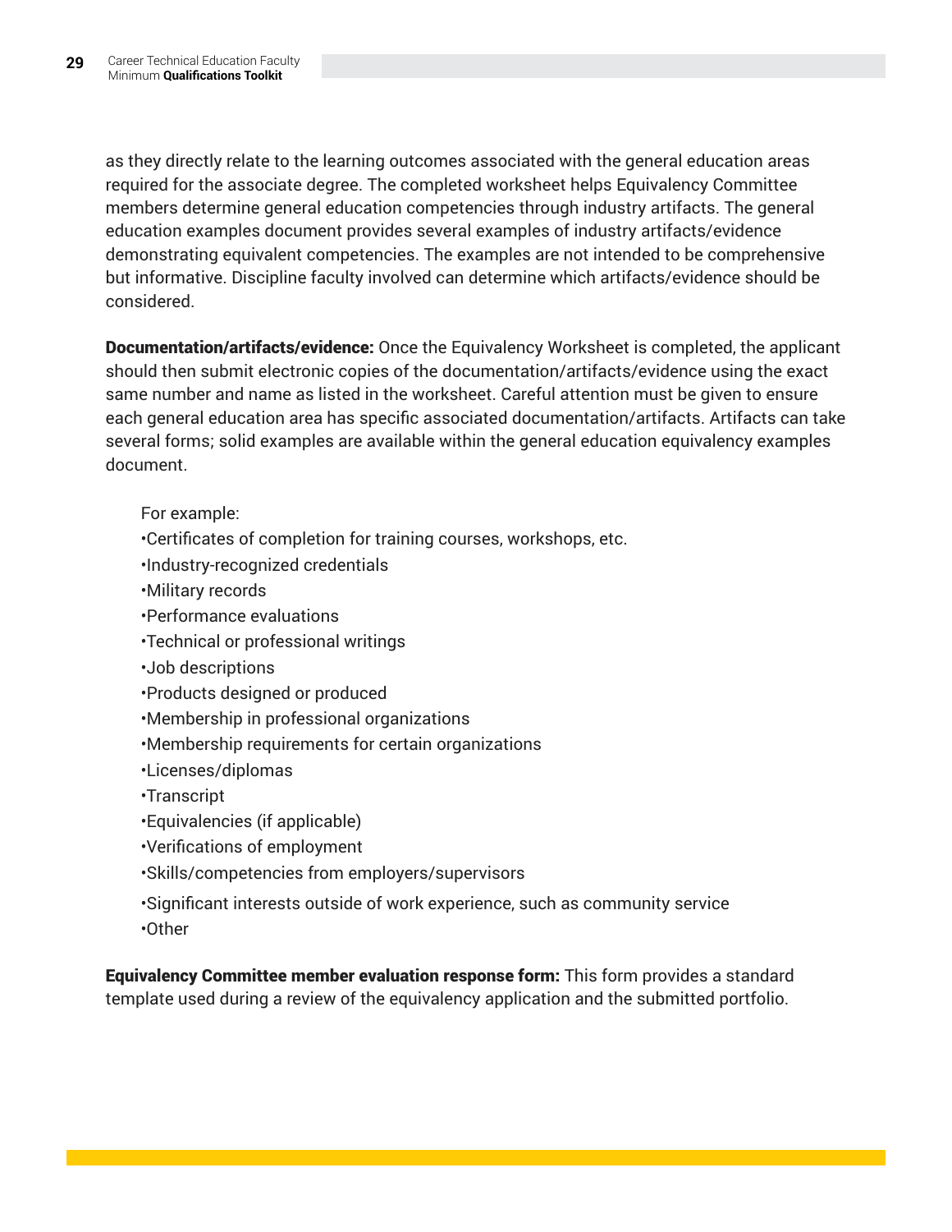as they directly relate to the learning outcomes associated with the general education areas required for the associate degree. The completed worksheet helps Equivalency Committee members determine general education competencies through industry artifacts. The general education examples document provides several examples of industry artifacts/evidence demonstrating equivalent competencies. The examples are not intended to be comprehensive but informative. Discipline faculty involved can determine which artifacts/evidence should be considered.

**Documentation/artifacts/evidence:** Once the Equivalency Worksheet is completed, the applicant should then submit electronic copies of the documentation/artifacts/evidence using the exact same number and name as listed in the worksheet. Careful attention must be given to ensure each general education area has specific associated documentation/artifacts. Artifacts can take several forms; solid examples are available within the general education equivalency examples document.

For example:

- Certificates of completion for training courses, workshops, etc.
- Industry-recognized credentials
- Military records
- Performance evaluations
- Technical or professional writings
- Job descriptions
- Products designed or produced
- Membership in professional organizations
- Membership requirements for certain organizations
- Licenses/diplomas
- Transcript
- Equivalencies (if applicable)
- Verifications of employment
- Skills/competencies from employers/supervisors
- Significant interests outside of work experience, such as community service
- Other

**Equivalency Committee member evaluation response form:** This form provides a standard template used during a review of the equivalency application and the submitted portfolio.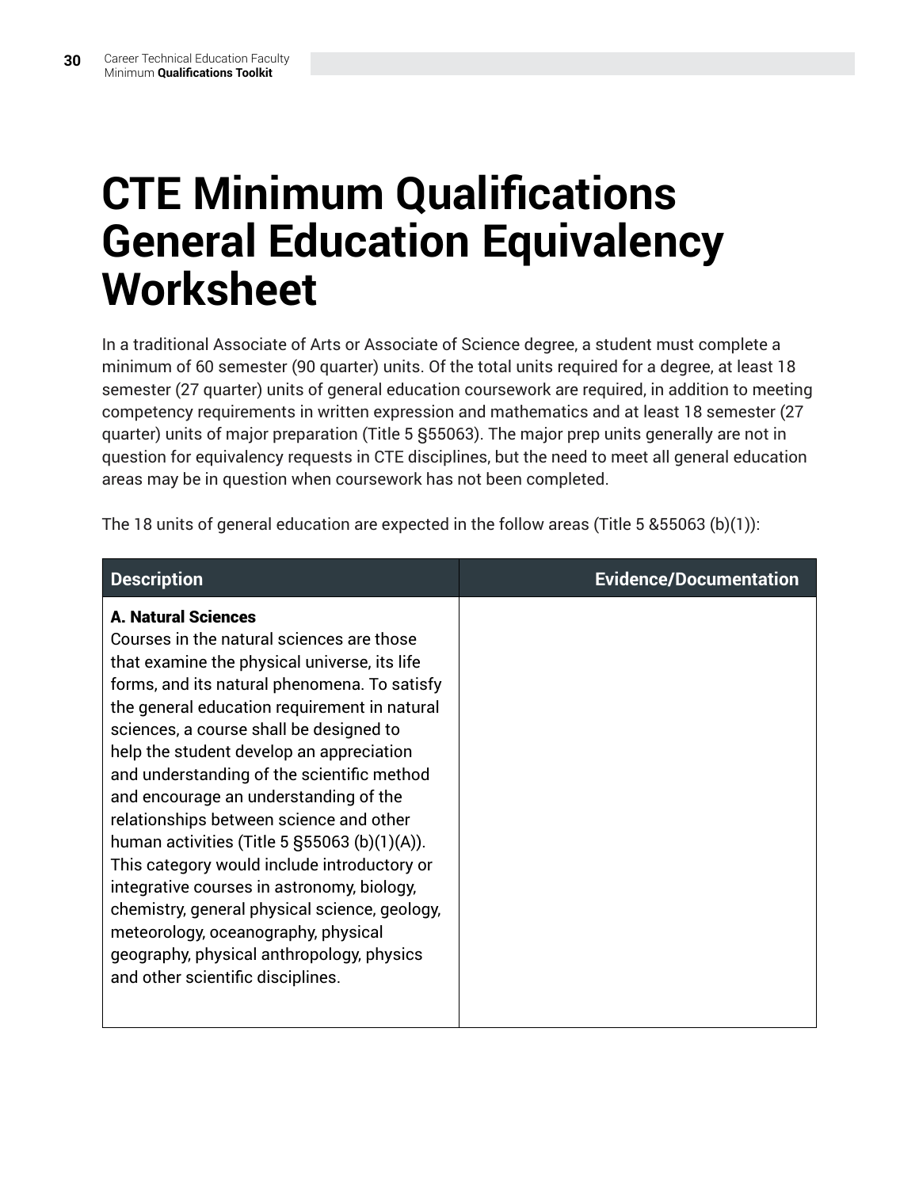# CTE Minimum Qualifications General Education Equivalency Worksheet

In a traditional Associate of Arts or Associate of Science degree, a student must complete a minimum of 60 semester (90 quarter) units. Of the total units required for a degree, at least 18 semester (27 quarter) units of general education coursework are required, in addition to meeting competency requirements in written expression and mathematics and at least 18 semester (27 quarter) units of major preparation (Title 5 §55063). The major prep units generally are not in question for equivalency requests in CTE disciplines, but the need to meet all general education areas may be in question when coursework has not been completed.

The 18 units of general education are expected in the follow areas (Title 5 &55063 (b)(1)):

| Description | Evidence/Documentation |
| --- | --- |
| **A. Natural Sciences**<br>Courses in the natural sciences are those that examine the physical universe, its life forms, and its natural phenomena. To satisfy the general education requirement in natural sciences, a course shall be designed to help the student develop an appreciation and understanding of the scientific method and encourage an understanding of the relationships between science and other human activities (Title 5 §55063 (b)(1)(A)). This category would include introductory or integrative courses in astronomy, biology, chemistry, general physical science, geology, meteorology, oceanography, physical geography, physical anthropology, physics and other scientific disciplines. | |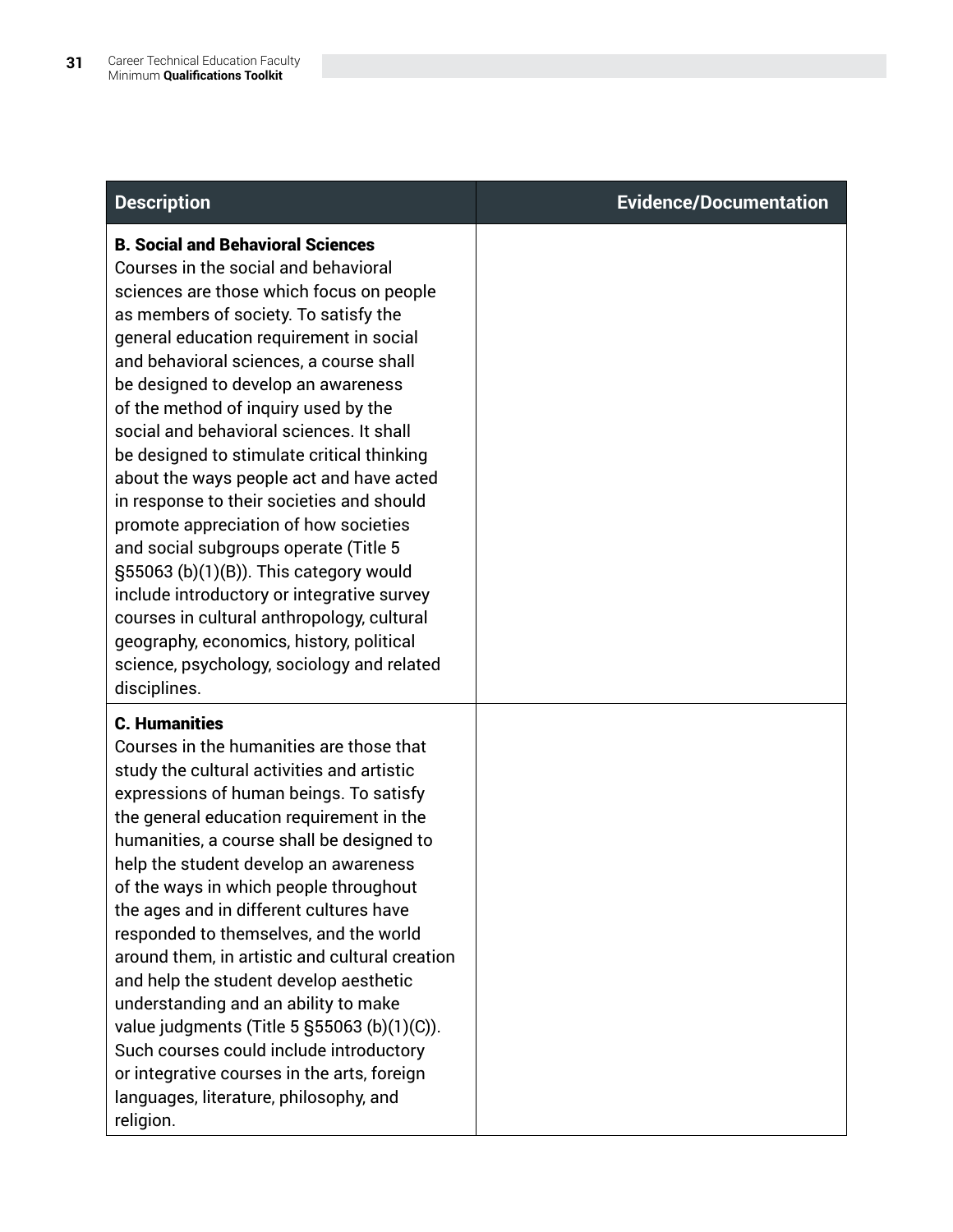| Description | Evidence/Documentation |
|---|---|
| **B. Social and Behavioral Sciences** Courses in the social and behavioral sciences are those which focus on people as members of society. To satisfy the general education requirement in social and behavioral sciences, a course shall be designed to develop an awareness of the method of inquiry used by the social and behavioral sciences. It shall be designed to stimulate critical thinking about the ways people act and have acted in response to their societies and should promote appreciation of how societies and social subgroups operate (Title 5 §55063 (b)(1)(B)). This category would include introductory or integrative survey courses in cultural anthropology, cultural geography, economics, history, political science, psychology, sociology and related disciplines. | |
| **C. Humanities** Courses in the humanities are those that study the cultural activities and artistic expressions of human beings. To satisfy the general education requirement in the humanities, a course shall be designed to help the student develop an awareness of the ways in which people throughout the ages and in different cultures have responded to themselves, and the world around them, in artistic and cultural creation and help the student develop aesthetic understanding and an ability to make value judgments (Title 5 §55063 (b)(1)(C)). Such courses could include introductory or integrative courses in the arts, foreign languages, literature, philosophy, and religion. | |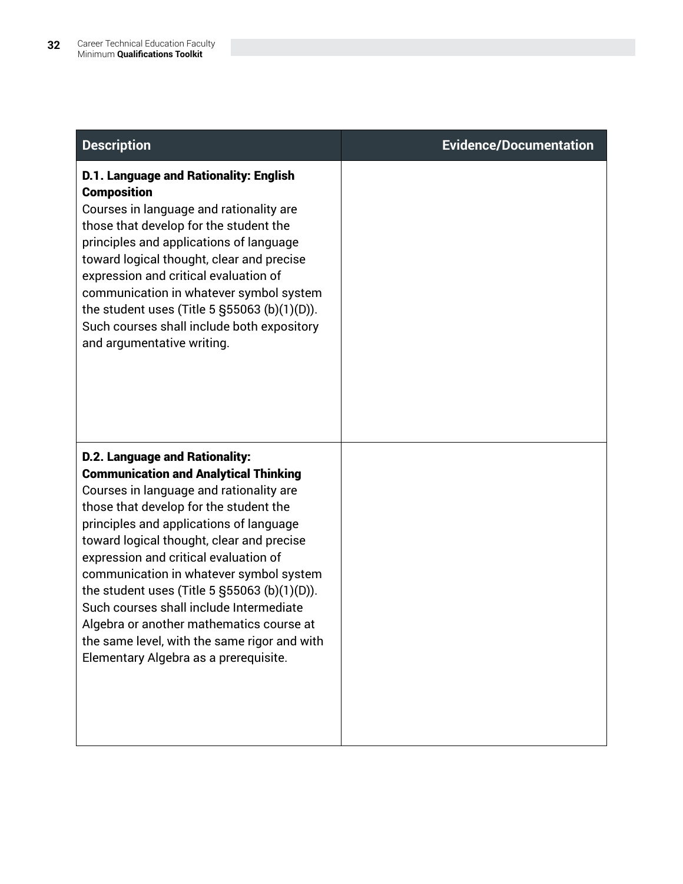| Description | Evidence/Documentation |
|---|---|
| **D.1. Language and Rationality: English Composition** Courses in language and rationality are those that develop for the student the principles and applications of language toward logical thought, clear and precise expression and critical evaluation of communication in whatever symbol system the student uses (Title 5 §55063 (b)(1)(D)). Such courses shall include both expository and argumentative writing. | |
| **D.2. Language and Rationality: Communication and Analytical Thinking** Courses in language and rationality are those that develop for the student the principles and applications of language toward logical thought, clear and precise expression and critical evaluation of communication in whatever symbol system the student uses (Title 5 §55063 (b)(1)(D)). Such courses shall include Intermediate Algebra or another mathematics course at the same level, with the same rigor and with Elementary Algebra as a prerequisite. | |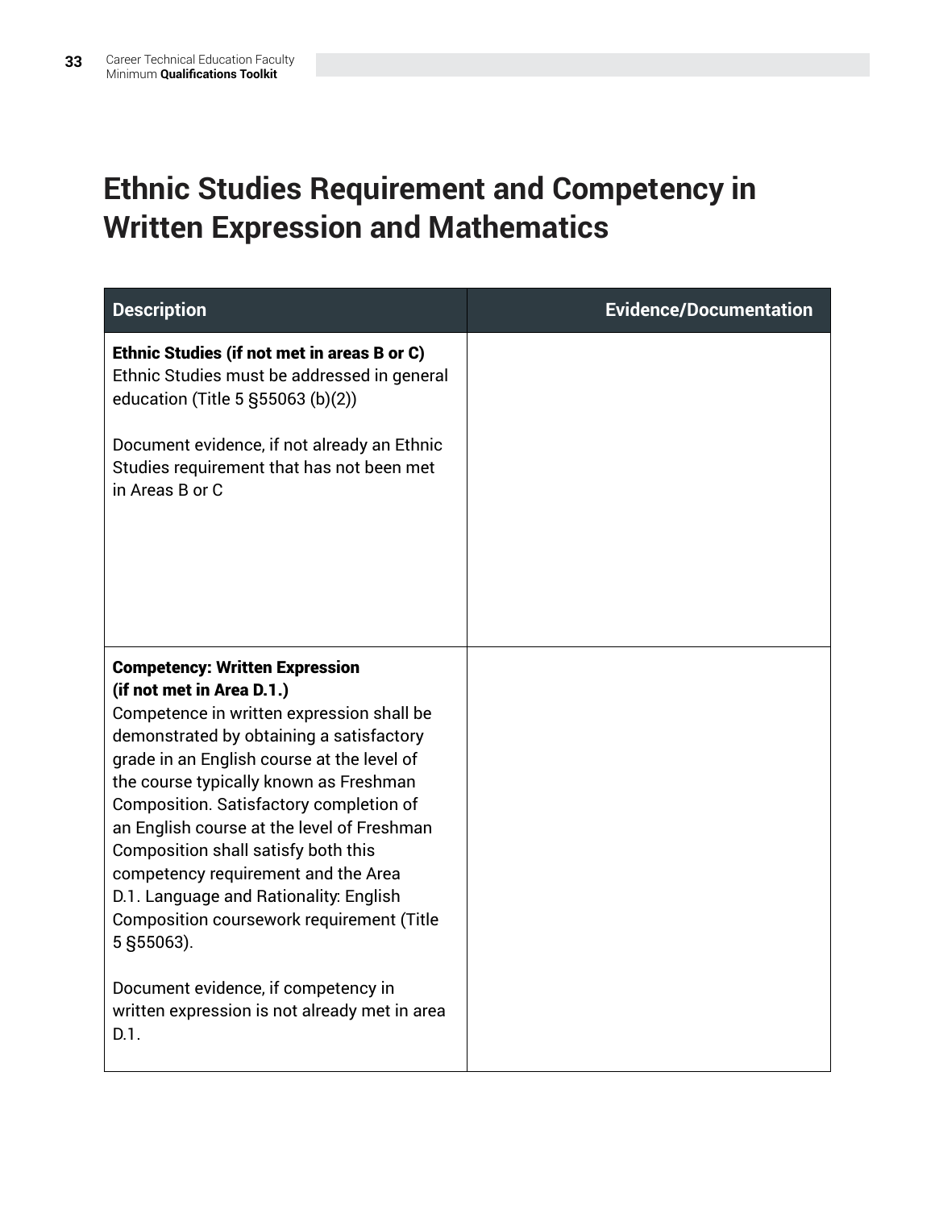# Ethnic Studies Requirement and Competency in Written Expression and Mathematics

| Description | Evidence/Documentation |
| --- | --- |
| **Ethnic Studies (if not met in areas B or C)**<br>Ethnic Studies must be addressed in general education (Title 5 §55063 (b)(2))<br><br>Document evidence, if not already an Ethnic Studies requirement that has not been met in Areas B or C | |
| **Competency: Written Expression (if not met in Area D.1.)**<br>Competence in written expression shall be demonstrated by obtaining a satisfactory grade in an English course at the level of the course typically known as Freshman Composition. Satisfactory completion of an English course at the level of Freshman Composition shall satisfy both this competency requirement and the Area D.1. Language and Rationality: English Composition coursework requirement (Title 5 §55063).<br><br>Document evidence, if competency in written expression is not already met in area D.1. | |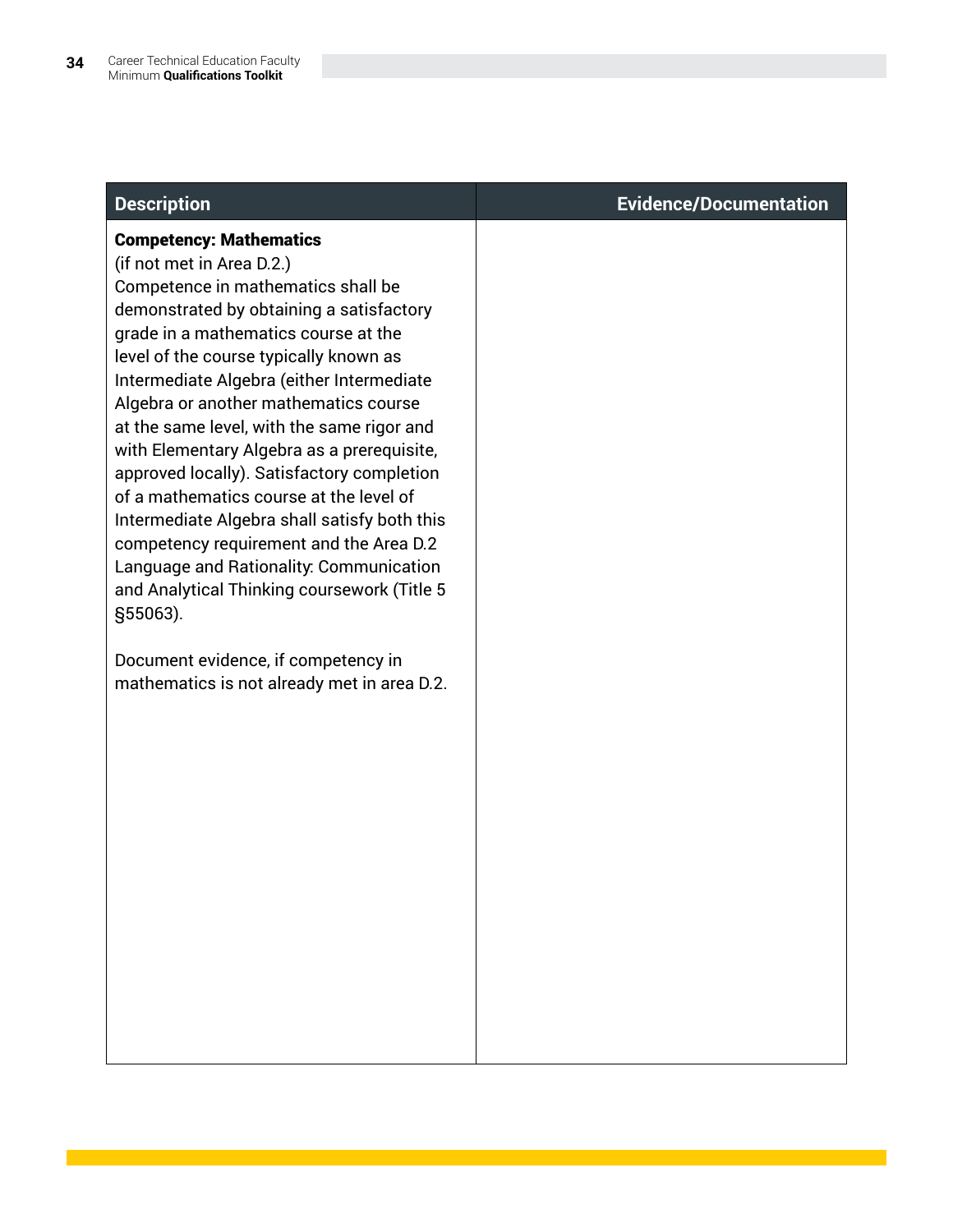| Description | Evidence/Documentation |
|---|---|
| **Competency: Mathematics**<br>(if not met in Area D.2.)<br>Competence in mathematics shall be demonstrated by obtaining a satisfactory grade in a mathematics course at the level of the course typically known as Intermediate Algebra (either Intermediate Algebra or another mathematics course at the same level, with the same rigor and with Elementary Algebra as a prerequisite, approved locally). Satisfactory completion of a mathematics course at the level of Intermediate Algebra shall satisfy both this competency requirement and the Area D.2 Language and Rationality: Communication and Analytical Thinking coursework (Title 5 §55063).<br><br>Document evidence, if competency in mathematics is not already met in area D.2. | |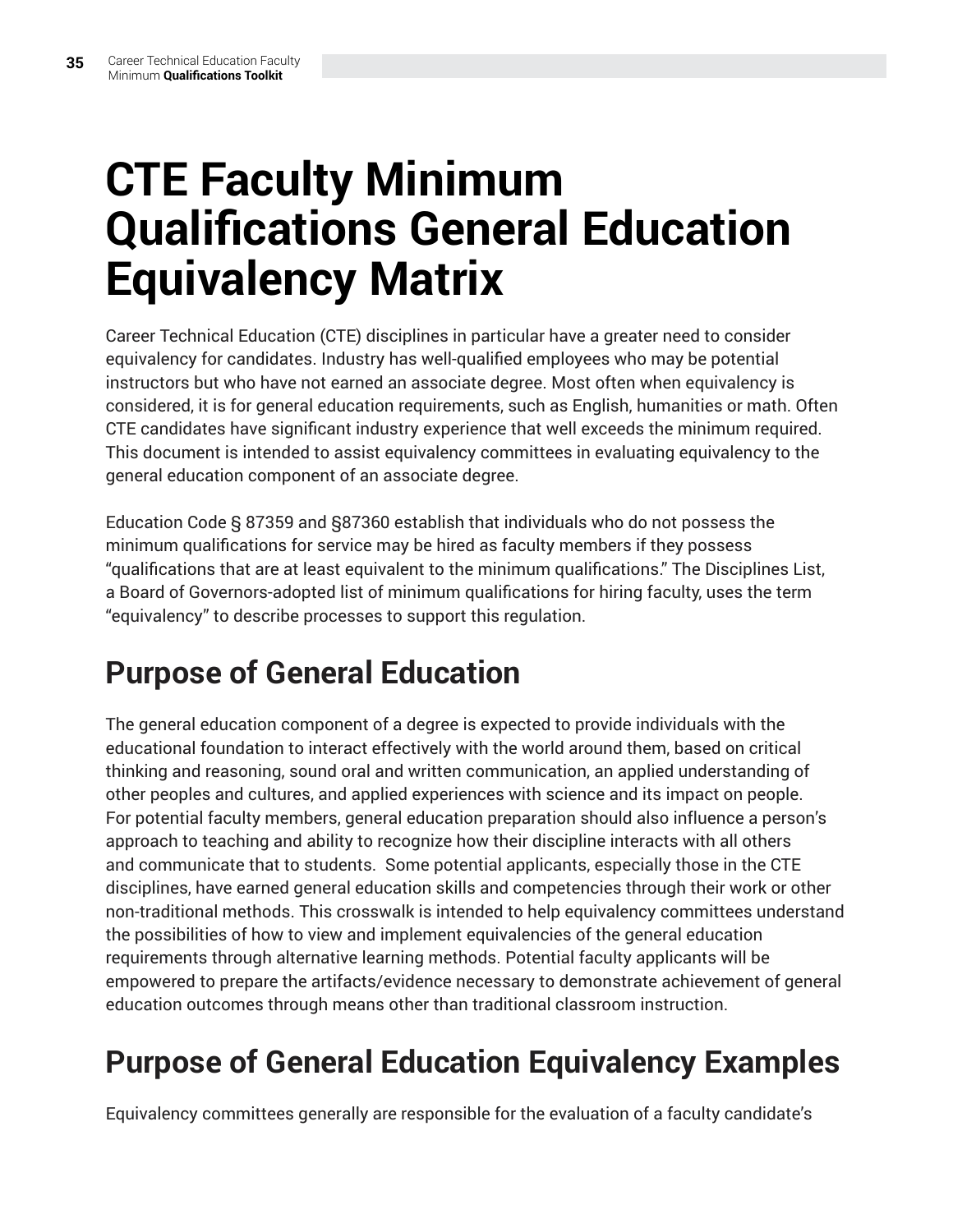# CTE Faculty Minimum Qualifications General Education Equivalency Matrix

Career Technical Education (CTE) disciplines in particular have a greater need to consider equivalency for candidates. Industry has well-qualified employees who may be potential instructors but who have not earned an associate degree. Most often when equivalency is considered, it is for general education requirements, such as English, humanities or math. Often CTE candidates have significant industry experience that well exceeds the minimum required. This document is intended to assist equivalency committees in evaluating equivalency to the general education component of an associate degree.

Education Code § 87359 and §87360 establish that individuals who do not possess the minimum qualifications for service may be hired as faculty members if they possess "qualifications that are at least equivalent to the minimum qualifications." The Disciplines List, a Board of Governors-adopted list of minimum qualifications for hiring faculty, uses the term "equivalency" to describe processes to support this regulation.

## Purpose of General Education

The general education component of a degree is expected to provide individuals with the educational foundation to interact effectively with the world around them, based on critical thinking and reasoning, sound oral and written communication, an applied understanding of other peoples and cultures, and applied experiences with science and its impact on people. For potential faculty members, general education preparation should also influence a person's approach to teaching and ability to recognize how their discipline interacts with all others and communicate that to students. Some potential applicants, especially those in the CTE disciplines, have earned general education skills and competencies through their work or other non-traditional methods. This crosswalk is intended to help equivalency committees understand the possibilities of how to view and implement equivalencies of the general education requirements through alternative learning methods. Potential faculty applicants will be empowered to prepare the artifacts/evidence necessary to demonstrate achievement of general education outcomes through means other than traditional classroom instruction.

## Purpose of General Education Equivalency Examples

Equivalency committees generally are responsible for the evaluation of a faculty candidate's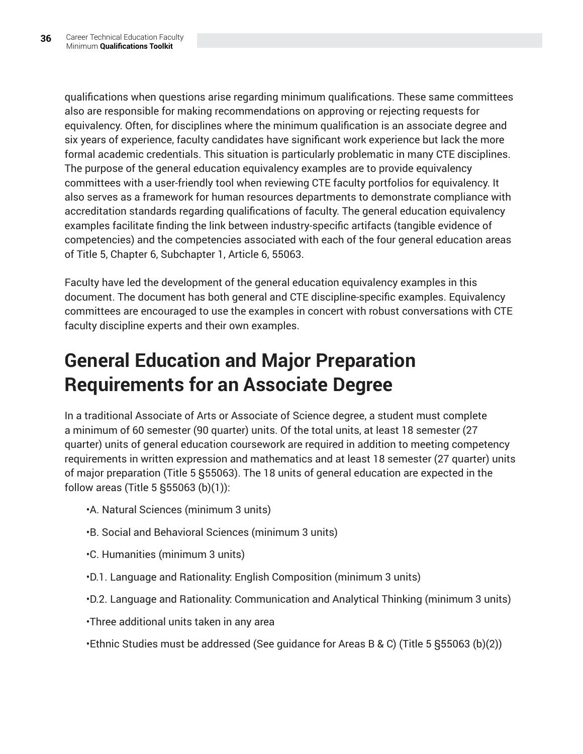qualifications when questions arise regarding minimum qualifications. These same committees also are responsible for making recommendations on approving or rejecting requests for equivalency. Often, for disciplines where the minimum qualification is an associate degree and six years of experience, faculty candidates have significant work experience but lack the more formal academic credentials. This situation is particularly problematic in many CTE disciplines. The purpose of the general education equivalency examples are to provide equivalency committees with a user-friendly tool when reviewing CTE faculty portfolios for equivalency. It also serves as a framework for human resources departments to demonstrate compliance with accreditation standards regarding qualifications of faculty. The general education equivalency examples facilitate finding the link between industry-specific artifacts (tangible evidence of competencies) and the competencies associated with each of the four general education areas of Title 5, Chapter 6, Subchapter 1, Article 6, 55063.

Faculty have led the development of the general education equivalency examples in this document. The document has both general and CTE discipline-specific examples. Equivalency committees are encouraged to use the examples in concert with robust conversations with CTE faculty discipline experts and their own examples.

## General Education and Major Preparation Requirements for an Associate Degree

In a traditional Associate of Arts or Associate of Science degree, a student must complete a minimum of 60 semester (90 quarter) units. Of the total units, at least 18 semester (27 quarter) units of general education coursework are required in addition to meeting competency requirements in written expression and mathematics and at least 18 semester (27 quarter) units of major preparation (Title 5 §55063). The 18 units of general education are expected in the follow areas (Title 5 §55063 (b)(1)):

- A. Natural Sciences (minimum 3 units)
- B. Social and Behavioral Sciences (minimum 3 units)
- C. Humanities (minimum 3 units)
- D.1. Language and Rationality: English Composition (minimum 3 units)
- D.2. Language and Rationality: Communication and Analytical Thinking (minimum 3 units)
- Three additional units taken in any area
- Ethnic Studies must be addressed (See guidance for Areas B & C) (Title 5 §55063 (b)(2))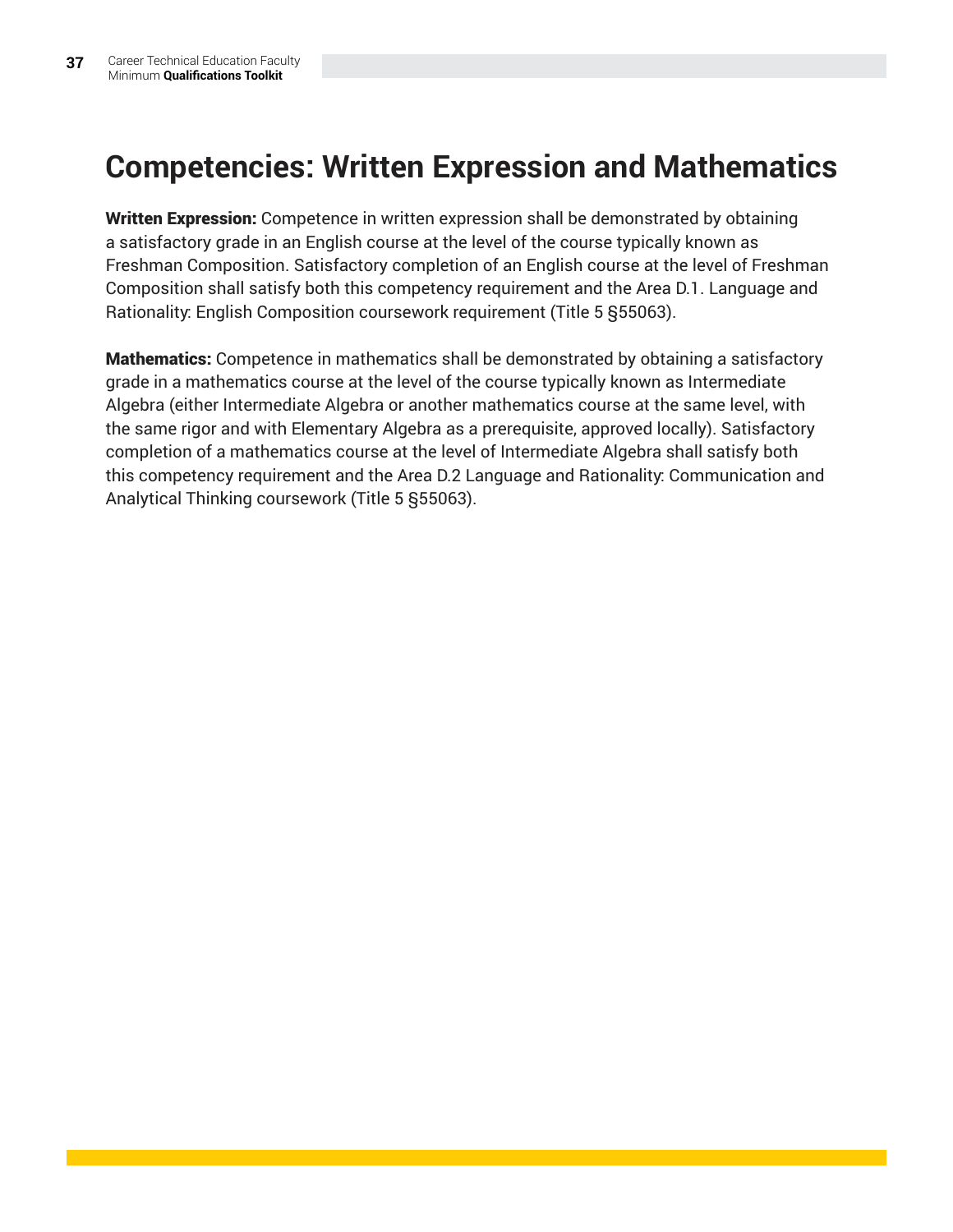# Competencies: Written Expression and Mathematics

**Written Expression:** Competence in written expression shall be demonstrated by obtaining a satisfactory grade in an English course at the level of the course typically known as Freshman Composition. Satisfactory completion of an English course at the level of Freshman Composition shall satisfy both this competency requirement and the Area D.1. Language and Rationality: English Composition coursework requirement (Title 5 §55063).

**Mathematics:** Competence in mathematics shall be demonstrated by obtaining a satisfactory grade in a mathematics course at the level of the course typically known as Intermediate Algebra (either Intermediate Algebra or another mathematics course at the same level, with the same rigor and with Elementary Algebra as a prerequisite, approved locally). Satisfactory completion of a mathematics course at the level of Intermediate Algebra shall satisfy both this competency requirement and the Area D.2 Language and Rationality: Communication and Analytical Thinking coursework (Title 5 §55063).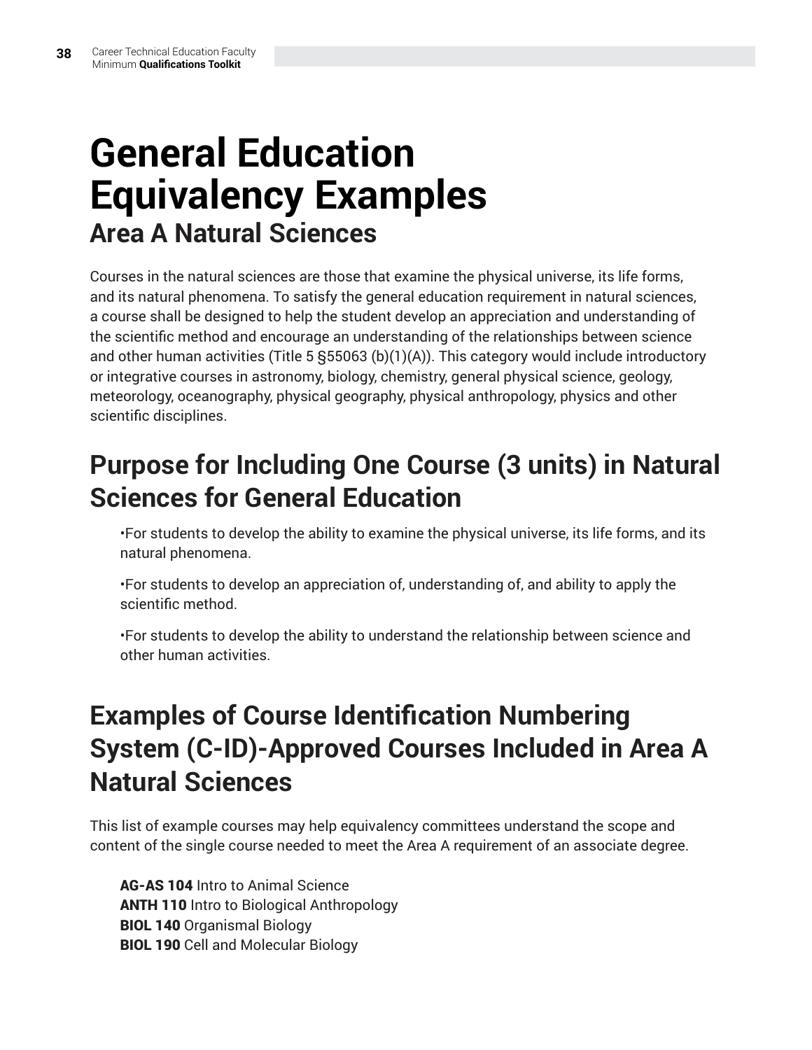# General Education Equivalency Examples

## Area A Natural Sciences

Courses in the natural sciences are those that examine the physical universe, its life forms, and its natural phenomena. To satisfy the general education requirement in natural sciences, a course shall be designed to help the student develop an appreciation and understanding of the scientific method and encourage an understanding of the relationships between science and other human activities (Title 5 §55063 (b)(1)(A)). This category would include introductory or integrative courses in astronomy, biology, chemistry, general physical science, geology, meteorology, oceanography, physical geography, physical anthropology, physics and other scientific disciplines.

## Purpose for Including One Course (3 units) in Natural Sciences for General Education

- For students to develop the ability to examine the physical universe, its life forms, and its natural phenomena.
- For students to develop an appreciation of, understanding of, and ability to apply the scientific method.
- For students to develop the ability to understand the relationship between science and other human activities.

## Examples of Course Identification Numbering System (C-ID)-Approved Courses Included in Area A Natural Sciences

This list of example courses may help equivalency committees understand the scope and content of the single course needed to meet the Area A requirement of an associate degree.

**AG-AS 104** Intro to Animal Science
**ANTH 110** Intro to Biological Anthropology
**BIOL 140** Organismal Biology
**BIOL 190** Cell and Molecular Biology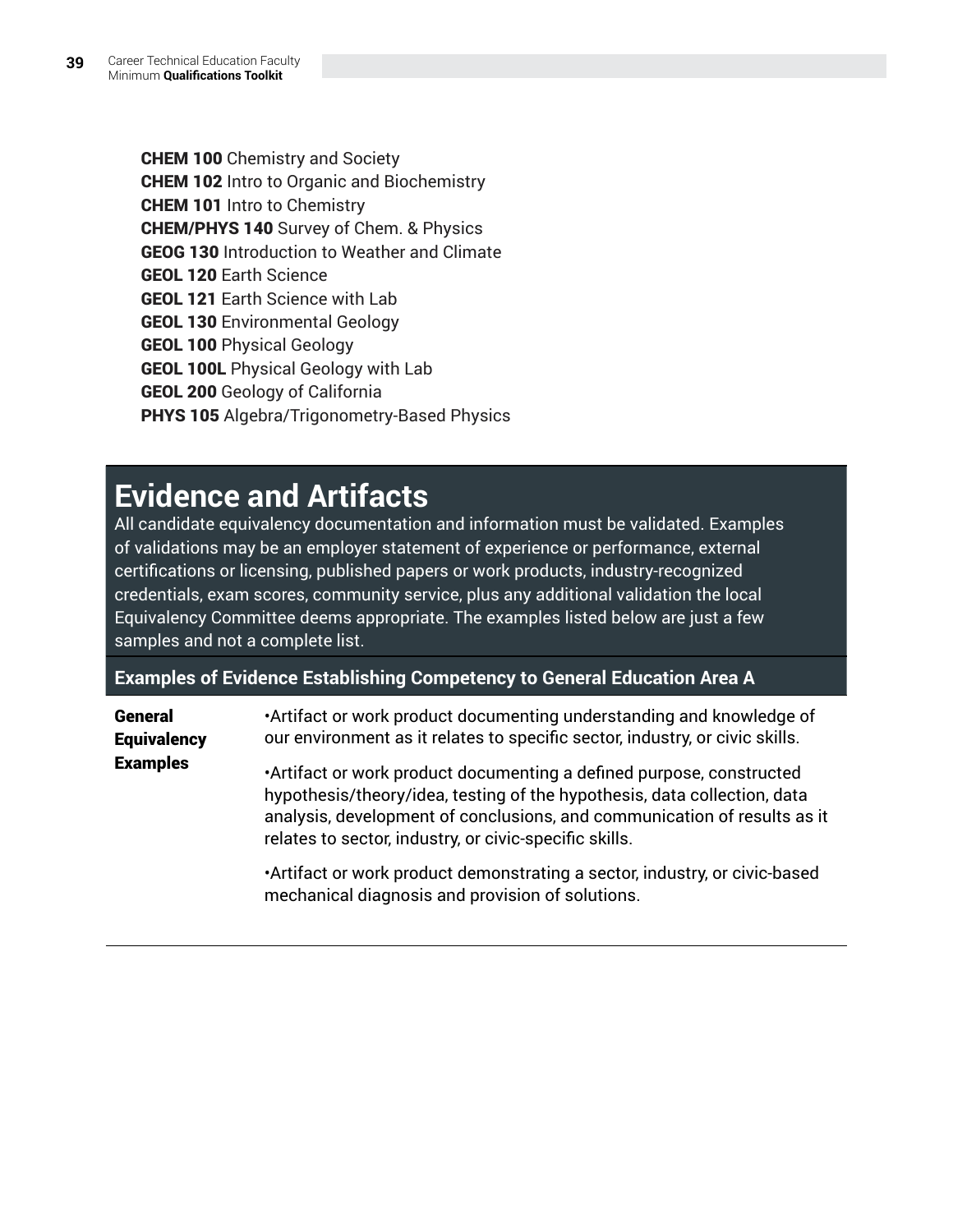**CHEM 100** Chemistry and Society
**CHEM 102** Intro to Organic and Biochemistry
**CHEM 101** Intro to Chemistry
**CHEM/PHYS 140** Survey of Chem. & Physics
**GEOG 130** Introduction to Weather and Climate
**GEOL 120** Earth Science
**GEOL 121** Earth Science with Lab
**GEOL 130** Environmental Geology
**GEOL 100** Physical Geology
**GEOL 100L** Physical Geology with Lab
**GEOL 200** Geology of California
**PHYS 105** Algebra/Trigonometry-Based Physics

## Evidence and Artifacts

All candidate equivalency documentation and information must be validated. Examples of validations may be an employer statement of experience or performance, external certifications or licensing, published papers or work products, industry-recognized credentials, exam scores, community service, plus any additional validation the local Equivalency Committee deems appropriate. The examples listed below are just a few samples and not a complete list.

| Examples of Evidence Establishing Competency to General Education Area A | |
|---|---|
| **General Equivalency Examples** | •Artifact or work product documenting understanding and knowledge of our environment as it relates to specific sector, industry, or civic skills.<br><br>•Artifact or work product documenting a defined purpose, constructed hypothesis/theory/idea, testing of the hypothesis, data collection, data analysis, development of conclusions, and communication of results as it relates to sector, industry, or civic-specific skills.<br><br>•Artifact or work product demonstrating a sector, industry, or civic-based mechanical diagnosis and provision of solutions. |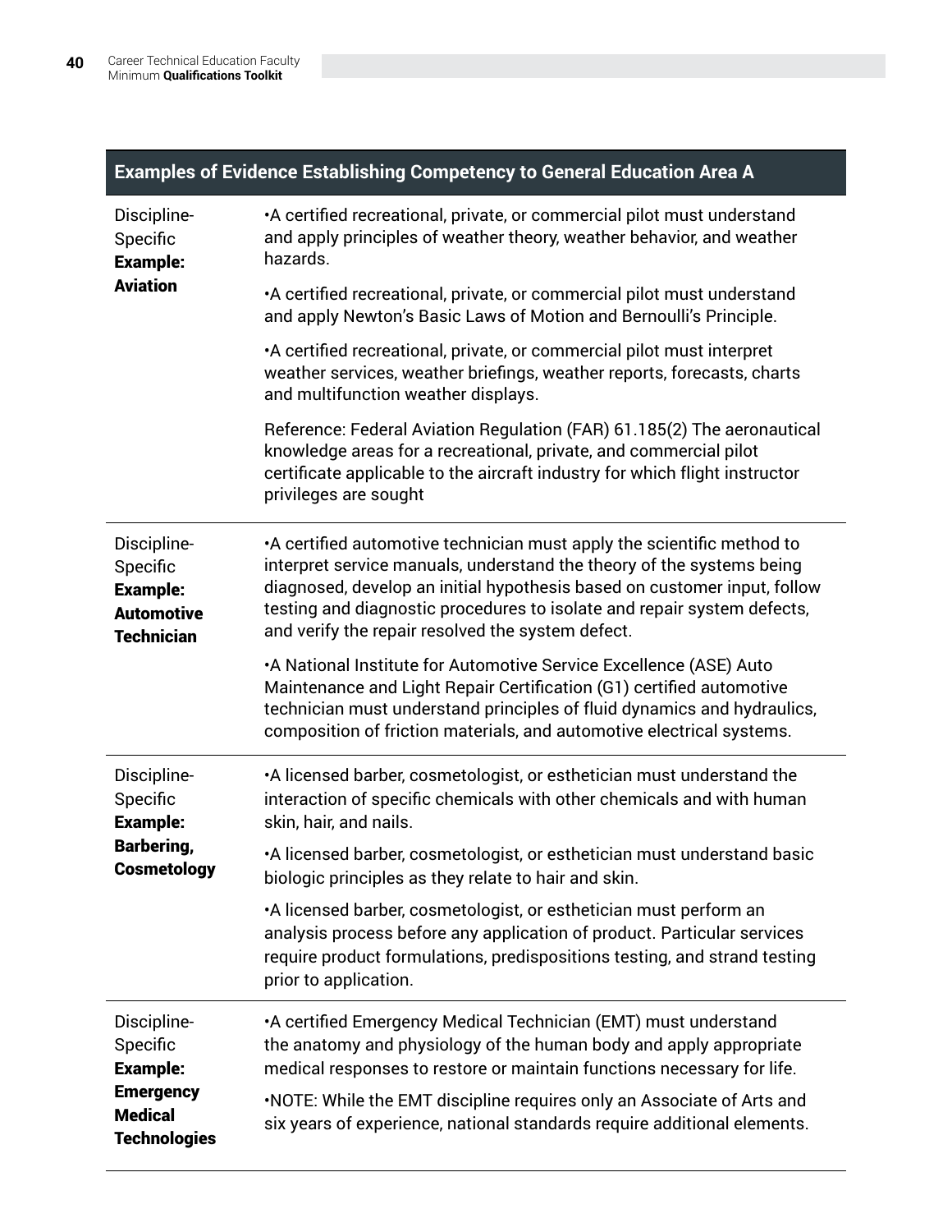| Examples of Evidence Establishing Competency to General Education Area A | |
|---|---|
| Discipline-Specific **Example: Aviation** | •A certified recreational, private, or commercial pilot must understand and apply principles of weather theory, weather behavior, and weather hazards.<br><br>•A certified recreational, private, or commercial pilot must understand and apply Newton's Basic Laws of Motion and Bernoulli's Principle.<br><br>•A certified recreational, private, or commercial pilot must interpret weather services, weather briefings, weather reports, forecasts, charts and multifunction weather displays.<br><br>Reference: Federal Aviation Regulation (FAR) 61.185(2) The aeronautical knowledge areas for a recreational, private, and commercial pilot certificate applicable to the aircraft industry for which flight instructor privileges are sought |
| Discipline-Specific **Example: Automotive Technician** | •A certified automotive technician must apply the scientific method to interpret service manuals, understand the theory of the systems being diagnosed, develop an initial hypothesis based on customer input, follow testing and diagnostic procedures to isolate and repair system defects, and verify the repair resolved the system defect.<br><br>•A National Institute for Automotive Service Excellence (ASE) Auto Maintenance and Light Repair Certification (G1) certified automotive technician must understand principles of fluid dynamics and hydraulics, composition of friction materials, and automotive electrical systems. |
| Discipline-Specific **Example: Barbering, Cosmetology** | •A licensed barber, cosmetologist, or esthetician must understand the interaction of specific chemicals with other chemicals and with human skin, hair, and nails.<br><br>•A licensed barber, cosmetologist, or esthetician must understand basic biologic principles as they relate to hair and skin.<br><br>•A licensed barber, cosmetologist, or esthetician must perform an analysis process before any application of product. Particular services require product formulations, predispositions testing, and strand testing prior to application. |
| Discipline-Specific **Example: Emergency Medical Technologies** | •A certified Emergency Medical Technician (EMT) must understand the anatomy and physiology of the human body and apply appropriate medical responses to restore or maintain functions necessary for life.<br><br>•NOTE: While the EMT discipline requires only an Associate of Arts and six years of experience, national standards require additional elements. |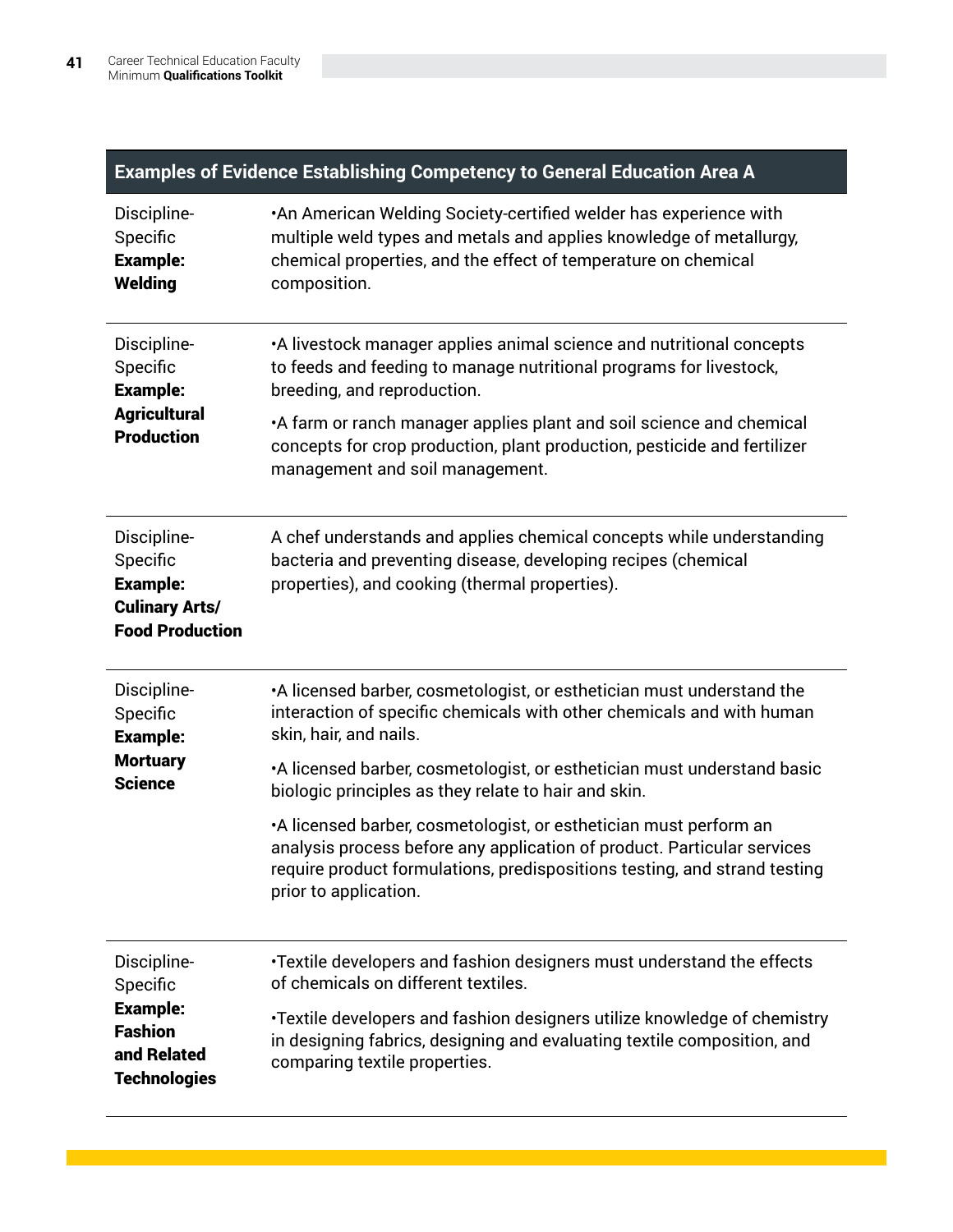| Examples of Evidence Establishing Competency to General Education Area A | |
|---|---|
| Discipline-Specific **Example: Welding** | •An American Welding Society-certified welder has experience with multiple weld types and metals and applies knowledge of metallurgy, chemical properties, and the effect of temperature on chemical composition. |
| Discipline-Specific **Example: Agricultural Production** | •A livestock manager applies animal science and nutritional concepts to feeds and feeding to manage nutritional programs for livestock, breeding, and reproduction.<br><br>•A farm or ranch manager applies plant and soil science and chemical concepts for crop production, plant production, pesticide and fertilizer management and soil management. |
| Discipline-Specific **Example: Culinary Arts/ Food Production** | A chef understands and applies chemical concepts while understanding bacteria and preventing disease, developing recipes (chemical properties), and cooking (thermal properties). |
| Discipline-Specific **Example: Mortuary Science** | •A licensed barber, cosmetologist, or esthetician must understand the interaction of specific chemicals with other chemicals and with human skin, hair, and nails.<br><br>•A licensed barber, cosmetologist, or esthetician must understand basic biologic principles as they relate to hair and skin.<br><br>•A licensed barber, cosmetologist, or esthetician must perform an analysis process before any application of product. Particular services require product formulations, predispositions testing, and strand testing prior to application. |
| Discipline-Specific **Example: Fashion and Related Technologies** | •Textile developers and fashion designers must understand the effects of chemicals on different textiles.<br><br>•Textile developers and fashion designers utilize knowledge of chemistry in designing fabrics, designing and evaluating textile composition, and comparing textile properties. |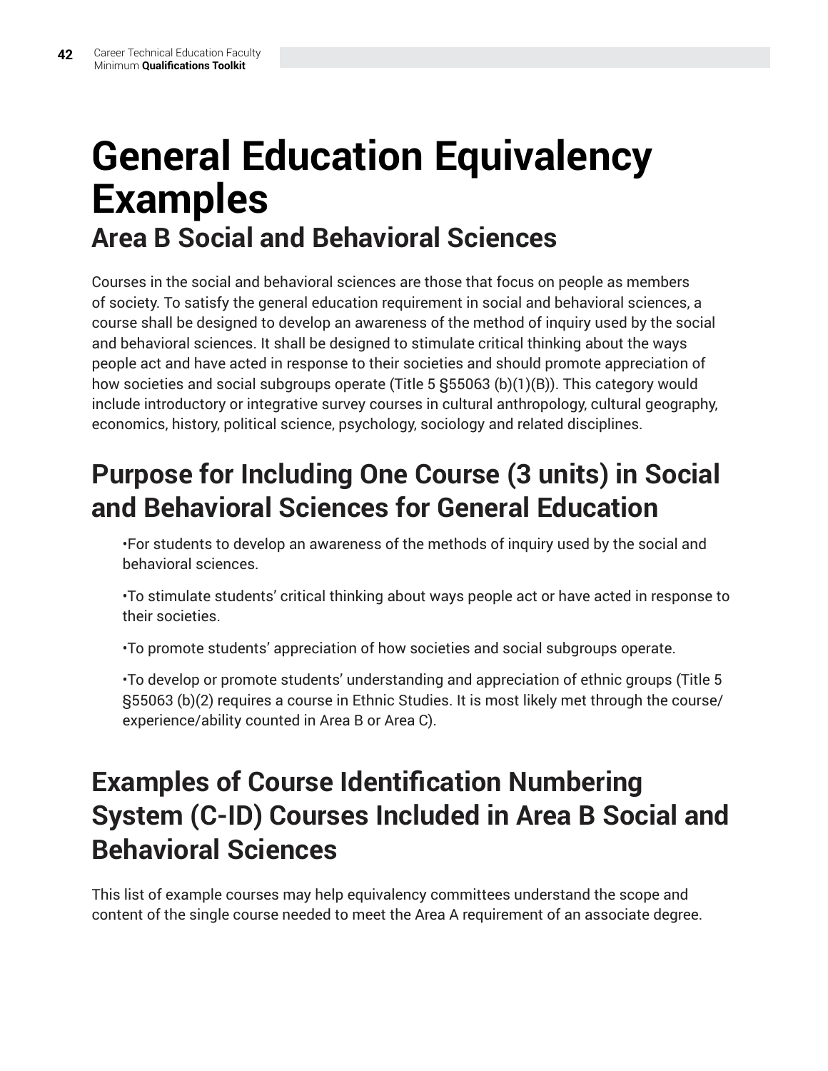# General Education Equivalency Examples

## Area B Social and Behavioral Sciences

Courses in the social and behavioral sciences are those that focus on people as members of society. To satisfy the general education requirement in social and behavioral sciences, a course shall be designed to develop an awareness of the method of inquiry used by the social and behavioral sciences. It shall be designed to stimulate critical thinking about the ways people act and have acted in response to their societies and should promote appreciation of how societies and social subgroups operate (Title 5 §55063 (b)(1)(B)). This category would include introductory or integrative survey courses in cultural anthropology, cultural geography, economics, history, political science, psychology, sociology and related disciplines.

## Purpose for Including One Course (3 units) in Social and Behavioral Sciences for General Education

- For students to develop an awareness of the methods of inquiry used by the social and behavioral sciences.
- To stimulate students' critical thinking about ways people act or have acted in response to their societies.
- To promote students' appreciation of how societies and social subgroups operate.
- To develop or promote students' understanding and appreciation of ethnic groups (Title 5 §55063 (b)(2) requires a course in Ethnic Studies. It is most likely met through the course/experience/ability counted in Area B or Area C).

## Examples of Course Identification Numbering System (C-ID) Courses Included in Area B Social and Behavioral Sciences

This list of example courses may help equivalency committees understand the scope and content of the single course needed to meet the Area A requirement of an associate degree.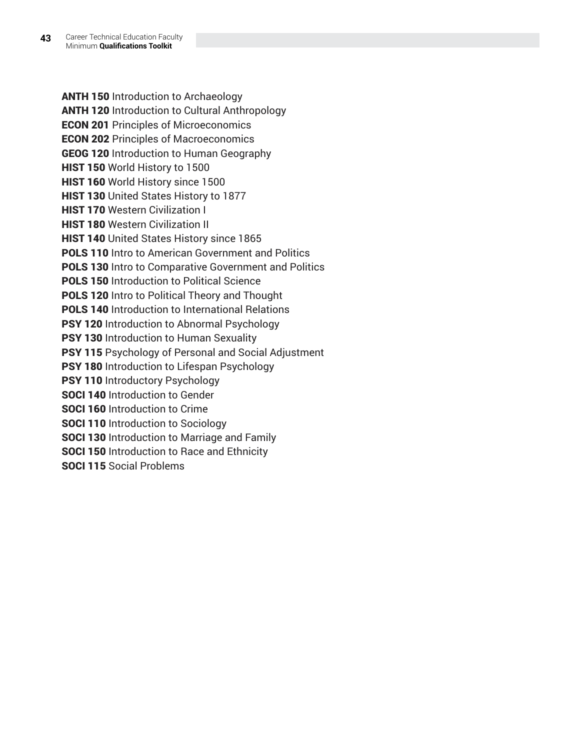**ANTH 150** Introduction to Archaeology
**ANTH 120** Introduction to Cultural Anthropology
**ECON 201** Principles of Microeconomics
**ECON 202** Principles of Macroeconomics
**GEOG 120** Introduction to Human Geography
**HIST 150** World History to 1500
**HIST 160** World History since 1500
**HIST 130** United States History to 1877
**HIST 170** Western Civilization I
**HIST 180** Western Civilization II
**HIST 140** United States History since 1865
**POLS 110** Intro to American Government and Politics
**POLS 130** Intro to Comparative Government and Politics
**POLS 150** Introduction to Political Science
**POLS 120** Intro to Political Theory and Thought
**POLS 140** Introduction to International Relations
**PSY 120** Introduction to Abnormal Psychology
**PSY 130** Introduction to Human Sexuality
**PSY 115** Psychology of Personal and Social Adjustment
**PSY 180** Introduction to Lifespan Psychology
**PSY 110** Introductory Psychology
**SOCI 140** Introduction to Gender
**SOCI 160** Introduction to Crime
**SOCI 110** Introduction to Sociology
**SOCI 130** Introduction to Marriage and Family
**SOCI 150** Introduction to Race and Ethnicity
**SOCI 115** Social Problems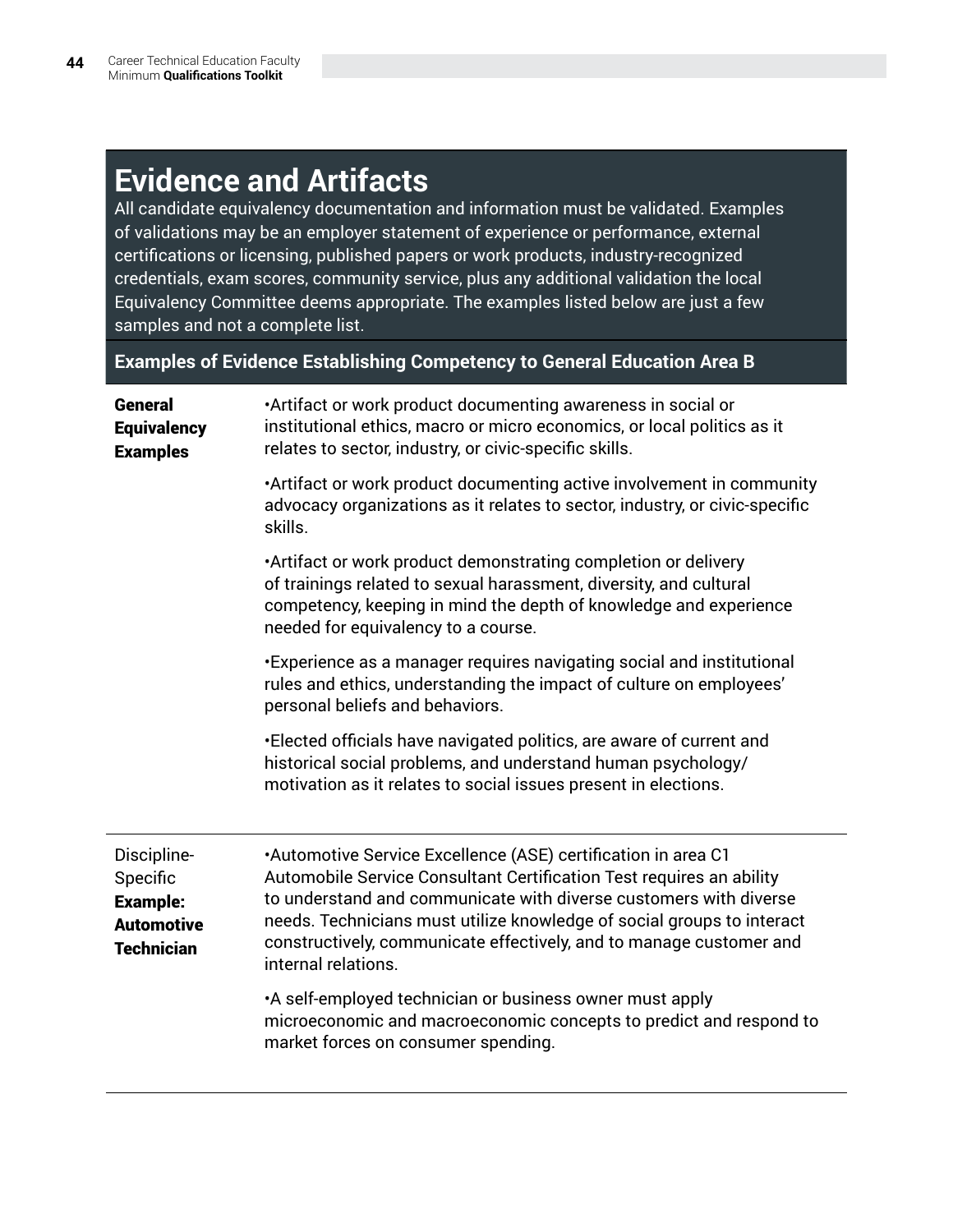## Evidence and Artifacts

All candidate equivalency documentation and information must be validated. Examples of validations may be an employer statement of experience or performance, external certifications or licensing, published papers or work products, industry-recognized credentials, exam scores, community service, plus any additional validation the local Equivalency Committee deems appropriate. The examples listed below are just a few samples and not a complete list.

### Examples of Evidence Establishing Competency to General Education Area B

| | |
|---|---|
| **General Equivalency Examples** | •Artifact or work product documenting awareness in social or institutional ethics, macro or micro economics, or local politics as it relates to sector, industry, or civic-specific skills.<br><br>•Artifact or work product documenting active involvement in community advocacy organizations as it relates to sector, industry, or civic-specific skills.<br><br>•Artifact or work product demonstrating completion or delivery of trainings related to sexual harassment, diversity, and cultural competency, keeping in mind the depth of knowledge and experience needed for equivalency to a course.<br><br>•Experience as a manager requires navigating social and institutional rules and ethics, understanding the impact of culture on employees' personal beliefs and behaviors.<br><br>•Elected officials have navigated politics, are aware of current and historical social problems, and understand human psychology/ motivation as it relates to social issues present in elections. |
| Discipline-Specific **Example: Automotive Technician** | •Automotive Service Excellence (ASE) certification in area C1 Automobile Service Consultant Certification Test requires an ability to understand and communicate with diverse customers with diverse needs. Technicians must utilize knowledge of social groups to interact constructively, communicate effectively, and to manage customer and internal relations.<br><br>•A self-employed technician or business owner must apply microeconomic and macroeconomic concepts to predict and respond to market forces on consumer spending. |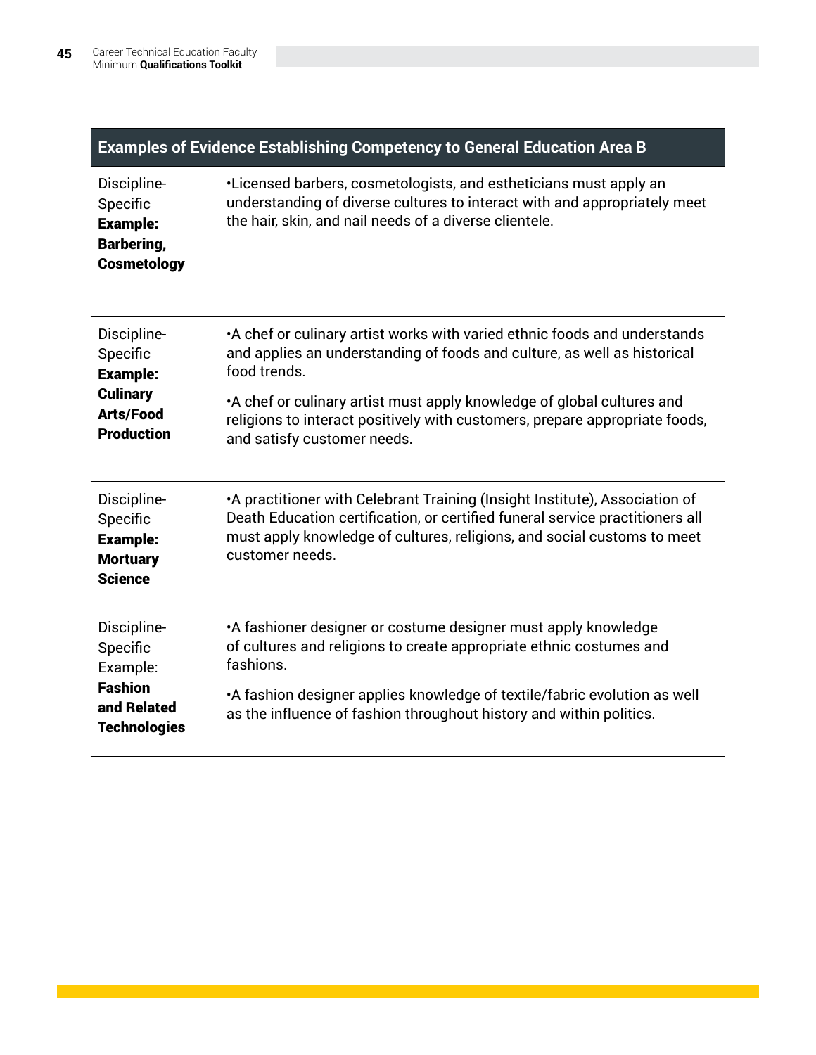| Examples of Evidence Establishing Competency to General Education Area B | |
|---|---|
| Discipline-Specific **Example: Barbering, Cosmetology** | •Licensed barbers, cosmetologists, and estheticians must apply an understanding of diverse cultures to interact with and appropriately meet the hair, skin, and nail needs of a diverse clientele. |
| Discipline-Specific **Example: Culinary Arts/Food Production** | •A chef or culinary artist works with varied ethnic foods and understands and applies an understanding of foods and culture, as well as historical food trends.<br><br>•A chef or culinary artist must apply knowledge of global cultures and religions to interact positively with customers, prepare appropriate foods, and satisfy customer needs. |
| Discipline-Specific **Example: Mortuary Science** | •A practitioner with Celebrant Training (Insight Institute), Association of Death Education certification, or certified funeral service practitioners all must apply knowledge of cultures, religions, and social customs to meet customer needs. |
| Discipline-Specific Example: **Fashion and Related Technologies** | •A fashioner designer or costume designer must apply knowledge of cultures and religions to create appropriate ethnic costumes and fashions.<br><br>•A fashion designer applies knowledge of textile/fabric evolution as well as the influence of fashion throughout history and within politics. |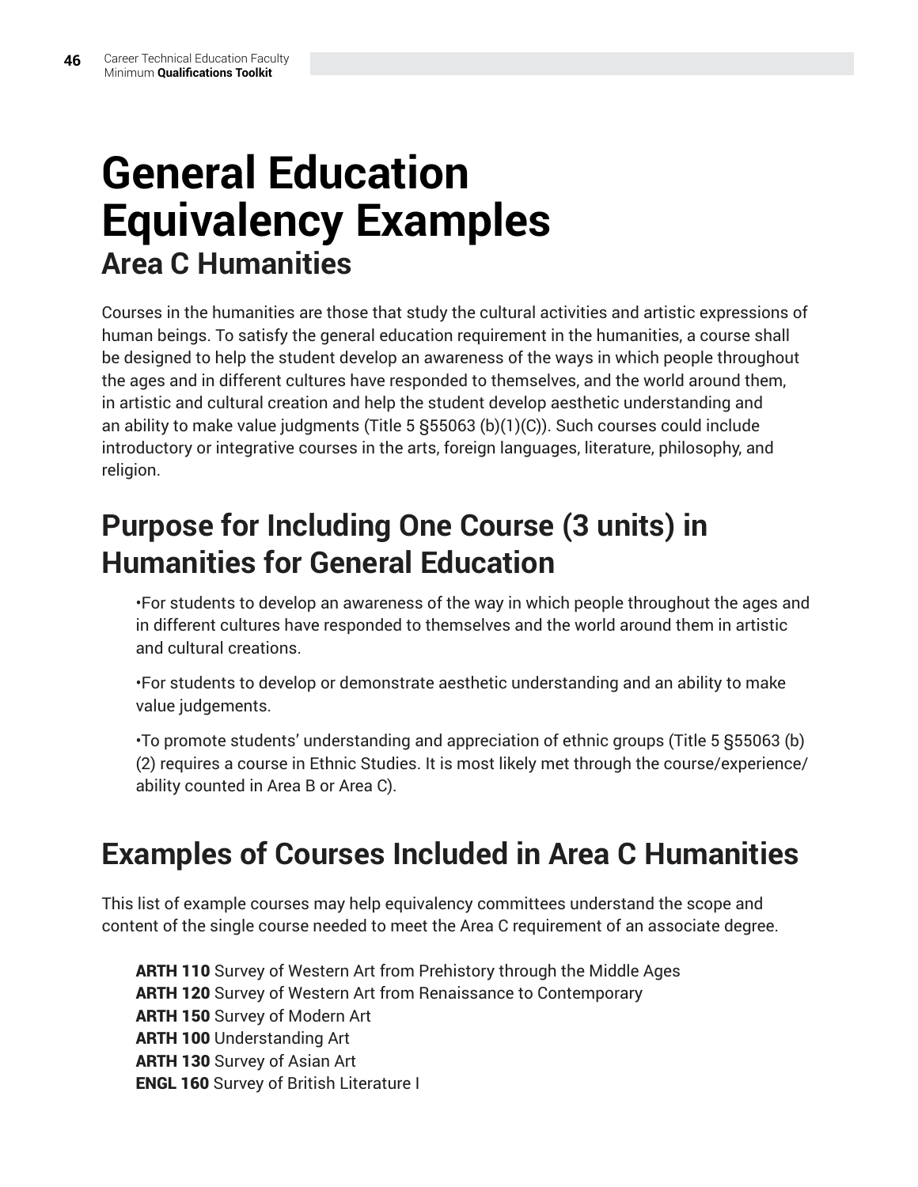# General Education Equivalency Examples

## Area C Humanities

Courses in the humanities are those that study the cultural activities and artistic expressions of human beings. To satisfy the general education requirement in the humanities, a course shall be designed to help the student develop an awareness of the ways in which people throughout the ages and in different cultures have responded to themselves, and the world around them, in artistic and cultural creation and help the student develop aesthetic understanding and an ability to make value judgments (Title 5 §55063 (b)(1)(C)). Such courses could include introductory or integrative courses in the arts, foreign languages, literature, philosophy, and religion.

## Purpose for Including One Course (3 units) in Humanities for General Education

- For students to develop an awareness of the way in which people throughout the ages and in different cultures have responded to themselves and the world around them in artistic and cultural creations.
- For students to develop or demonstrate aesthetic understanding and an ability to make value judgements.
- To promote students' understanding and appreciation of ethnic groups (Title 5 §55063 (b)(2) requires a course in Ethnic Studies. It is most likely met through the course/experience/ability counted in Area B or Area C).

## Examples of Courses Included in Area C Humanities

This list of example courses may help equivalency committees understand the scope and content of the single course needed to meet the Area C requirement of an associate degree.

**ARTH 110** Survey of Western Art from Prehistory through the Middle Ages
**ARTH 120** Survey of Western Art from Renaissance to Contemporary
**ARTH 150** Survey of Modern Art
**ARTH 100** Understanding Art
**ARTH 130** Survey of Asian Art
**ENGL 160** Survey of British Literature I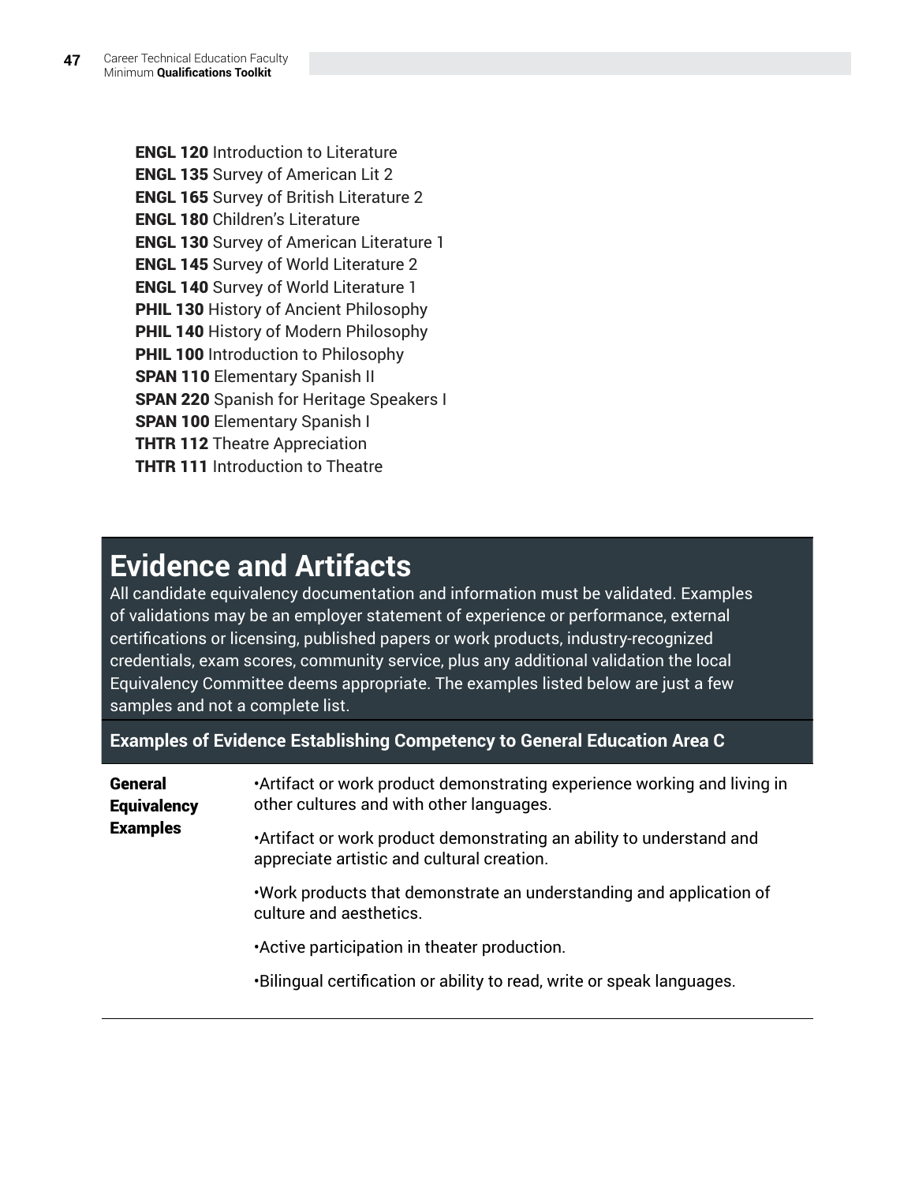**ENGL 120** Introduction to Literature
**ENGL 135** Survey of American Lit 2
**ENGL 165** Survey of British Literature 2
**ENGL 180** Children's Literature
**ENGL 130** Survey of American Literature 1
**ENGL 145** Survey of World Literature 2
**ENGL 140** Survey of World Literature 1
**PHIL 130** History of Ancient Philosophy
**PHIL 140** History of Modern Philosophy
**PHIL 100** Introduction to Philosophy
**SPAN 110** Elementary Spanish II
**SPAN 220** Spanish for Heritage Speakers I
**SPAN 100** Elementary Spanish I
**THTR 112** Theatre Appreciation
**THTR 111** Introduction to Theatre

## Evidence and Artifacts

All candidate equivalency documentation and information must be validated. Examples of validations may be an employer statement of experience or performance, external certifications or licensing, published papers or work products, industry-recognized credentials, exam scores, community service, plus any additional validation the local Equivalency Committee deems appropriate. The examples listed below are just a few samples and not a complete list.

**Examples of Evidence Establishing Competency to General Education Area C**

| | |
|---|---|
| **General Equivalency Examples** | •Artifact or work product demonstrating experience working and living in other cultures and with other languages.<br><br>•Artifact or work product demonstrating an ability to understand and appreciate artistic and cultural creation.<br><br>•Work products that demonstrate an understanding and application of culture and aesthetics.<br><br>•Active participation in theater production.<br><br>•Bilingual certification or ability to read, write or speak languages. |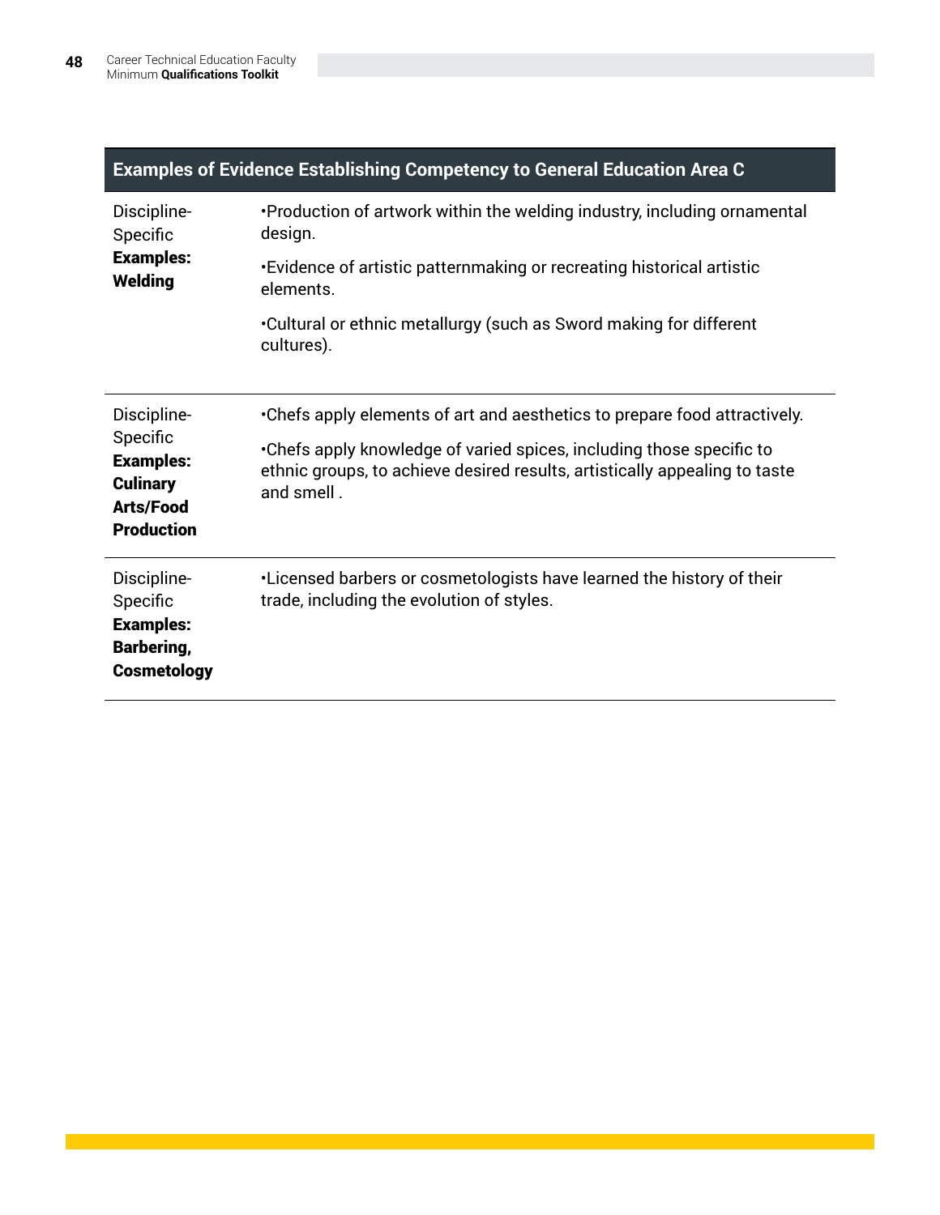| Examples of Evidence Establishing Competency to General Education Area C | |
|---|---|
| Discipline-Specific **Examples: Welding** | •Production of artwork within the welding industry, including ornamental design.<br><br>•Evidence of artistic patternmaking or recreating historical artistic elements.<br><br>•Cultural or ethnic metallurgy (such as Sword making for different cultures). |
| Discipline-Specific **Examples: Culinary Arts/Food Production** | •Chefs apply elements of art and aesthetics to prepare food attractively.<br><br>•Chefs apply knowledge of varied spices, including those specific to ethnic groups, to achieve desired results, artistically appealing to taste and smell . |
| Discipline-Specific **Examples: Barbering, Cosmetology** | •Licensed barbers or cosmetologists have learned the history of their trade, including the evolution of styles. |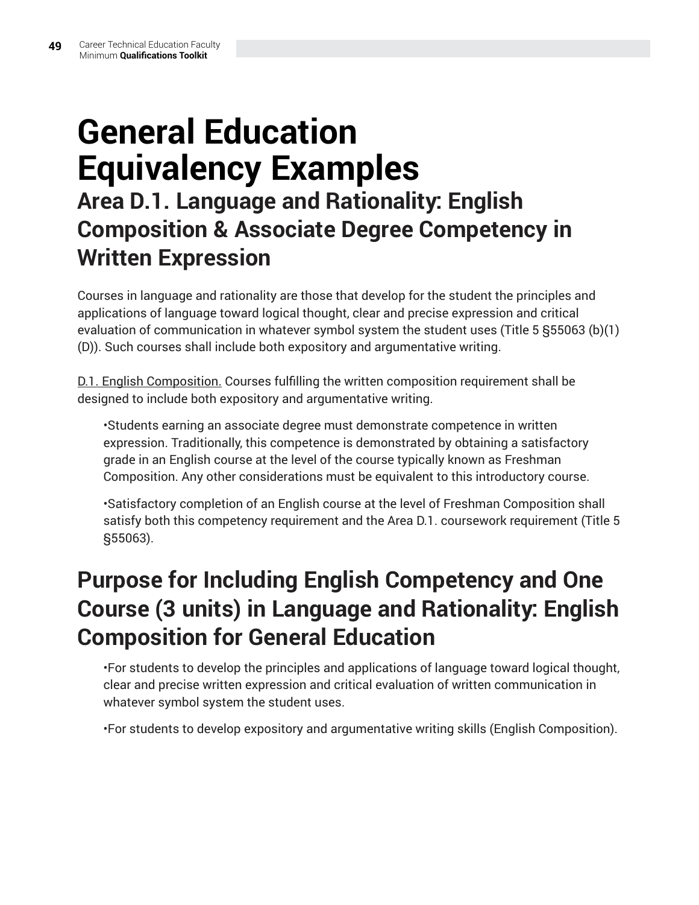# General Education Equivalency Examples

## Area D.1. Language and Rationality: English Composition & Associate Degree Competency in Written Expression

Courses in language and rationality are those that develop for the student the principles and applications of language toward logical thought, clear and precise expression and critical evaluation of communication in whatever symbol system the student uses (Title 5 §55063 (b)(1)(D)). Such courses shall include both expository and argumentative writing.

<u>D.1. English Composition.</u> Courses fulfilling the written composition requirement shall be designed to include both expository and argumentative writing.

- Students earning an associate degree must demonstrate competence in written expression. Traditionally, this competence is demonstrated by obtaining a satisfactory grade in an English course at the level of the course typically known as Freshman Composition. Any other considerations must be equivalent to this introductory course.
- Satisfactory completion of an English course at the level of Freshman Composition shall satisfy both this competency requirement and the Area D.1. coursework requirement (Title 5 §55063).

## Purpose for Including English Competency and One Course (3 units) in Language and Rationality: English Composition for General Education

- For students to develop the principles and applications of language toward logical thought, clear and precise written expression and critical evaluation of written communication in whatever symbol system the student uses.
- For students to develop expository and argumentative writing skills (English Composition).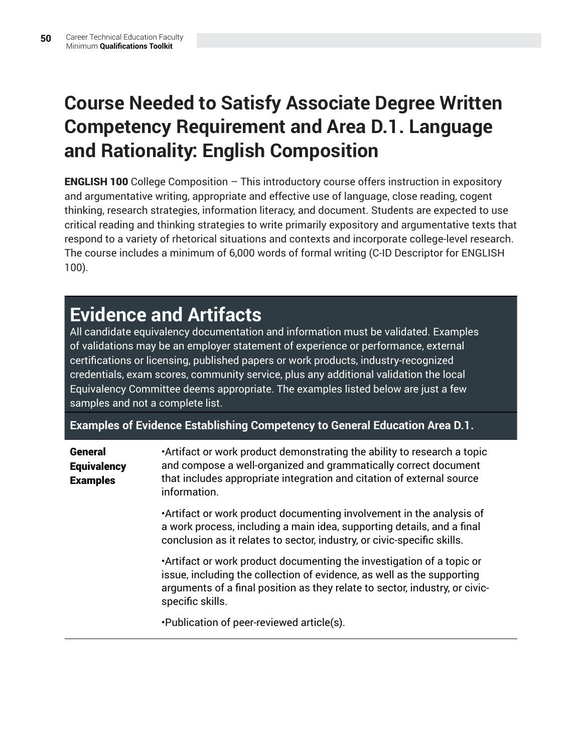# Course Needed to Satisfy Associate Degree Written Competency Requirement and Area D.1. Language and Rationality: English Composition

**ENGLISH 100** College Composition – This introductory course offers instruction in expository and argumentative writing, appropriate and effective use of language, close reading, cogent thinking, research strategies, information literacy, and document. Students are expected to use critical reading and thinking strategies to write primarily expository and argumentative texts that respond to a variety of rhetorical situations and contexts and incorporate college-level research. The course includes a minimum of 6,000 words of formal writing (C-ID Descriptor for ENGLISH 100).

## Evidence and Artifacts

All candidate equivalency documentation and information must be validated. Examples of validations may be an employer statement of experience or performance, external certifications or licensing, published papers or work products, industry-recognized credentials, exam scores, community service, plus any additional validation the local Equivalency Committee deems appropriate. The examples listed below are just a few samples and not a complete list.

**Examples of Evidence Establishing Competency to General Education Area D.1.**

| | |
|---|---|
| **General Equivalency Examples** | •Artifact or work product demonstrating the ability to research a topic and compose a well-organized and grammatically correct document that includes appropriate integration and citation of external source information.<br><br>•Artifact or work product documenting involvement in the analysis of a work process, including a main idea, supporting details, and a final conclusion as it relates to sector, industry, or civic-specific skills.<br><br>•Artifact or work product documenting the investigation of a topic or issue, including the collection of evidence, as well as the supporting arguments of a final position as they relate to sector, industry, or civic-specific skills.<br><br>•Publication of peer-reviewed article(s). |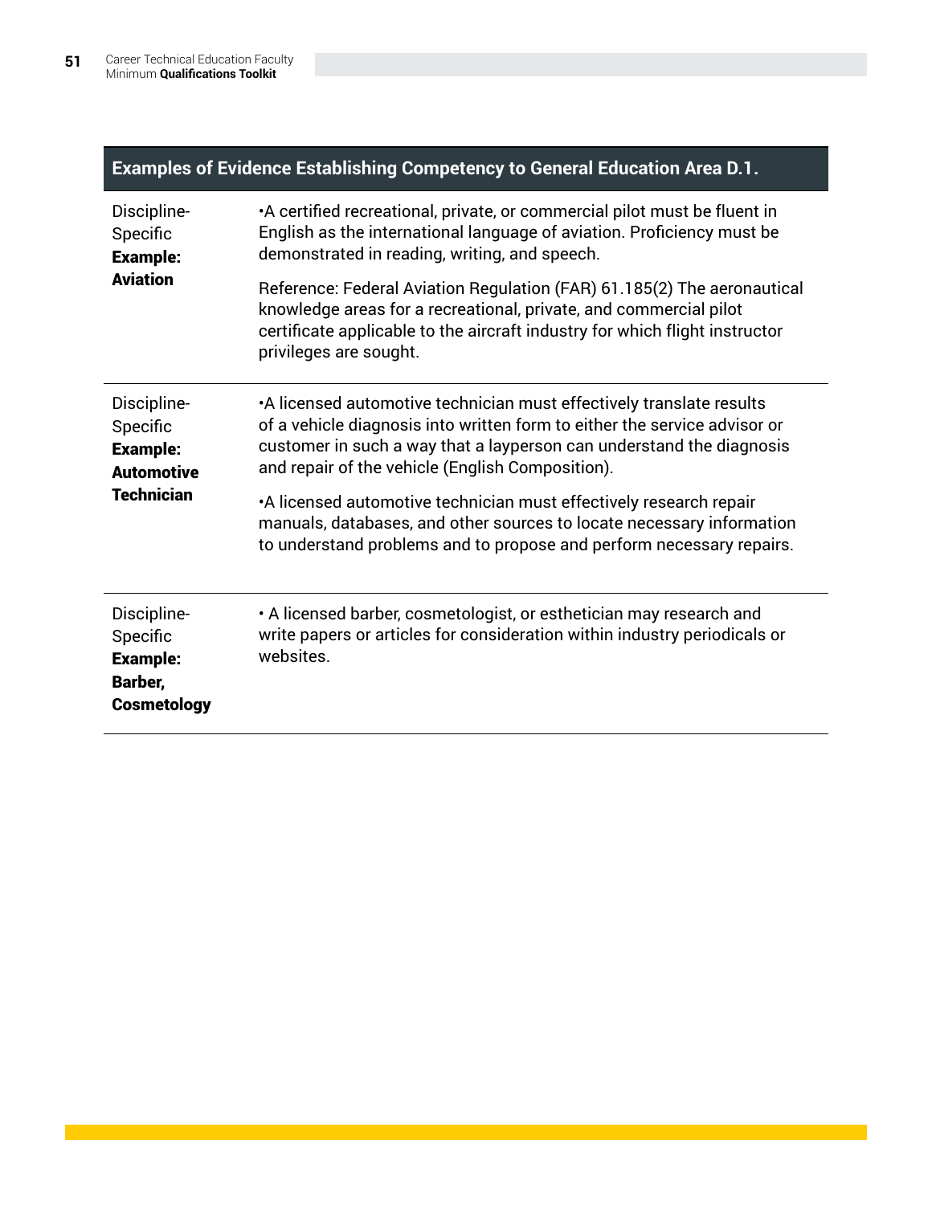| Examples of Evidence Establishing Competency to General Education Area D.1. | |
|---|---|
| Discipline-Specific **Example: Aviation** | •A certified recreational, private, or commercial pilot must be fluent in English as the international language of aviation. Proficiency must be demonstrated in reading, writing, and speech.<br><br>Reference: Federal Aviation Regulation (FAR) 61.185(2) The aeronautical knowledge areas for a recreational, private, and commercial pilot certificate applicable to the aircraft industry for which flight instructor privileges are sought. |
| Discipline-Specific **Example: Automotive Technician** | •A licensed automotive technician must effectively translate results of a vehicle diagnosis into written form to either the service advisor or customer in such a way that a layperson can understand the diagnosis and repair of the vehicle (English Composition).<br><br>•A licensed automotive technician must effectively research repair manuals, databases, and other sources to locate necessary information to understand problems and to propose and perform necessary repairs. |
| Discipline-Specific **Example: Barber, Cosmetology** | • A licensed barber, cosmetologist, or esthetician may research and write papers or articles for consideration within industry periodicals or websites. |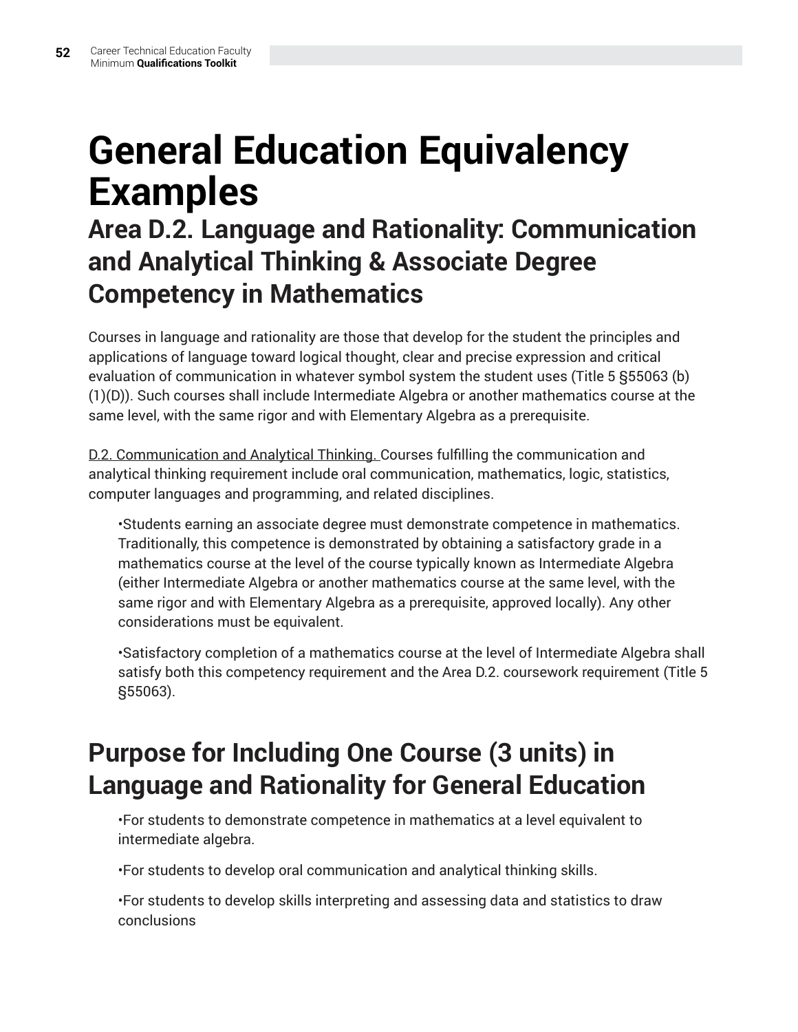# General Education Equivalency Examples

## Area D.2. Language and Rationality: Communication and Analytical Thinking & Associate Degree Competency in Mathematics

Courses in language and rationality are those that develop for the student the principles and applications of language toward logical thought, clear and precise expression and critical evaluation of communication in whatever symbol system the student uses (Title 5 §55063 (b)(1)(D)). Such courses shall include Intermediate Algebra or another mathematics course at the same level, with the same rigor and with Elementary Algebra as a prerequisite.

D.2. Communication and Analytical Thinking. Courses fulfilling the communication and analytical thinking requirement include oral communication, mathematics, logic, statistics, computer languages and programming, and related disciplines.

- Students earning an associate degree must demonstrate competence in mathematics. Traditionally, this competence is demonstrated by obtaining a satisfactory grade in a mathematics course at the level of the course typically known as Intermediate Algebra (either Intermediate Algebra or another mathematics course at the same level, with the same rigor and with Elementary Algebra as a prerequisite, approved locally). Any other considerations must be equivalent.
- Satisfactory completion of a mathematics course at the level of Intermediate Algebra shall satisfy both this competency requirement and the Area D.2. coursework requirement (Title 5 §55063).

## Purpose for Including One Course (3 units) in Language and Rationality for General Education

- For students to demonstrate competence in mathematics at a level equivalent to intermediate algebra.
- For students to develop oral communication and analytical thinking skills.
- For students to develop skills interpreting and assessing data and statistics to draw conclusions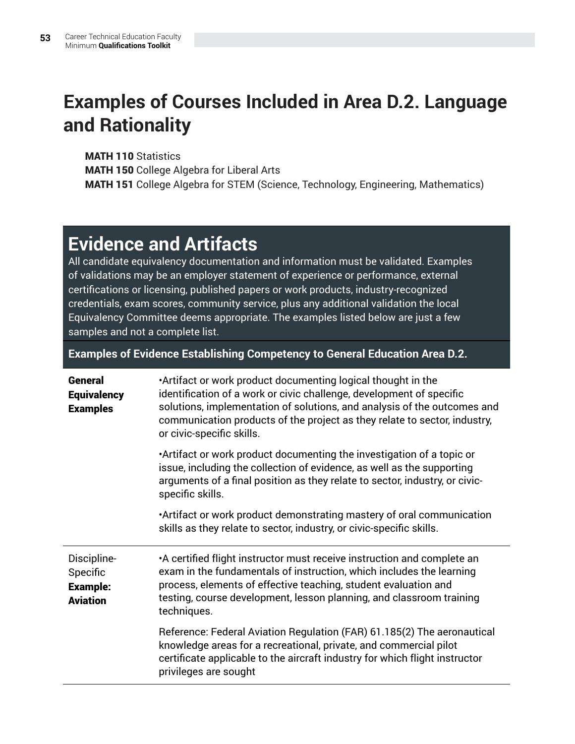# Examples of Courses Included in Area D.2. Language and Rationality

**MATH 110** Statistics
**MATH 150** College Algebra for Liberal Arts
**MATH 151** College Algebra for STEM (Science, Technology, Engineering, Mathematics)

## Evidence and Artifacts

All candidate equivalency documentation and information must be validated. Examples of validations may be an employer statement of experience or performance, external certifications or licensing, published papers or work products, industry-recognized credentials, exam scores, community service, plus any additional validation the local Equivalency Committee deems appropriate. The examples listed below are just a few samples and not a complete list.

| Examples of Evidence Establishing Competency to General Education Area D.2. | |
|---|---|
| **General Equivalency Examples** | •Artifact or work product documenting logical thought in the identification of a work or civic challenge, development of specific solutions, implementation of solutions, and analysis of the outcomes and communication products of the project as they relate to sector, industry, or civic-specific skills.<br><br>•Artifact or work product documenting the investigation of a topic or issue, including the collection of evidence, as well as the supporting arguments of a final position as they relate to sector, industry, or civic-specific skills.<br><br>•Artifact or work product demonstrating mastery of oral communication skills as they relate to sector, industry, or civic-specific skills. |
| Discipline-Specific **Example: Aviation** | •A certified flight instructor must receive instruction and complete an exam in the fundamentals of instruction, which includes the learning process, elements of effective teaching, student evaluation and testing, course development, lesson planning, and classroom training techniques.<br><br>Reference: Federal Aviation Regulation (FAR) 61.185(2) The aeronautical knowledge areas for a recreational, private, and commercial pilot certificate applicable to the aircraft industry for which flight instructor privileges are sought |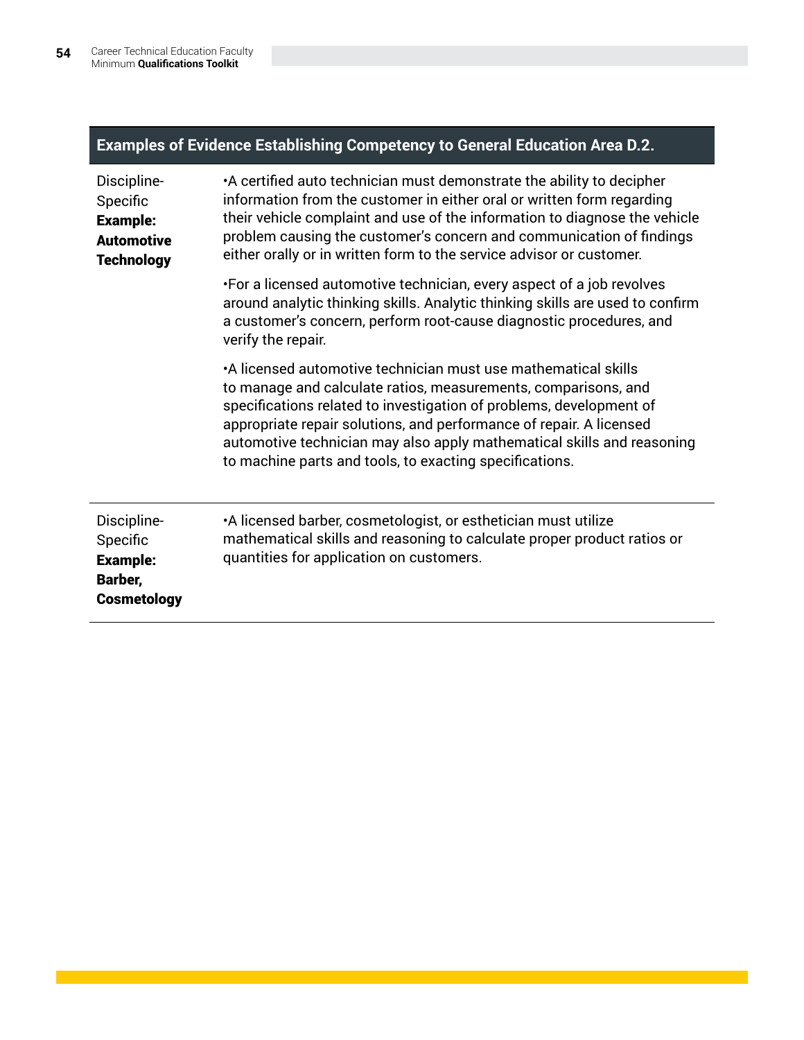| Examples of Evidence Establishing Competency to General Education Area D.2. | |
|---|---|
| Discipline-Specific **Example: Automotive Technology** | •A certified auto technician must demonstrate the ability to decipher information from the customer in either oral or written form regarding their vehicle complaint and use of the information to diagnose the vehicle problem causing the customer's concern and communication of findings either orally or in written form to the service advisor or customer.<br><br>•For a licensed automotive technician, every aspect of a job revolves around analytic thinking skills. Analytic thinking skills are used to confirm a customer's concern, perform root-cause diagnostic procedures, and verify the repair.<br><br>•A licensed automotive technician must use mathematical skills to manage and calculate ratios, measurements, comparisons, and specifications related to investigation of problems, development of appropriate repair solutions, and performance of repair. A licensed automotive technician may also apply mathematical skills and reasoning to machine parts and tools, to exacting specifications. |
| Discipline-Specific **Example: Barber, Cosmetology** | •A licensed barber, cosmetologist, or esthetician must utilize mathematical skills and reasoning to calculate proper product ratios or quantities for application on customers. |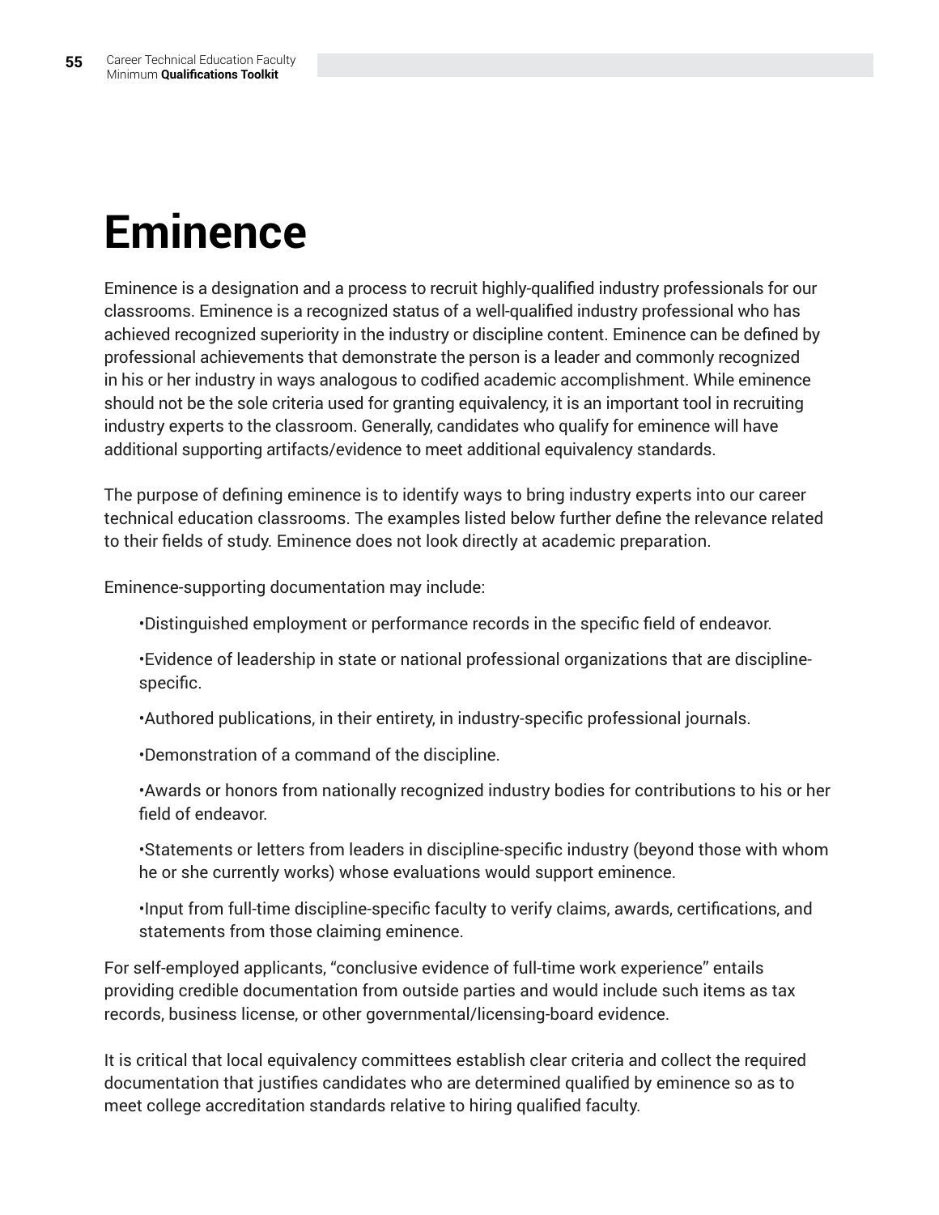# Eminence

Eminence is a designation and a process to recruit highly-qualified industry professionals for our classrooms. Eminence is a recognized status of a well-qualified industry professional who has achieved recognized superiority in the industry or discipline content. Eminence can be defined by professional achievements that demonstrate the person is a leader and commonly recognized in his or her industry in ways analogous to codified academic accomplishment. While eminence should not be the sole criteria used for granting equivalency, it is an important tool in recruiting industry experts to the classroom. Generally, candidates who qualify for eminence will have additional supporting artifacts/evidence to meet additional equivalency standards.

The purpose of defining eminence is to identify ways to bring industry experts into our career technical education classrooms. The examples listed below further define the relevance related to their fields of study. Eminence does not look directly at academic preparation.

Eminence-supporting documentation may include:

- Distinguished employment or performance records in the specific field of endeavor.
- Evidence of leadership in state or national professional organizations that are discipline-specific.
- Authored publications, in their entirety, in industry-specific professional journals.
- Demonstration of a command of the discipline.
- Awards or honors from nationally recognized industry bodies for contributions to his or her field of endeavor.
- Statements or letters from leaders in discipline-specific industry (beyond those with whom he or she currently works) whose evaluations would support eminence.
- Input from full-time discipline-specific faculty to verify claims, awards, certifications, and statements from those claiming eminence.

For self-employed applicants, "conclusive evidence of full-time work experience" entails providing credible documentation from outside parties and would include such items as tax records, business license, or other governmental/licensing-board evidence.

It is critical that local equivalency committees establish clear criteria and collect the required documentation that justifies candidates who are determined qualified by eminence so as to meet college accreditation standards relative to hiring qualified faculty.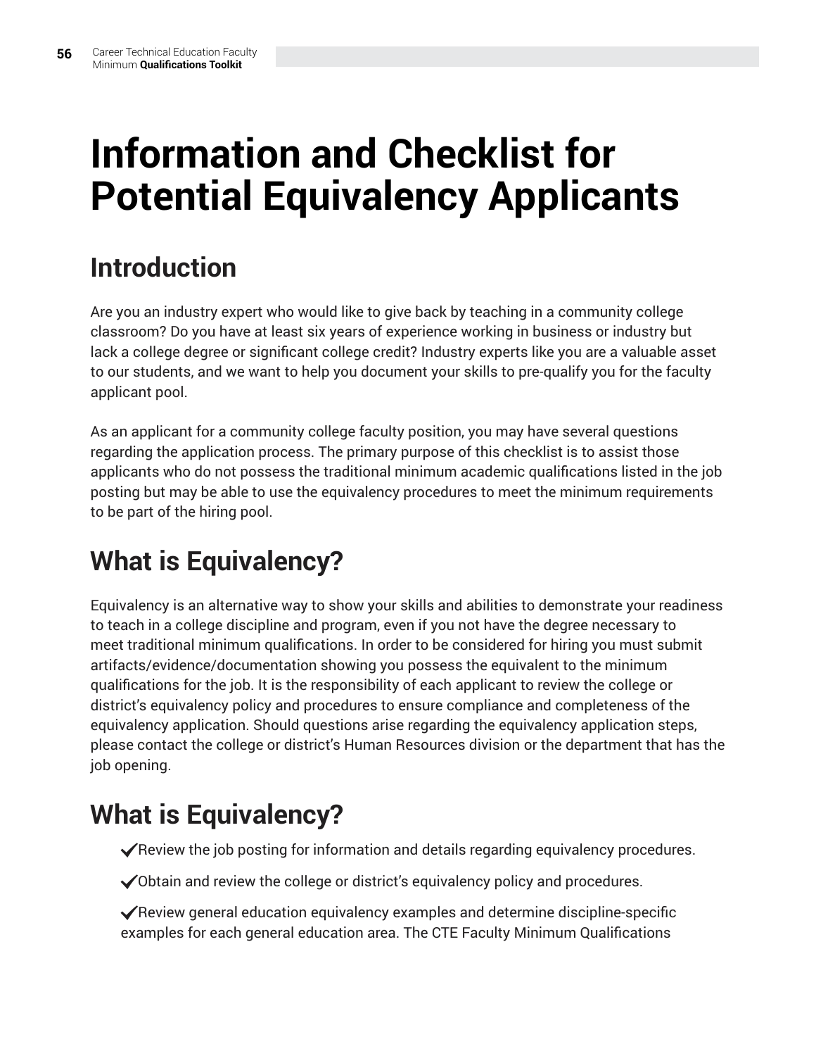# Information and Checklist for Potential Equivalency Applicants

## Introduction

Are you an industry expert who would like to give back by teaching in a community college classroom? Do you have at least six years of experience working in business or industry but lack a college degree or significant college credit? Industry experts like you are a valuable asset to our students, and we want to help you document your skills to pre-qualify you for the faculty applicant pool.

As an applicant for a community college faculty position, you may have several questions regarding the application process. The primary purpose of this checklist is to assist those applicants who do not possess the traditional minimum academic qualifications listed in the job posting but may be able to use the equivalency procedures to meet the minimum requirements to be part of the hiring pool.

## What is Equivalency?

Equivalency is an alternative way to show your skills and abilities to demonstrate your readiness to teach in a college discipline and program, even if you not have the degree necessary to meet traditional minimum qualifications. In order to be considered for hiring you must submit artifacts/evidence/documentation showing you possess the equivalent to the minimum qualifications for the job. It is the responsibility of each applicant to review the college or district's equivalency policy and procedures to ensure compliance and completeness of the equivalency application. Should questions arise regarding the equivalency application steps, please contact the college or district's Human Resources division or the department that has the job opening.

## What is Equivalency?

- ✔Review the job posting for information and details regarding equivalency procedures.
- ✔Obtain and review the college or district's equivalency policy and procedures.
- ✔Review general education equivalency examples and determine discipline-specific examples for each general education area. The CTE Faculty Minimum Qualifications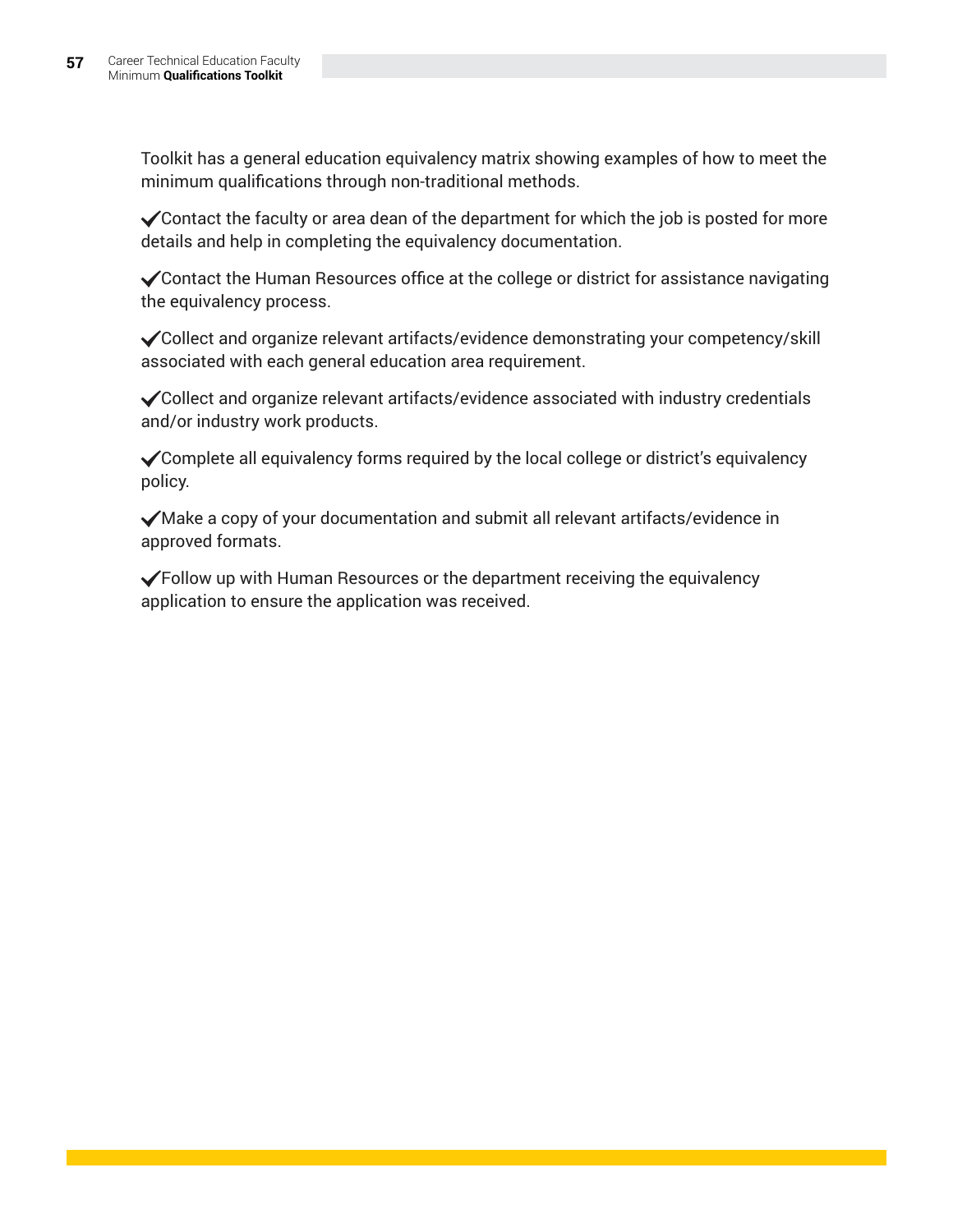Toolkit has a general education equivalency matrix showing examples of how to meet the minimum qualifications through non-traditional methods.

✓Contact the faculty or area dean of the department for which the job is posted for more details and help in completing the equivalency documentation.

✓Contact the Human Resources office at the college or district for assistance navigating the equivalency process.

✓Collect and organize relevant artifacts/evidence demonstrating your competency/skill associated with each general education area requirement.

✓Collect and organize relevant artifacts/evidence associated with industry credentials and/or industry work products.

✓Complete all equivalency forms required by the local college or district's equivalency policy.

✓Make a copy of your documentation and submit all relevant artifacts/evidence in approved formats.

✓Follow up with Human Resources or the department receiving the equivalency application to ensure the application was received.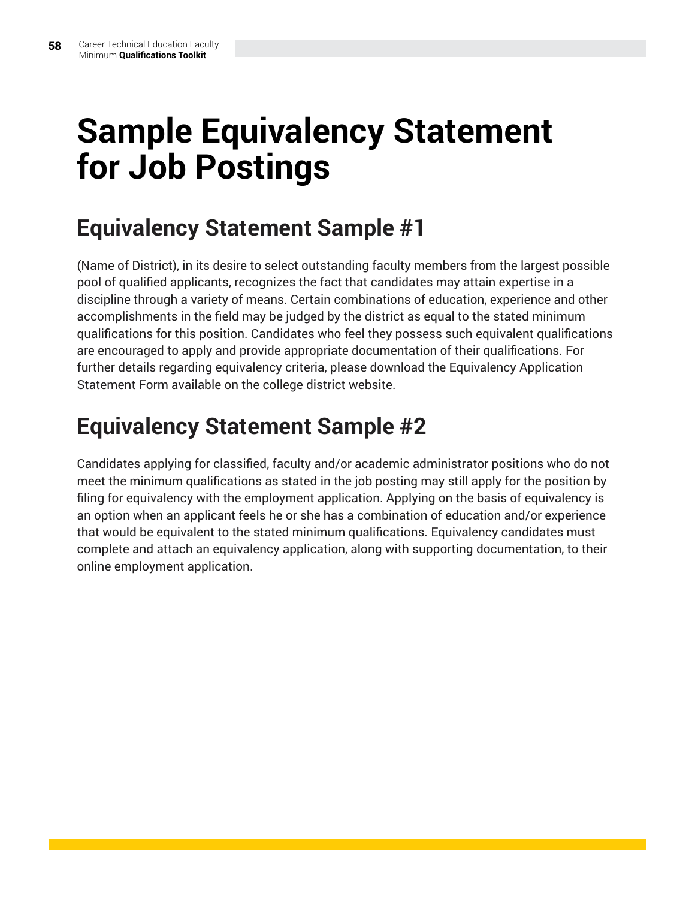# Sample Equivalency Statement for Job Postings

## Equivalency Statement Sample #1

(Name of District), in its desire to select outstanding faculty members from the largest possible pool of qualified applicants, recognizes the fact that candidates may attain expertise in a discipline through a variety of means. Certain combinations of education, experience and other accomplishments in the field may be judged by the district as equal to the stated minimum qualifications for this position. Candidates who feel they possess such equivalent qualifications are encouraged to apply and provide appropriate documentation of their qualifications. For further details regarding equivalency criteria, please download the Equivalency Application Statement Form available on the college district website.

## Equivalency Statement Sample #2

Candidates applying for classified, faculty and/or academic administrator positions who do not meet the minimum qualifications as stated in the job posting may still apply for the position by filing for equivalency with the employment application. Applying on the basis of equivalency is an option when an applicant feels he or she has a combination of education and/or experience that would be equivalent to the stated minimum qualifications. Equivalency candidates must complete and attach an equivalency application, along with supporting documentation, to their online employment application.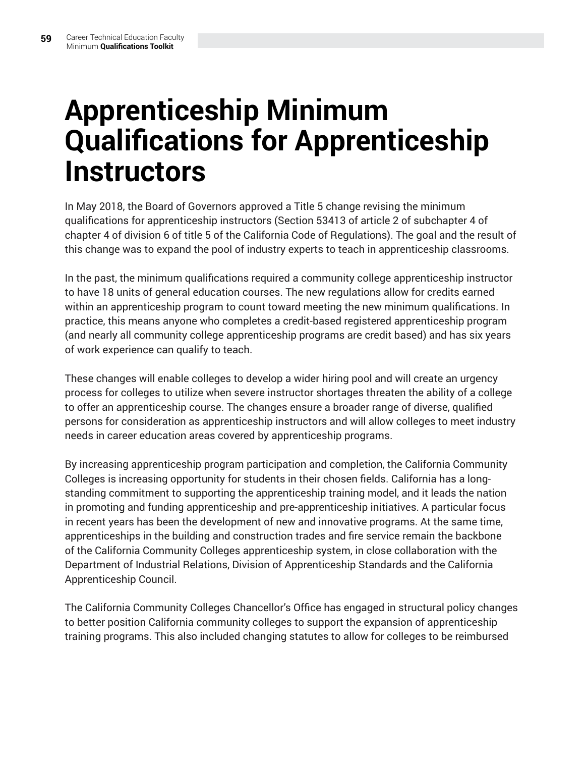# Apprenticeship Minimum Qualifications for Apprenticeship Instructors

In May 2018, the Board of Governors approved a Title 5 change revising the minimum qualifications for apprenticeship instructors (Section 53413 of article 2 of subchapter 4 of chapter 4 of division 6 of title 5 of the California Code of Regulations). The goal and the result of this change was to expand the pool of industry experts to teach in apprenticeship classrooms.

In the past, the minimum qualifications required a community college apprenticeship instructor to have 18 units of general education courses. The new regulations allow for credits earned within an apprenticeship program to count toward meeting the new minimum qualifications. In practice, this means anyone who completes a credit-based registered apprenticeship program (and nearly all community college apprenticeship programs are credit based) and has six years of work experience can qualify to teach.

These changes will enable colleges to develop a wider hiring pool and will create an urgency process for colleges to utilize when severe instructor shortages threaten the ability of a college to offer an apprenticeship course. The changes ensure a broader range of diverse, qualified persons for consideration as apprenticeship instructors and will allow colleges to meet industry needs in career education areas covered by apprenticeship programs.

By increasing apprenticeship program participation and completion, the California Community Colleges is increasing opportunity for students in their chosen fields. California has a long-standing commitment to supporting the apprenticeship training model, and it leads the nation in promoting and funding apprenticeship and pre-apprenticeship initiatives. A particular focus in recent years has been the development of new and innovative programs. At the same time, apprenticeships in the building and construction trades and fire service remain the backbone of the California Community Colleges apprenticeship system, in close collaboration with the Department of Industrial Relations, Division of Apprenticeship Standards and the California Apprenticeship Council.

The California Community Colleges Chancellor's Office has engaged in structural policy changes to better position California community colleges to support the expansion of apprenticeship training programs. This also included changing statutes to allow for colleges to be reimbursed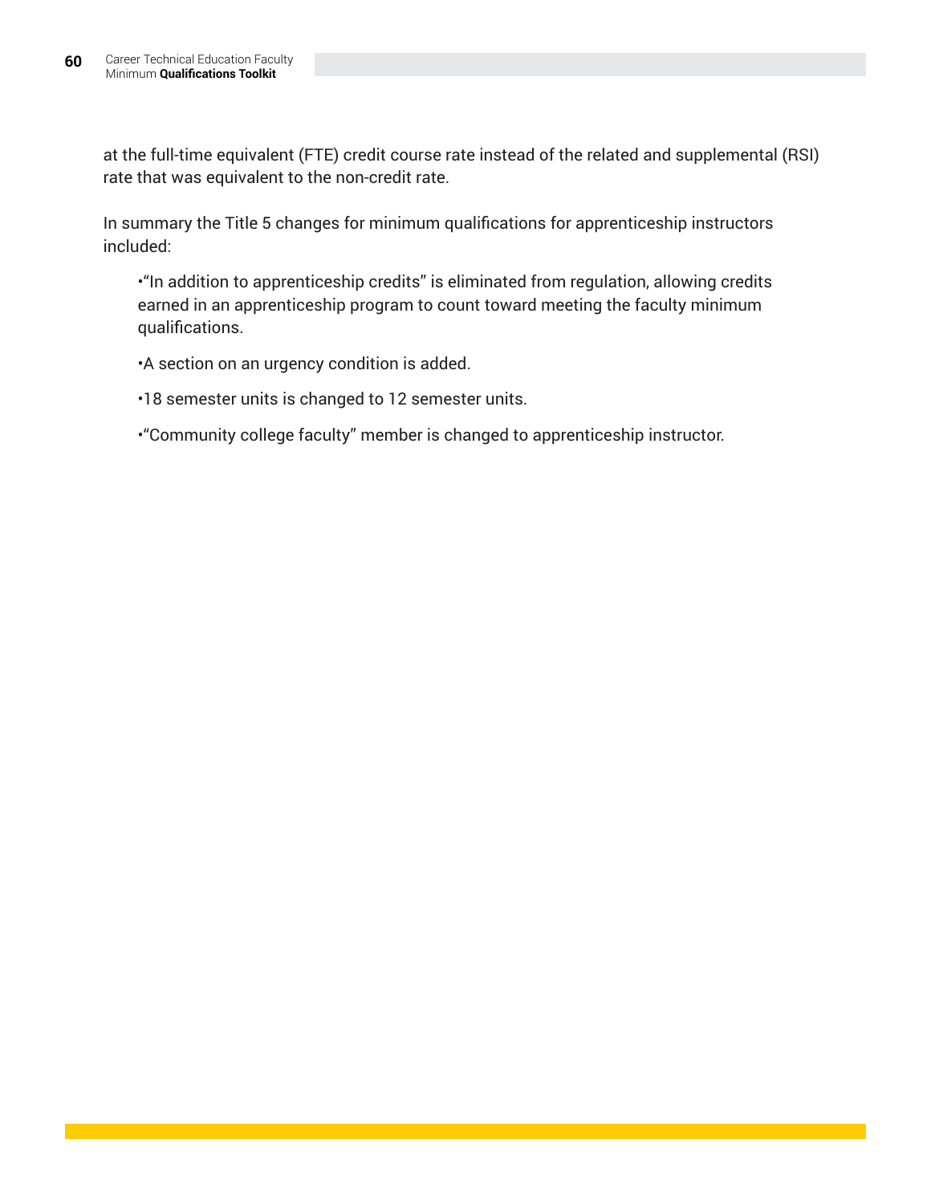at the full-time equivalent (FTE) credit course rate instead of the related and supplemental (RSI) rate that was equivalent to the non-credit rate.

In summary the Title 5 changes for minimum qualifications for apprenticeship instructors included:

- "In addition to apprenticeship credits" is eliminated from regulation, allowing credits earned in an apprenticeship program to count toward meeting the faculty minimum qualifications.
- A section on an urgency condition is added.
- 18 semester units is changed to 12 semester units.
- "Community college faculty" member is changed to apprenticeship instructor.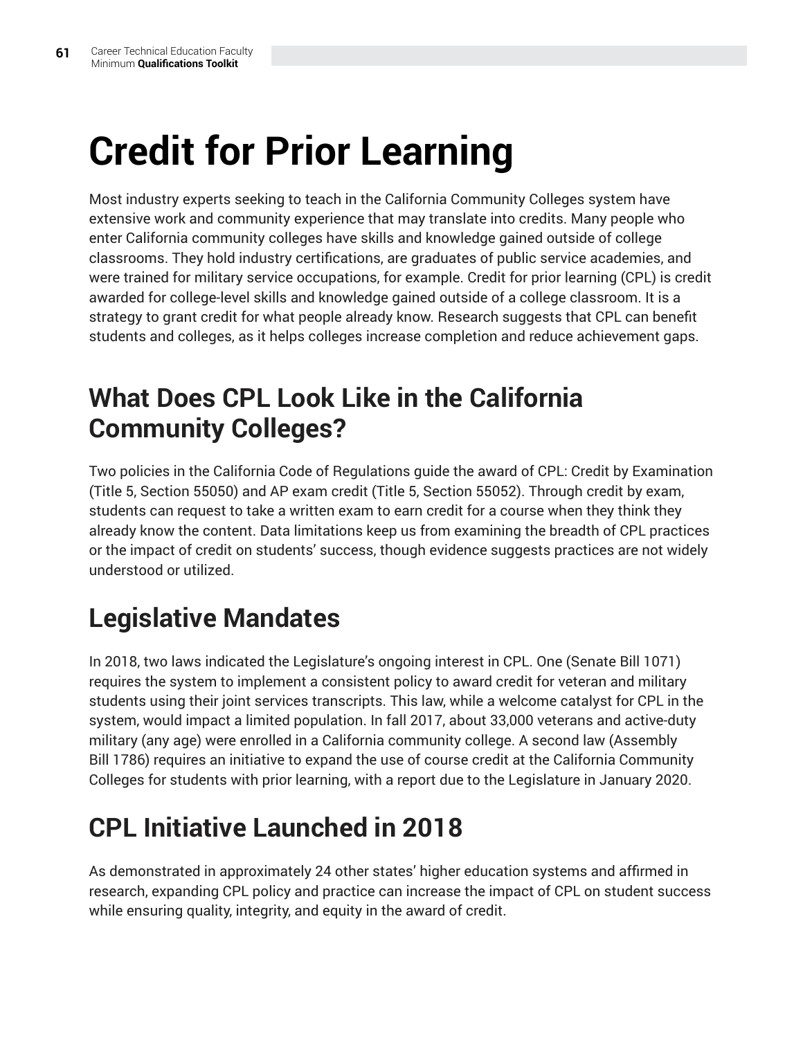# Credit for Prior Learning

Most industry experts seeking to teach in the California Community Colleges system have extensive work and community experience that may translate into credits. Many people who enter California community colleges have skills and knowledge gained outside of college classrooms. They hold industry certifications, are graduates of public service academies, and were trained for military service occupations, for example. Credit for prior learning (CPL) is credit awarded for college-level skills and knowledge gained outside of a college classroom. It is a strategy to grant credit for what people already know. Research suggests that CPL can benefit students and colleges, as it helps colleges increase completion and reduce achievement gaps.

## What Does CPL Look Like in the California Community Colleges?

Two policies in the California Code of Regulations guide the award of CPL: Credit by Examination (Title 5, Section 55050) and AP exam credit (Title 5, Section 55052). Through credit by exam, students can request to take a written exam to earn credit for a course when they think they already know the content. Data limitations keep us from examining the breadth of CPL practices or the impact of credit on students' success, though evidence suggests practices are not widely understood or utilized.

## Legislative Mandates

In 2018, two laws indicated the Legislature's ongoing interest in CPL. One (Senate Bill 1071) requires the system to implement a consistent policy to award credit for veteran and military students using their joint services transcripts. This law, while a welcome catalyst for CPL in the system, would impact a limited population. In fall 2017, about 33,000 veterans and active-duty military (any age) were enrolled in a California community college. A second law (Assembly Bill 1786) requires an initiative to expand the use of course credit at the California Community Colleges for students with prior learning, with a report due to the Legislature in January 2020.

## CPL Initiative Launched in 2018

As demonstrated in approximately 24 other states' higher education systems and affirmed in research, expanding CPL policy and practice can increase the impact of CPL on student success while ensuring quality, integrity, and equity in the award of credit.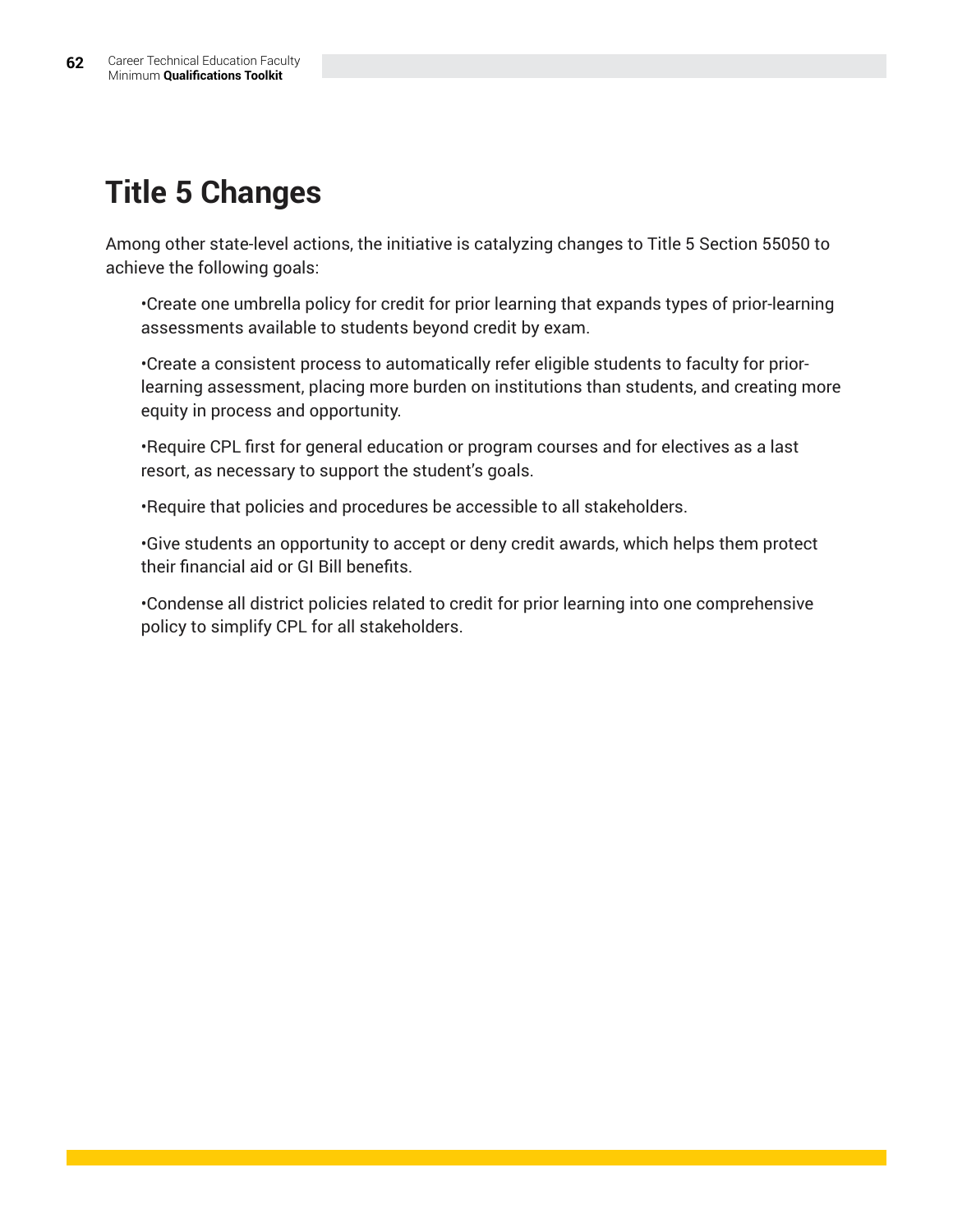# Title 5 Changes

Among other state-level actions, the initiative is catalyzing changes to Title 5 Section 55050 to achieve the following goals:

- Create one umbrella policy for credit for prior learning that expands types of prior-learning assessments available to students beyond credit by exam.
- Create a consistent process to automatically refer eligible students to faculty for prior-learning assessment, placing more burden on institutions than students, and creating more equity in process and opportunity.
- Require CPL first for general education or program courses and for electives as a last resort, as necessary to support the student's goals.
- Require that policies and procedures be accessible to all stakeholders.
- Give students an opportunity to accept or deny credit awards, which helps them protect their financial aid or GI Bill benefits.
- Condense all district policies related to credit for prior learning into one comprehensive policy to simplify CPL for all stakeholders.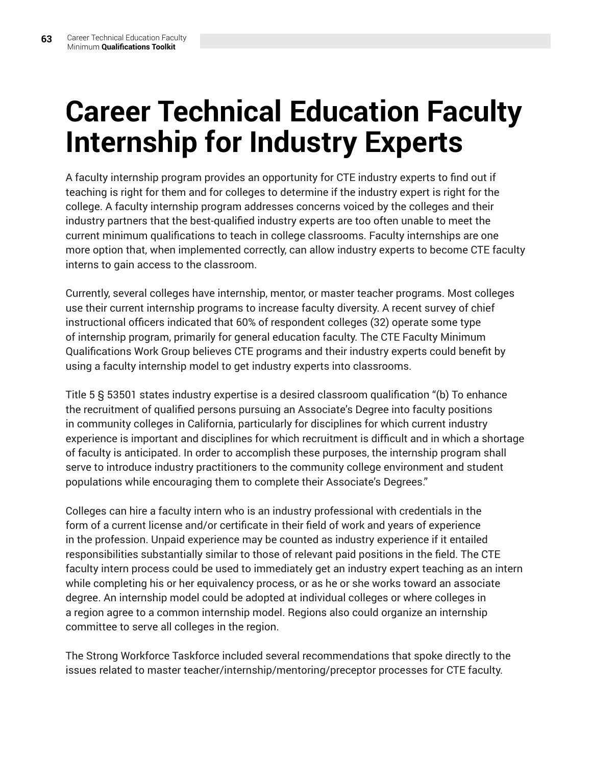# Career Technical Education Faculty Internship for Industry Experts

A faculty internship program provides an opportunity for CTE industry experts to find out if teaching is right for them and for colleges to determine if the industry expert is right for the college. A faculty internship program addresses concerns voiced by the colleges and their industry partners that the best-qualified industry experts are too often unable to meet the current minimum qualifications to teach in college classrooms. Faculty internships are one more option that, when implemented correctly, can allow industry experts to become CTE faculty interns to gain access to the classroom.

Currently, several colleges have internship, mentor, or master teacher programs. Most colleges use their current internship programs to increase faculty diversity. A recent survey of chief instructional officers indicated that 60% of respondent colleges (32) operate some type of internship program, primarily for general education faculty. The CTE Faculty Minimum Qualifications Work Group believes CTE programs and their industry experts could benefit by using a faculty internship model to get industry experts into classrooms.

Title 5 § 53501 states industry expertise is a desired classroom qualification "(b) To enhance the recruitment of qualified persons pursuing an Associate's Degree into faculty positions in community colleges in California, particularly for disciplines for which current industry experience is important and disciplines for which recruitment is difficult and in which a shortage of faculty is anticipated. In order to accomplish these purposes, the internship program shall serve to introduce industry practitioners to the community college environment and student populations while encouraging them to complete their Associate's Degrees."

Colleges can hire a faculty intern who is an industry professional with credentials in the form of a current license and/or certificate in their field of work and years of experience in the profession. Unpaid experience may be counted as industry experience if it entailed responsibilities substantially similar to those of relevant paid positions in the field. The CTE faculty intern process could be used to immediately get an industry expert teaching as an intern while completing his or her equivalency process, or as he or she works toward an associate degree. An internship model could be adopted at individual colleges or where colleges in a region agree to a common internship model. Regions also could organize an internship committee to serve all colleges in the region.

The Strong Workforce Taskforce included several recommendations that spoke directly to the issues related to master teacher/internship/mentoring/preceptor processes for CTE faculty.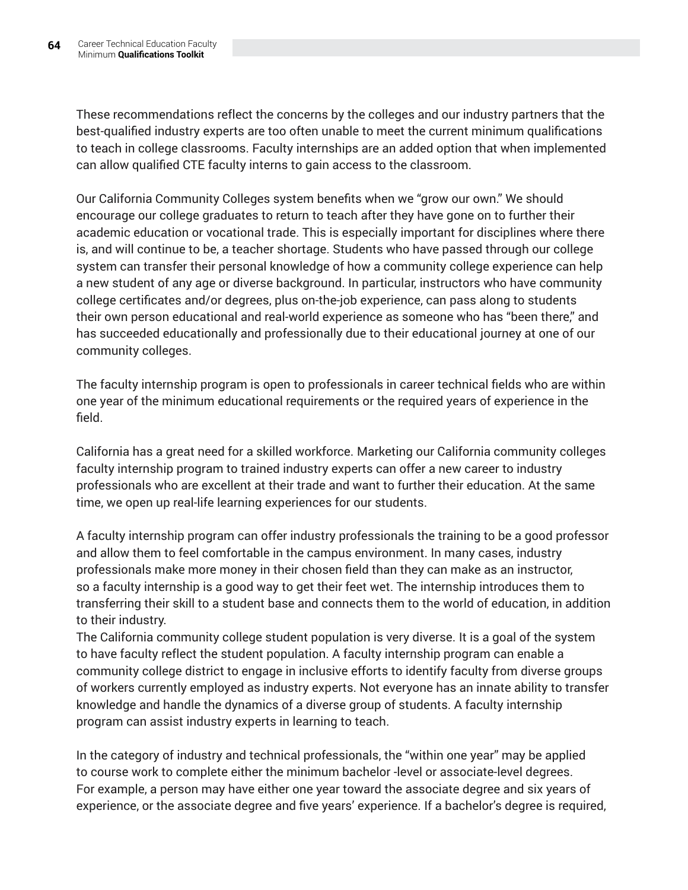These recommendations reflect the concerns by the colleges and our industry partners that the best-qualified industry experts are too often unable to meet the current minimum qualifications to teach in college classrooms. Faculty internships are an added option that when implemented can allow qualified CTE faculty interns to gain access to the classroom.

Our California Community Colleges system benefits when we "grow our own." We should encourage our college graduates to return to teach after they have gone on to further their academic education or vocational trade. This is especially important for disciplines where there is, and will continue to be, a teacher shortage. Students who have passed through our college system can transfer their personal knowledge of how a community college experience can help a new student of any age or diverse background. In particular, instructors who have community college certificates and/or degrees, plus on-the-job experience, can pass along to students their own person educational and real-world experience as someone who has "been there," and has succeeded educationally and professionally due to their educational journey at one of our community colleges.

The faculty internship program is open to professionals in career technical fields who are within one year of the minimum educational requirements or the required years of experience in the field.

California has a great need for a skilled workforce. Marketing our California community colleges faculty internship program to trained industry experts can offer a new career to industry professionals who are excellent at their trade and want to further their education. At the same time, we open up real-life learning experiences for our students.

A faculty internship program can offer industry professionals the training to be a good professor and allow them to feel comfortable in the campus environment. In many cases, industry professionals make more money in their chosen field than they can make as an instructor, so a faculty internship is a good way to get their feet wet. The internship introduces them to transferring their skill to a student base and connects them to the world of education, in addition to their industry.

The California community college student population is very diverse. It is a goal of the system to have faculty reflect the student population. A faculty internship program can enable a community college district to engage in inclusive efforts to identify faculty from diverse groups of workers currently employed as industry experts. Not everyone has an innate ability to transfer knowledge and handle the dynamics of a diverse group of students. A faculty internship program can assist industry experts in learning to teach.

In the category of industry and technical professionals, the "within one year" may be applied to course work to complete either the minimum bachelor -level or associate-level degrees. For example, a person may have either one year toward the associate degree and six years of experience, or the associate degree and five years' experience. If a bachelor's degree is required,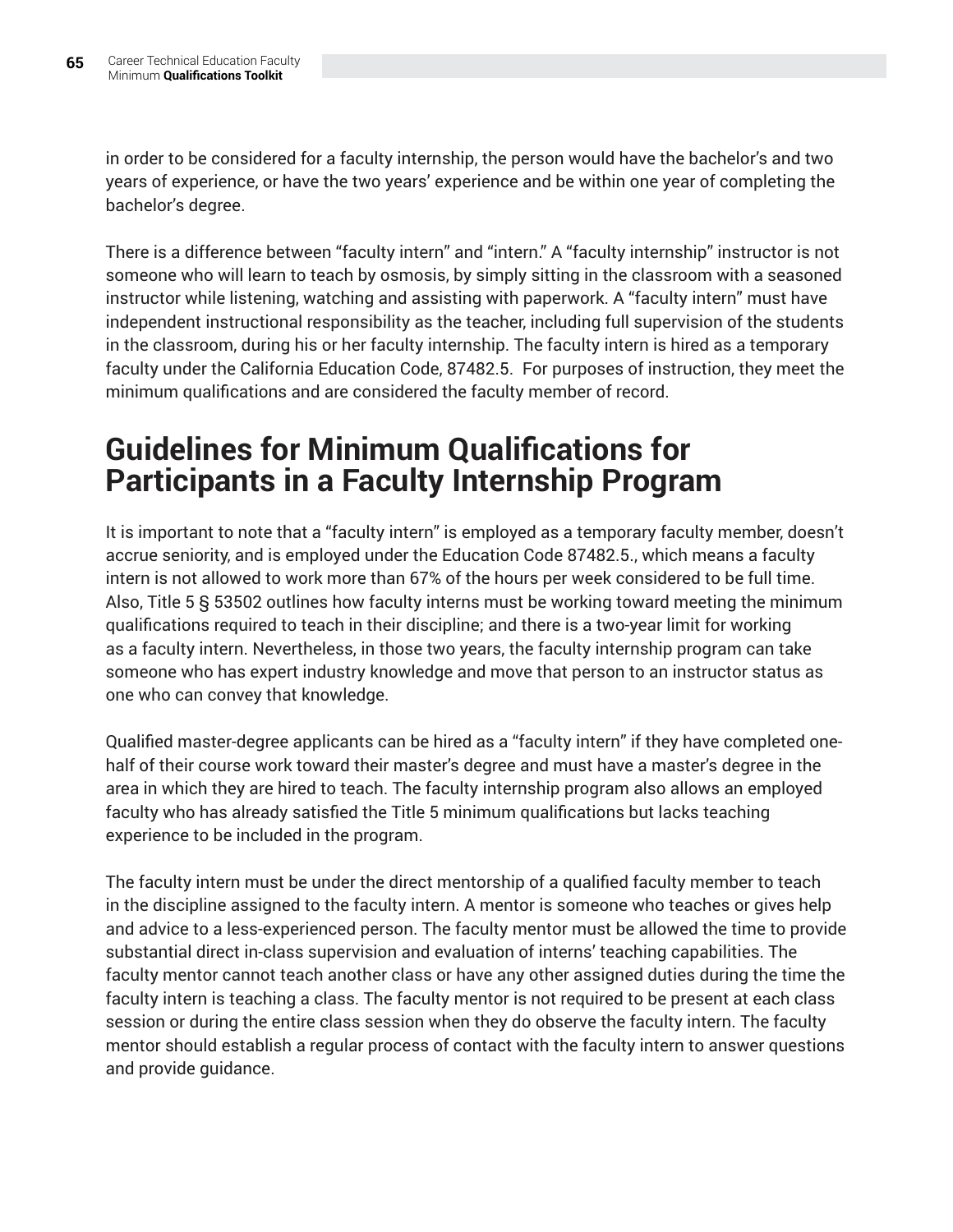in order to be considered for a faculty internship, the person would have the bachelor's and two years of experience, or have the two years' experience and be within one year of completing the bachelor's degree.

There is a difference between "faculty intern" and "intern." A "faculty internship" instructor is not someone who will learn to teach by osmosis, by simply sitting in the classroom with a seasoned instructor while listening, watching and assisting with paperwork. A "faculty intern" must have independent instructional responsibility as the teacher, including full supervision of the students in the classroom, during his or her faculty internship. The faculty intern is hired as a temporary faculty under the California Education Code, 87482.5. For purposes of instruction, they meet the minimum qualifications and are considered the faculty member of record.

## Guidelines for Minimum Qualifications for Participants in a Faculty Internship Program

It is important to note that a "faculty intern" is employed as a temporary faculty member, doesn't accrue seniority, and is employed under the Education Code 87482.5., which means a faculty intern is not allowed to work more than 67% of the hours per week considered to be full time. Also, Title 5 § 53502 outlines how faculty interns must be working toward meeting the minimum qualifications required to teach in their discipline; and there is a two-year limit for working as a faculty intern. Nevertheless, in those two years, the faculty internship program can take someone who has expert industry knowledge and move that person to an instructor status as one who can convey that knowledge.

Qualified master-degree applicants can be hired as a "faculty intern" if they have completed one-half of their course work toward their master's degree and must have a master's degree in the area in which they are hired to teach. The faculty internship program also allows an employed faculty who has already satisfied the Title 5 minimum qualifications but lacks teaching experience to be included in the program.

The faculty intern must be under the direct mentorship of a qualified faculty member to teach in the discipline assigned to the faculty intern. A mentor is someone who teaches or gives help and advice to a less-experienced person. The faculty mentor must be allowed the time to provide substantial direct in-class supervision and evaluation of interns' teaching capabilities. The faculty mentor cannot teach another class or have any other assigned duties during the time the faculty intern is teaching a class. The faculty mentor is not required to be present at each class session or during the entire class session when they do observe the faculty intern. The faculty mentor should establish a regular process of contact with the faculty intern to answer questions and provide guidance.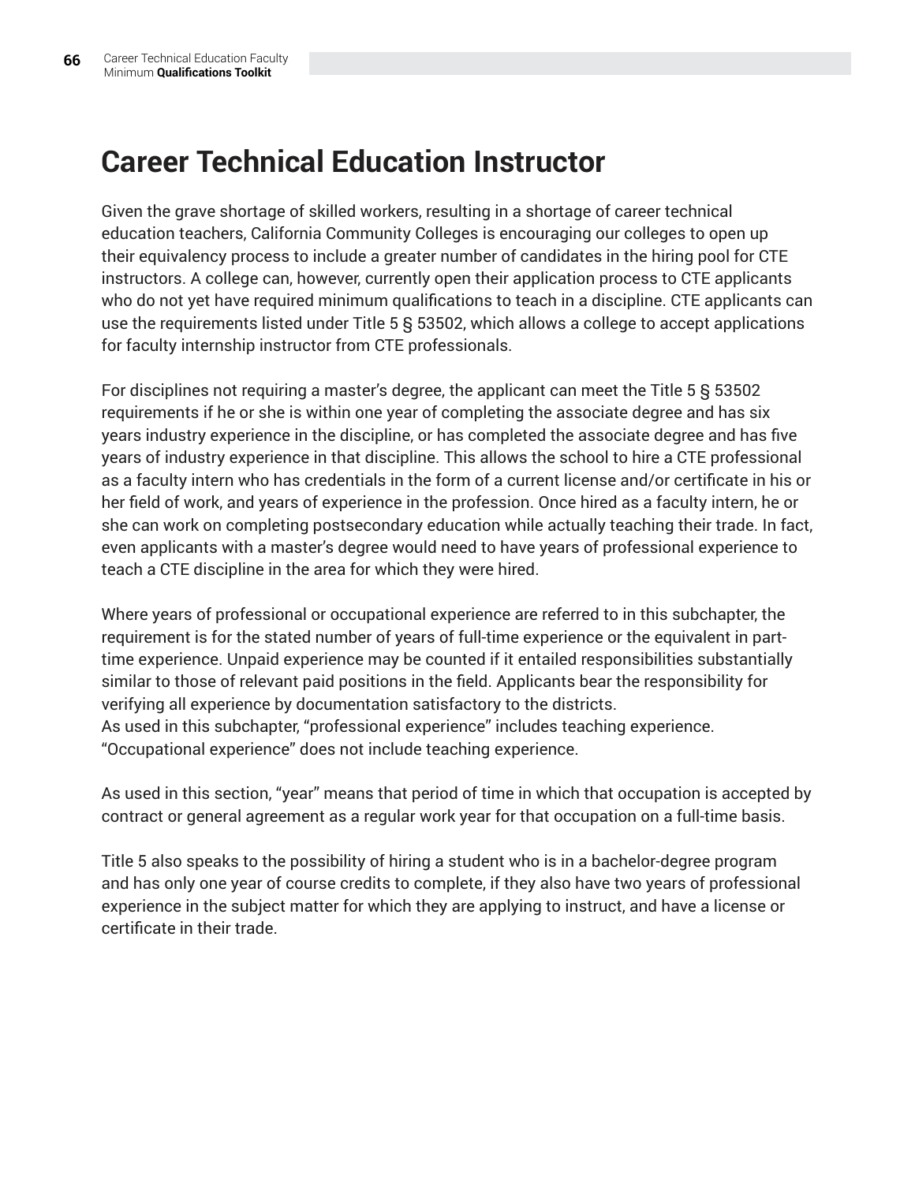# Career Technical Education Instructor

Given the grave shortage of skilled workers, resulting in a shortage of career technical education teachers, California Community Colleges is encouraging our colleges to open up their equivalency process to include a greater number of candidates in the hiring pool for CTE instructors. A college can, however, currently open their application process to CTE applicants who do not yet have required minimum qualifications to teach in a discipline. CTE applicants can use the requirements listed under Title 5 § 53502, which allows a college to accept applications for faculty internship instructor from CTE professionals.

For disciplines not requiring a master's degree, the applicant can meet the Title 5 § 53502 requirements if he or she is within one year of completing the associate degree and has six years industry experience in the discipline, or has completed the associate degree and has five years of industry experience in that discipline. This allows the school to hire a CTE professional as a faculty intern who has credentials in the form of a current license and/or certificate in his or her field of work, and years of experience in the profession. Once hired as a faculty intern, he or she can work on completing postsecondary education while actually teaching their trade. In fact, even applicants with a master's degree would need to have years of professional experience to teach a CTE discipline in the area for which they were hired.

Where years of professional or occupational experience are referred to in this subchapter, the requirement is for the stated number of years of full-time experience or the equivalent in part-time experience. Unpaid experience may be counted if it entailed responsibilities substantially similar to those of relevant paid positions in the field. Applicants bear the responsibility for verifying all experience by documentation satisfactory to the districts.
As used in this subchapter, "professional experience" includes teaching experience. "Occupational experience" does not include teaching experience.

As used in this section, "year" means that period of time in which that occupation is accepted by contract or general agreement as a regular work year for that occupation on a full-time basis.

Title 5 also speaks to the possibility of hiring a student who is in a bachelor-degree program and has only one year of course credits to complete, if they also have two years of professional experience in the subject matter for which they are applying to instruct, and have a license or certificate in their trade.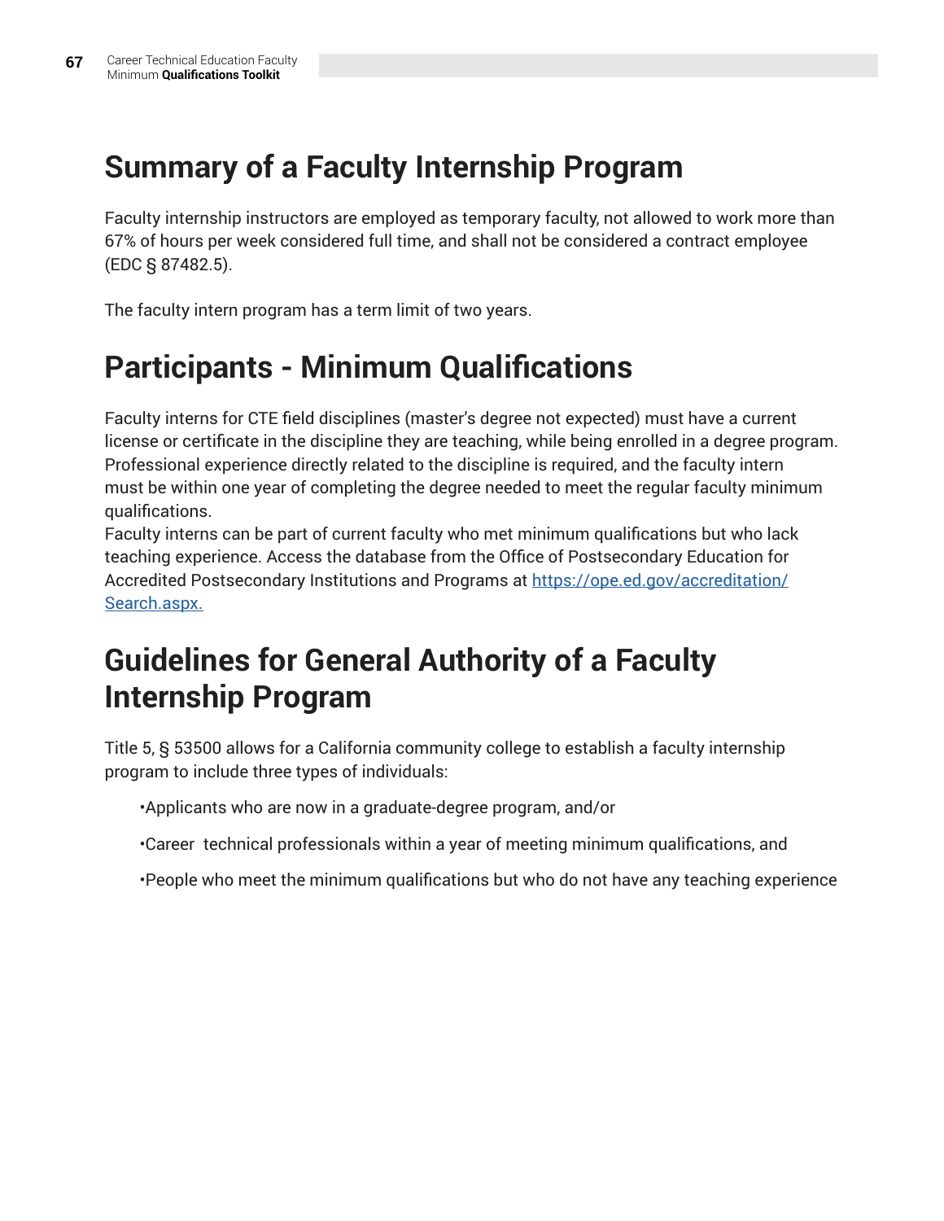## Summary of a Faculty Internship Program

Faculty internship instructors are employed as temporary faculty, not allowed to work more than 67% of hours per week considered full time, and shall not be considered a contract employee (EDC § 87482.5).

The faculty intern program has a term limit of two years.

## Participants - Minimum Qualifications

Faculty interns for CTE field disciplines (master's degree not expected) must have a current license or certificate in the discipline they are teaching, while being enrolled in a degree program. Professional experience directly related to the discipline is required, and the faculty intern must be within one year of completing the degree needed to meet the regular faculty minimum qualifications.
Faculty interns can be part of current faculty who met minimum qualifications but who lack teaching experience. Access the database from the Office of Postsecondary Education for Accredited Postsecondary Institutions and Programs at [https://ope.ed.gov/accreditation/Search.aspx.](https://ope.ed.gov/accreditation/Search.aspx)

## Guidelines for General Authority of a Faculty Internship Program

Title 5, § 53500 allows for a California community college to establish a faculty internship program to include three types of individuals:

- Applicants who are now in a graduate-degree program, and/or
- Career technical professionals within a year of meeting minimum qualifications, and
- People who meet the minimum qualifications but who do not have any teaching experience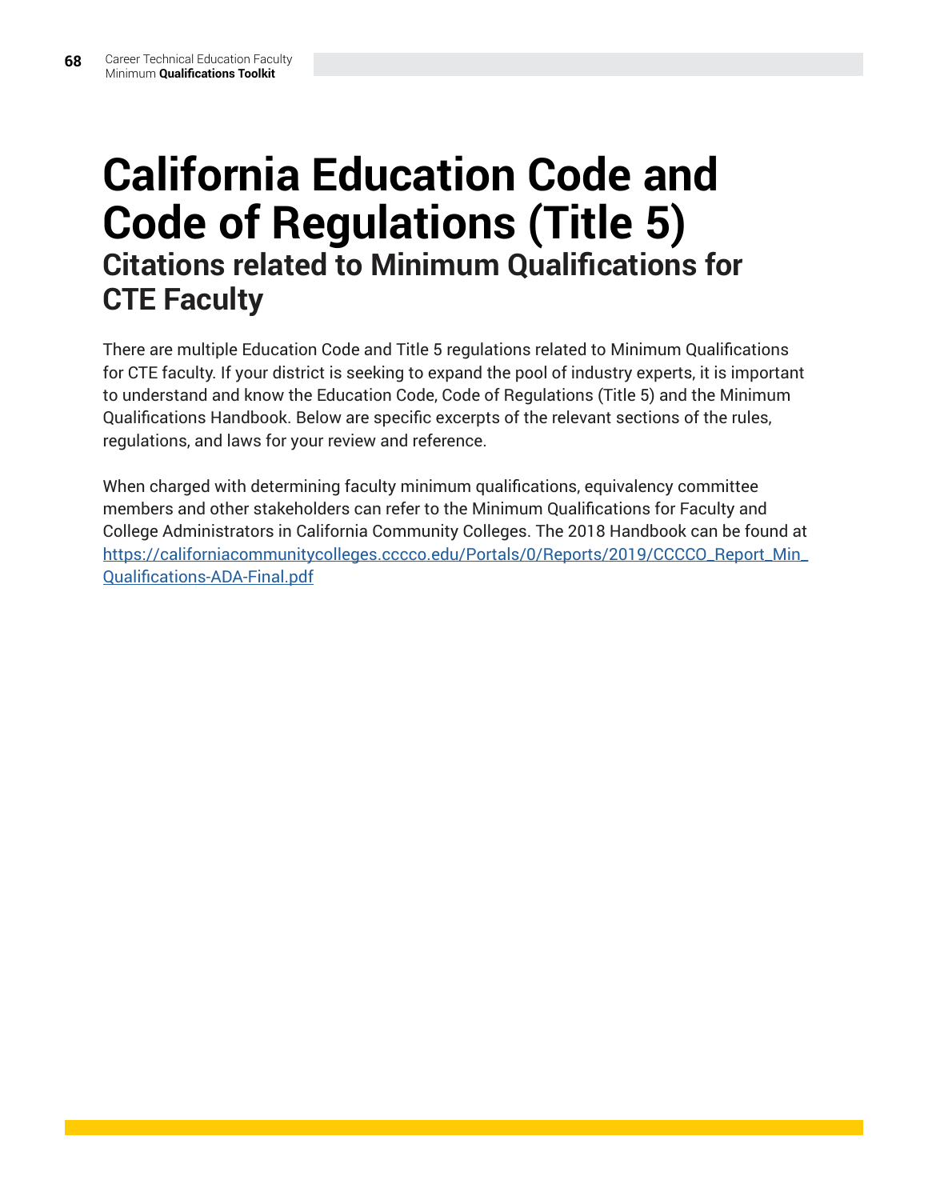# California Education Code and Code of Regulations (Title 5)

## Citations related to Minimum Qualifications for CTE Faculty

There are multiple Education Code and Title 5 regulations related to Minimum Qualifications for CTE faculty. If your district is seeking to expand the pool of industry experts, it is important to understand and know the Education Code, Code of Regulations (Title 5) and the Minimum Qualifications Handbook. Below are specific excerpts of the relevant sections of the rules, regulations, and laws for your review and reference.

When charged with determining faculty minimum qualifications, equivalency committee members and other stakeholders can refer to the Minimum Qualifications for Faculty and College Administrators in California Community Colleges. The 2018 Handbook can be found at [https://californiacommunitycolleges.cccco.edu/Portals/0/Reports/2019/CCCCO_Report_Min_Qualifications-ADA-Final.pdf](https://californiacommunitycolleges.cccco.edu/Portals/0/Reports/2019/CCCCO_Report_Min_Qualifications-ADA-Final.pdf)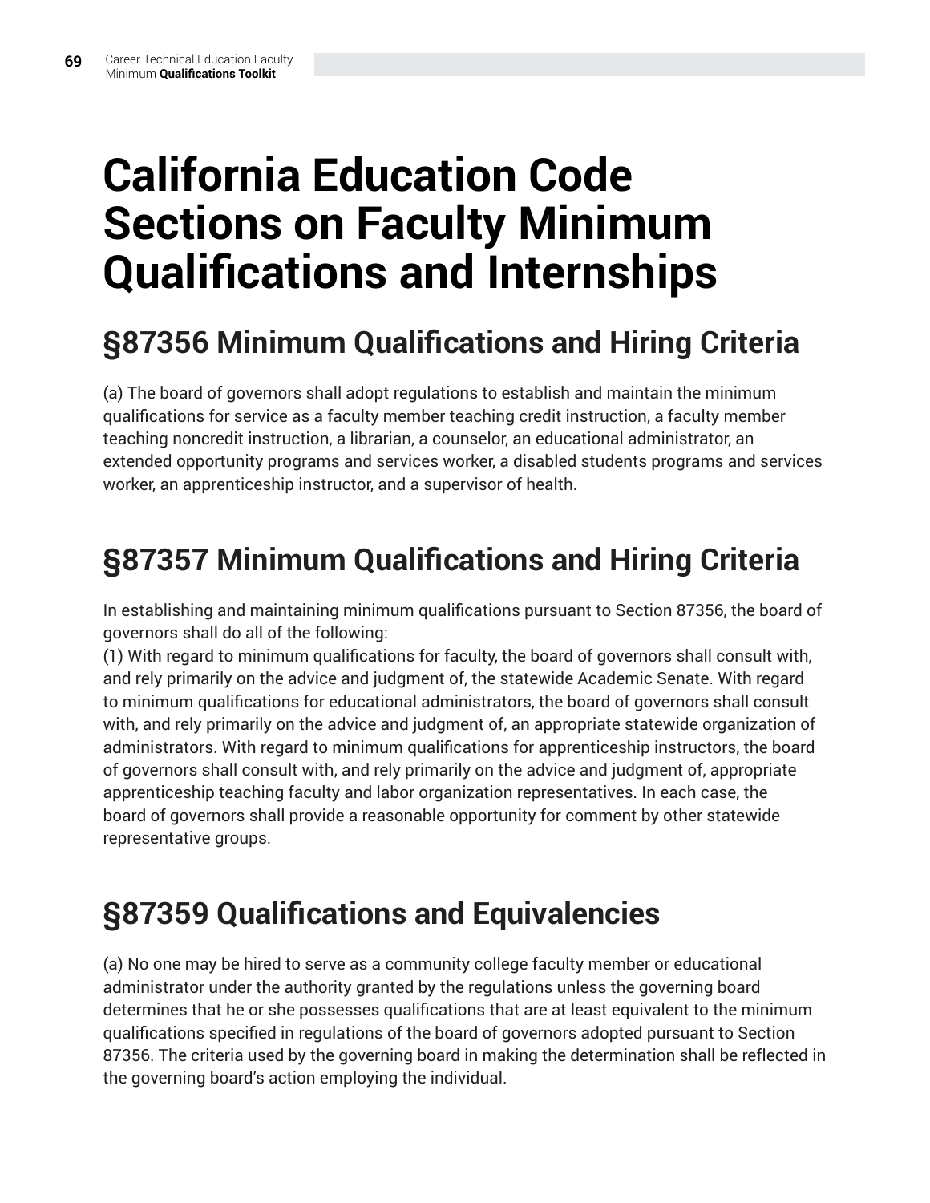# California Education Code Sections on Faculty Minimum Qualifications and Internships

## §87356 Minimum Qualifications and Hiring Criteria

(a) The board of governors shall adopt regulations to establish and maintain the minimum qualifications for service as a faculty member teaching credit instruction, a faculty member teaching noncredit instruction, a librarian, a counselor, an educational administrator, an extended opportunity programs and services worker, a disabled students programs and services worker, an apprenticeship instructor, and a supervisor of health.

## §87357 Minimum Qualifications and Hiring Criteria

In establishing and maintaining minimum qualifications pursuant to Section 87356, the board of governors shall do all of the following:
(1) With regard to minimum qualifications for faculty, the board of governors shall consult with, and rely primarily on the advice and judgment of, the statewide Academic Senate. With regard to minimum qualifications for educational administrators, the board of governors shall consult with, and rely primarily on the advice and judgment of, an appropriate statewide organization of administrators. With regard to minimum qualifications for apprenticeship instructors, the board of governors shall consult with, and rely primarily on the advice and judgment of, appropriate apprenticeship teaching faculty and labor organization representatives. In each case, the board of governors shall provide a reasonable opportunity for comment by other statewide representative groups.

## §87359 Qualifications and Equivalencies

(a) No one may be hired to serve as a community college faculty member or educational administrator under the authority granted by the regulations unless the governing board determines that he or she possesses qualifications that are at least equivalent to the minimum qualifications specified in regulations of the board of governors adopted pursuant to Section 87356. The criteria used by the governing board in making the determination shall be reflected in the governing board's action employing the individual.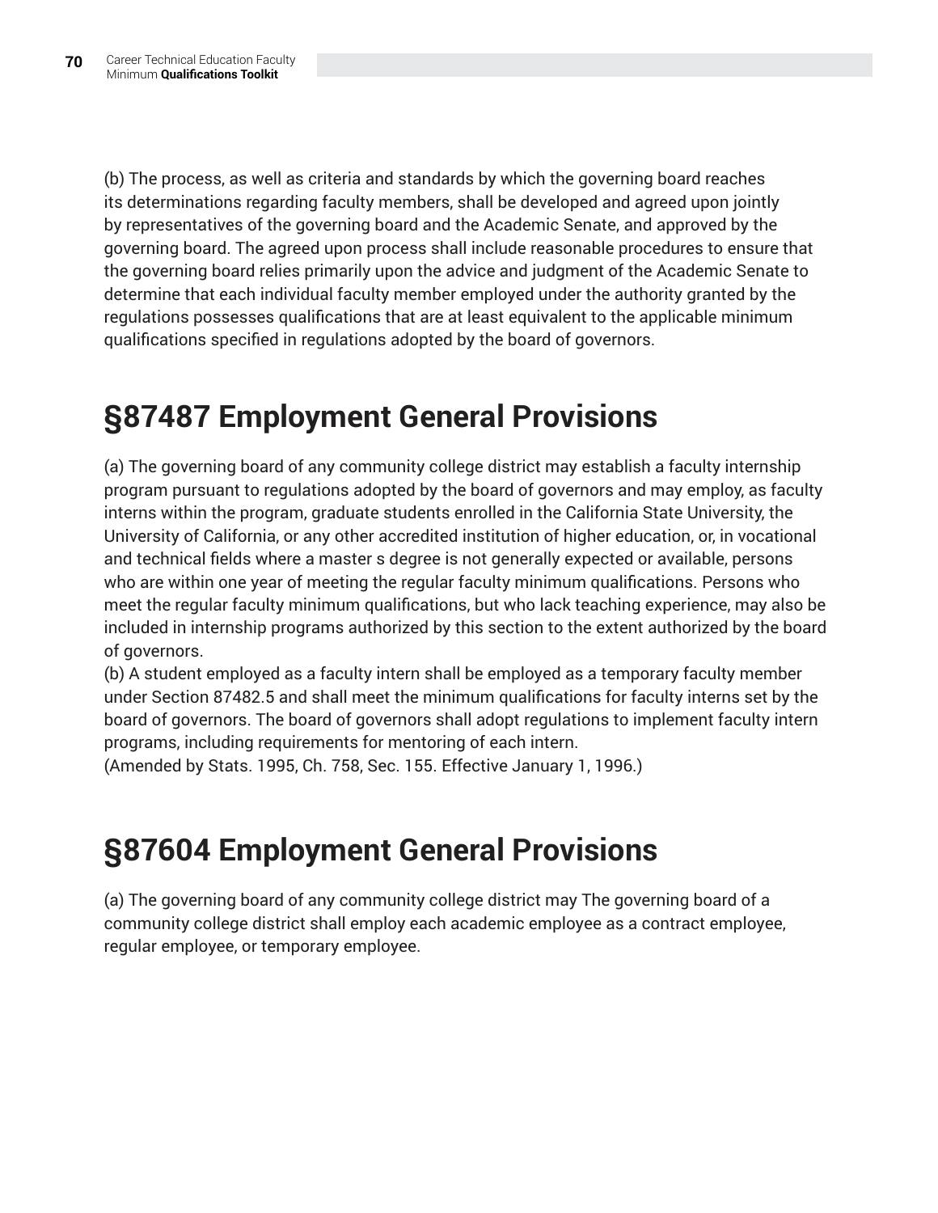(b) The process, as well as criteria and standards by which the governing board reaches its determinations regarding faculty members, shall be developed and agreed upon jointly by representatives of the governing board and the Academic Senate, and approved by the governing board. The agreed upon process shall include reasonable procedures to ensure that the governing board relies primarily upon the advice and judgment of the Academic Senate to determine that each individual faculty member employed under the authority granted by the regulations possesses qualifications that are at least equivalent to the applicable minimum qualifications specified in regulations adopted by the board of governors.

# §87487 Employment General Provisions

(a) The governing board of any community college district may establish a faculty internship program pursuant to regulations adopted by the board of governors and may employ, as faculty interns within the program, graduate students enrolled in the California State University, the University of California, or any other accredited institution of higher education, or, in vocational and technical fields where a master s degree is not generally expected or available, persons who are within one year of meeting the regular faculty minimum qualifications. Persons who meet the regular faculty minimum qualifications, but who lack teaching experience, may also be included in internship programs authorized by this section to the extent authorized by the board of governors.
(b) A student employed as a faculty intern shall be employed as a temporary faculty member under Section 87482.5 and shall meet the minimum qualifications for faculty interns set by the board of governors. The board of governors shall adopt regulations to implement faculty intern programs, including requirements for mentoring of each intern.
(Amended by Stats. 1995, Ch. 758, Sec. 155. Effective January 1, 1996.)

# §87604 Employment General Provisions

(a) The governing board of any community college district may The governing board of a community college district shall employ each academic employee as a contract employee, regular employee, or temporary employee.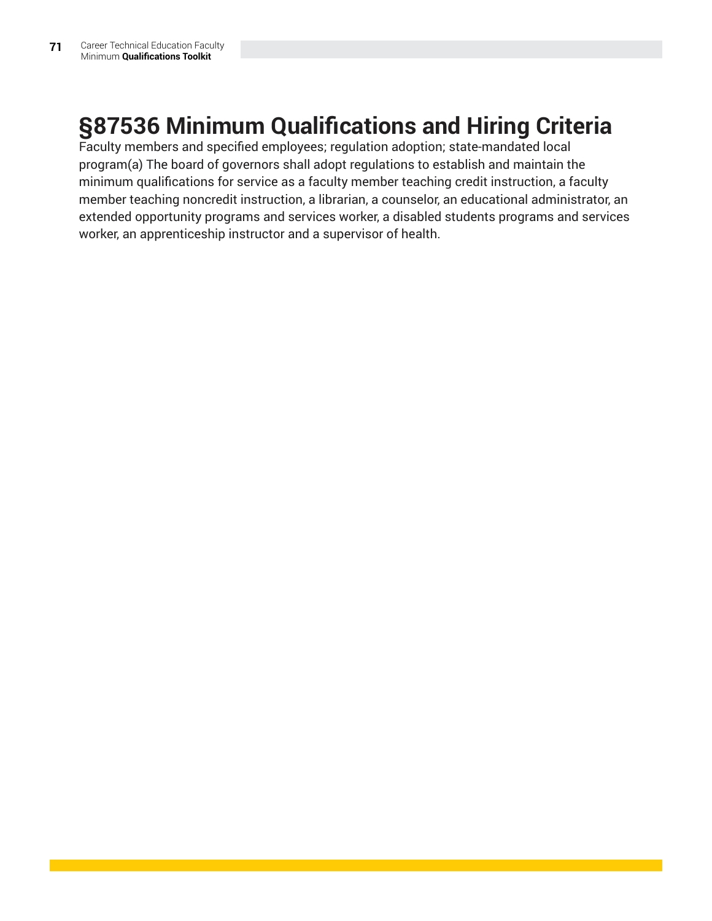# §87536 Minimum Qualifications and Hiring Criteria

Faculty members and specified employees; regulation adoption; state-mandated local program(a) The board of governors shall adopt regulations to establish and maintain the minimum qualifications for service as a faculty member teaching credit instruction, a faculty member teaching noncredit instruction, a librarian, a counselor, an educational administrator, an extended opportunity programs and services worker, a disabled students programs and services worker, an apprenticeship instructor and a supervisor of health.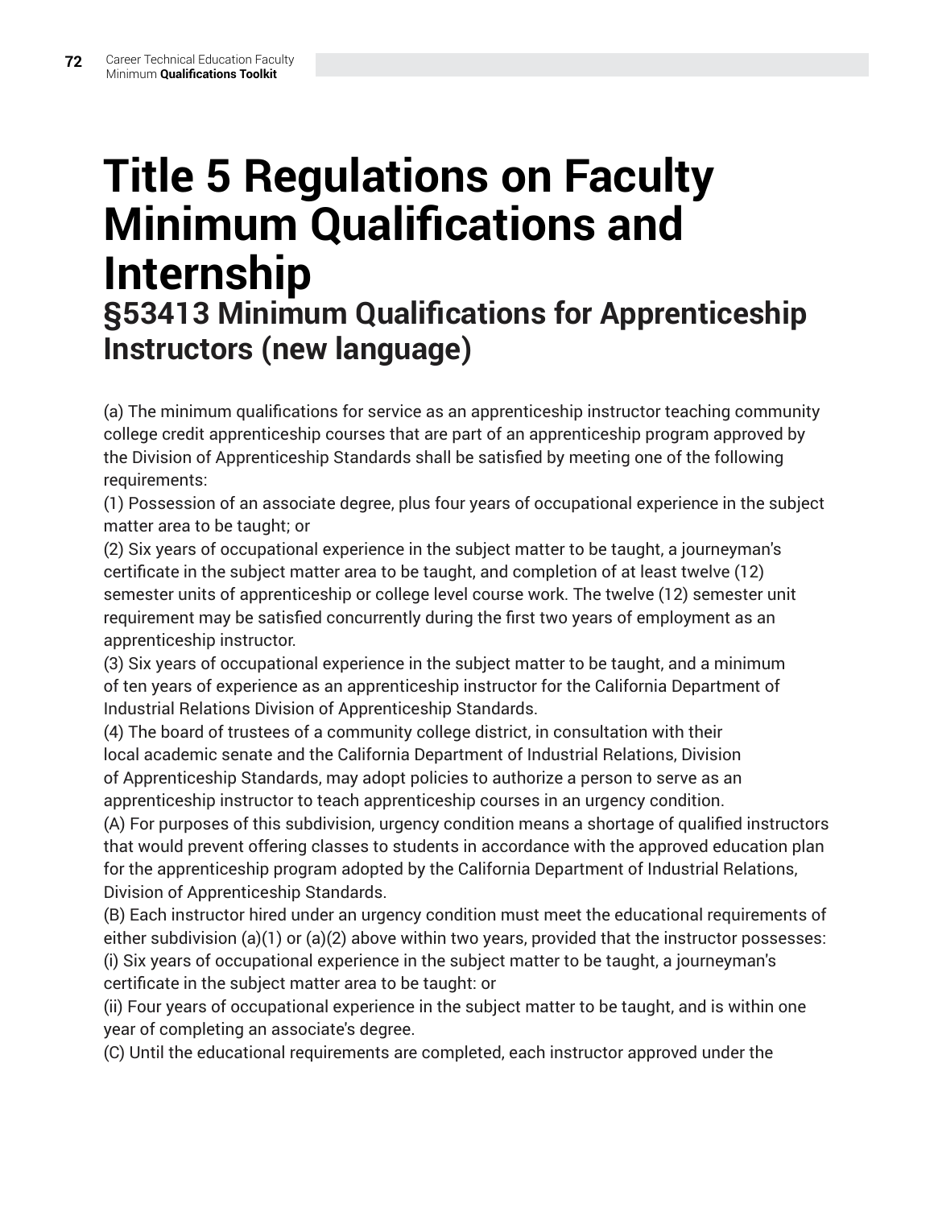# Title 5 Regulations on Faculty Minimum Qualifications and Internship

## §53413 Minimum Qualifications for Apprenticeship Instructors (new language)

(a) The minimum qualifications for service as an apprenticeship instructor teaching community college credit apprenticeship courses that are part of an apprenticeship program approved by the Division of Apprenticeship Standards shall be satisfied by meeting one of the following requirements:

(1) Possession of an associate degree, plus four years of occupational experience in the subject matter area to be taught; or

(2) Six years of occupational experience in the subject matter to be taught, a journeyman's certificate in the subject matter area to be taught, and completion of at least twelve (12) semester units of apprenticeship or college level course work. The twelve (12) semester unit requirement may be satisfied concurrently during the first two years of employment as an apprenticeship instructor.

(3) Six years of occupational experience in the subject matter to be taught, and a minimum of ten years of experience as an apprenticeship instructor for the California Department of Industrial Relations Division of Apprenticeship Standards.

(4) The board of trustees of a community college district, in consultation with their local academic senate and the California Department of Industrial Relations, Division of Apprenticeship Standards, may adopt policies to authorize a person to serve as an apprenticeship instructor to teach apprenticeship courses in an urgency condition.

(A) For purposes of this subdivision, urgency condition means a shortage of qualified instructors that would prevent offering classes to students in accordance with the approved education plan for the apprenticeship program adopted by the California Department of Industrial Relations, Division of Apprenticeship Standards.

(B) Each instructor hired under an urgency condition must meet the educational requirements of either subdivision (a)(1) or (a)(2) above within two years, provided that the instructor possesses:

(i) Six years of occupational experience in the subject matter to be taught, a journeyman's certificate in the subject matter area to be taught: or

(ii) Four years of occupational experience in the subject matter to be taught, and is within one year of completing an associate's degree.

(C) Until the educational requirements are completed, each instructor approved under the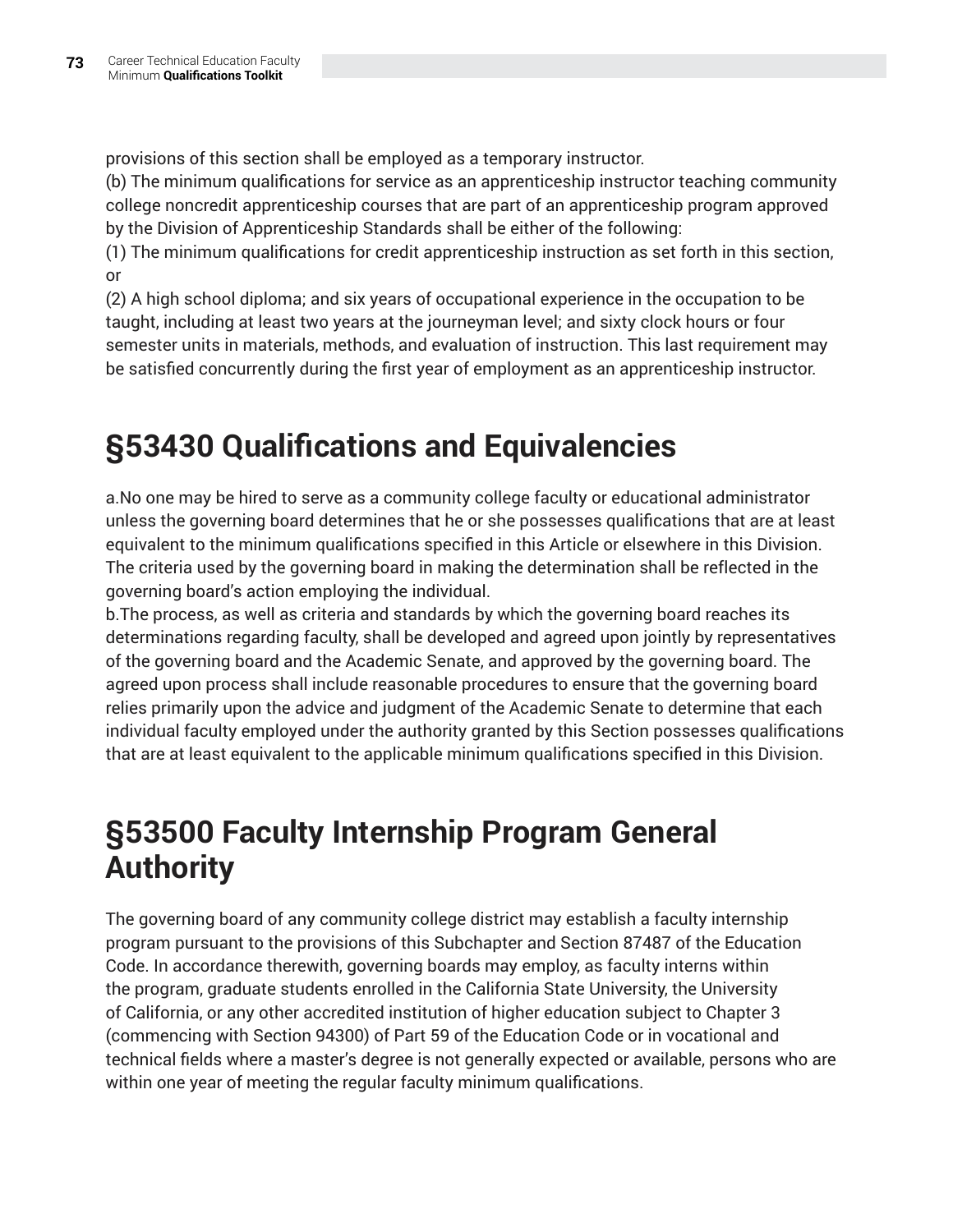provisions of this section shall be employed as a temporary instructor.

(b) The minimum qualifications for service as an apprenticeship instructor teaching community college noncredit apprenticeship courses that are part of an apprenticeship program approved by the Division of Apprenticeship Standards shall be either of the following:

(1) The minimum qualifications for credit apprenticeship instruction as set forth in this section, or

(2) A high school diploma; and six years of occupational experience in the occupation to be taught, including at least two years at the journeyman level; and sixty clock hours or four semester units in materials, methods, and evaluation of instruction. This last requirement may be satisfied concurrently during the first year of employment as an apprenticeship instructor.

## §53430 Qualifications and Equivalencies

a.No one may be hired to serve as a community college faculty or educational administrator unless the governing board determines that he or she possesses qualifications that are at least equivalent to the minimum qualifications specified in this Article or elsewhere in this Division. The criteria used by the governing board in making the determination shall be reflected in the governing board's action employing the individual.

b.The process, as well as criteria and standards by which the governing board reaches its determinations regarding faculty, shall be developed and agreed upon jointly by representatives of the governing board and the Academic Senate, and approved by the governing board. The agreed upon process shall include reasonable procedures to ensure that the governing board relies primarily upon the advice and judgment of the Academic Senate to determine that each individual faculty employed under the authority granted by this Section possesses qualifications that are at least equivalent to the applicable minimum qualifications specified in this Division.

## §53500 Faculty Internship Program General Authority

The governing board of any community college district may establish a faculty internship program pursuant to the provisions of this Subchapter and Section 87487 of the Education Code. In accordance therewith, governing boards may employ, as faculty interns within the program, graduate students enrolled in the California State University, the University of California, or any other accredited institution of higher education subject to Chapter 3 (commencing with Section 94300) of Part 59 of the Education Code or in vocational and technical fields where a master's degree is not generally expected or available, persons who are within one year of meeting the regular faculty minimum qualifications.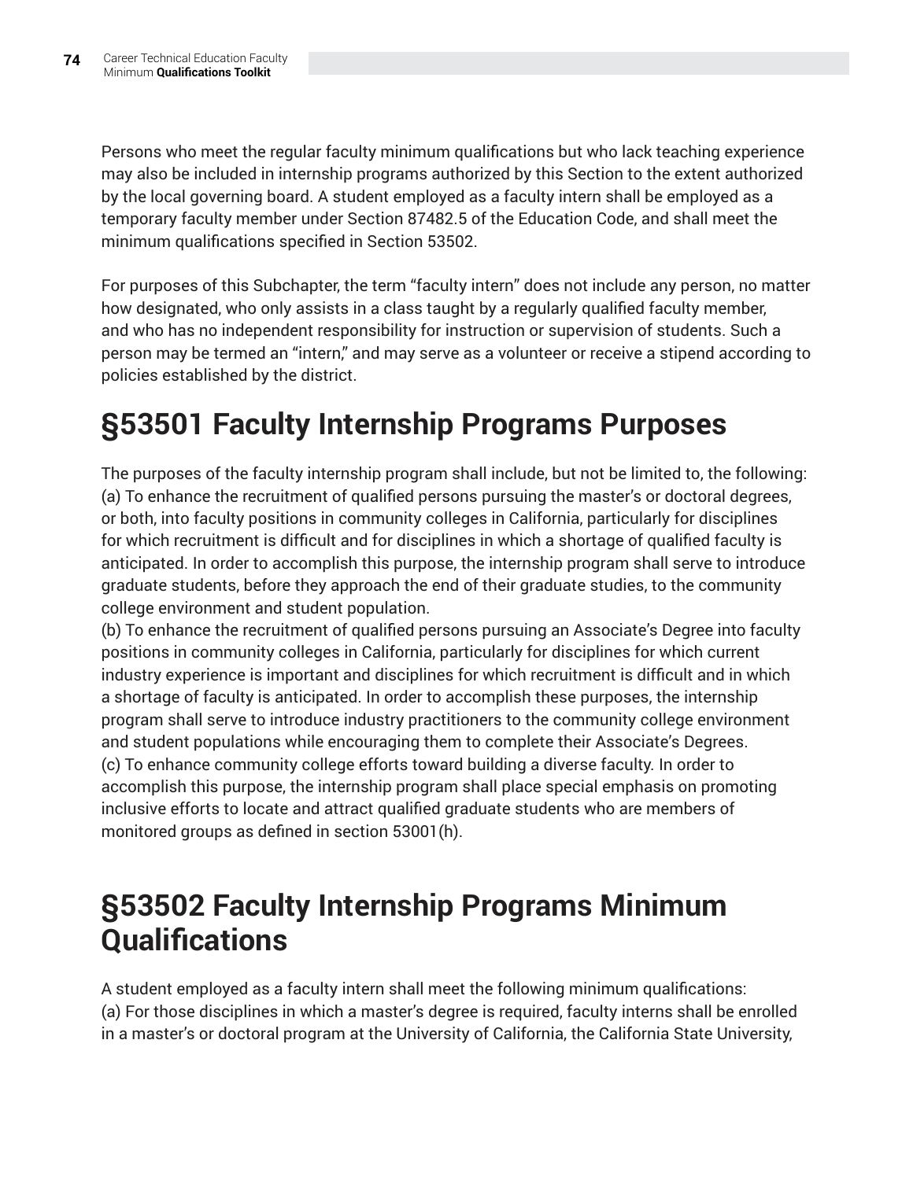Persons who meet the regular faculty minimum qualifications but who lack teaching experience may also be included in internship programs authorized by this Section to the extent authorized by the local governing board. A student employed as a faculty intern shall be employed as a temporary faculty member under Section 87482.5 of the Education Code, and shall meet the minimum qualifications specified in Section 53502.

For purposes of this Subchapter, the term “faculty intern” does not include any person, no matter how designated, who only assists in a class taught by a regularly qualified faculty member, and who has no independent responsibility for instruction or supervision of students. Such a person may be termed an “intern,” and may serve as a volunteer or receive a stipend according to policies established by the district.

## §53501 Faculty Internship Programs Purposes

The purposes of the faculty internship program shall include, but not be limited to, the following:
(a) To enhance the recruitment of qualified persons pursuing the master’s or doctoral degrees, or both, into faculty positions in community colleges in California, particularly for disciplines for which recruitment is difficult and for disciplines in which a shortage of qualified faculty is anticipated. In order to accomplish this purpose, the internship program shall serve to introduce graduate students, before they approach the end of their graduate studies, to the community college environment and student population.
(b) To enhance the recruitment of qualified persons pursuing an Associate’s Degree into faculty positions in community colleges in California, particularly for disciplines for which current industry experience is important and disciplines for which recruitment is difficult and in which a shortage of faculty is anticipated. In order to accomplish these purposes, the internship program shall serve to introduce industry practitioners to the community college environment and student populations while encouraging them to complete their Associate’s Degrees.
(c) To enhance community college efforts toward building a diverse faculty. In order to accomplish this purpose, the internship program shall place special emphasis on promoting inclusive efforts to locate and attract qualified graduate students who are members of monitored groups as defined in section 53001(h).

## §53502 Faculty Internship Programs Minimum Qualifications

A student employed as a faculty intern shall meet the following minimum qualifications:
(a) For those disciplines in which a master’s degree is required, faculty interns shall be enrolled in a master’s or doctoral program at the University of California, the California State University,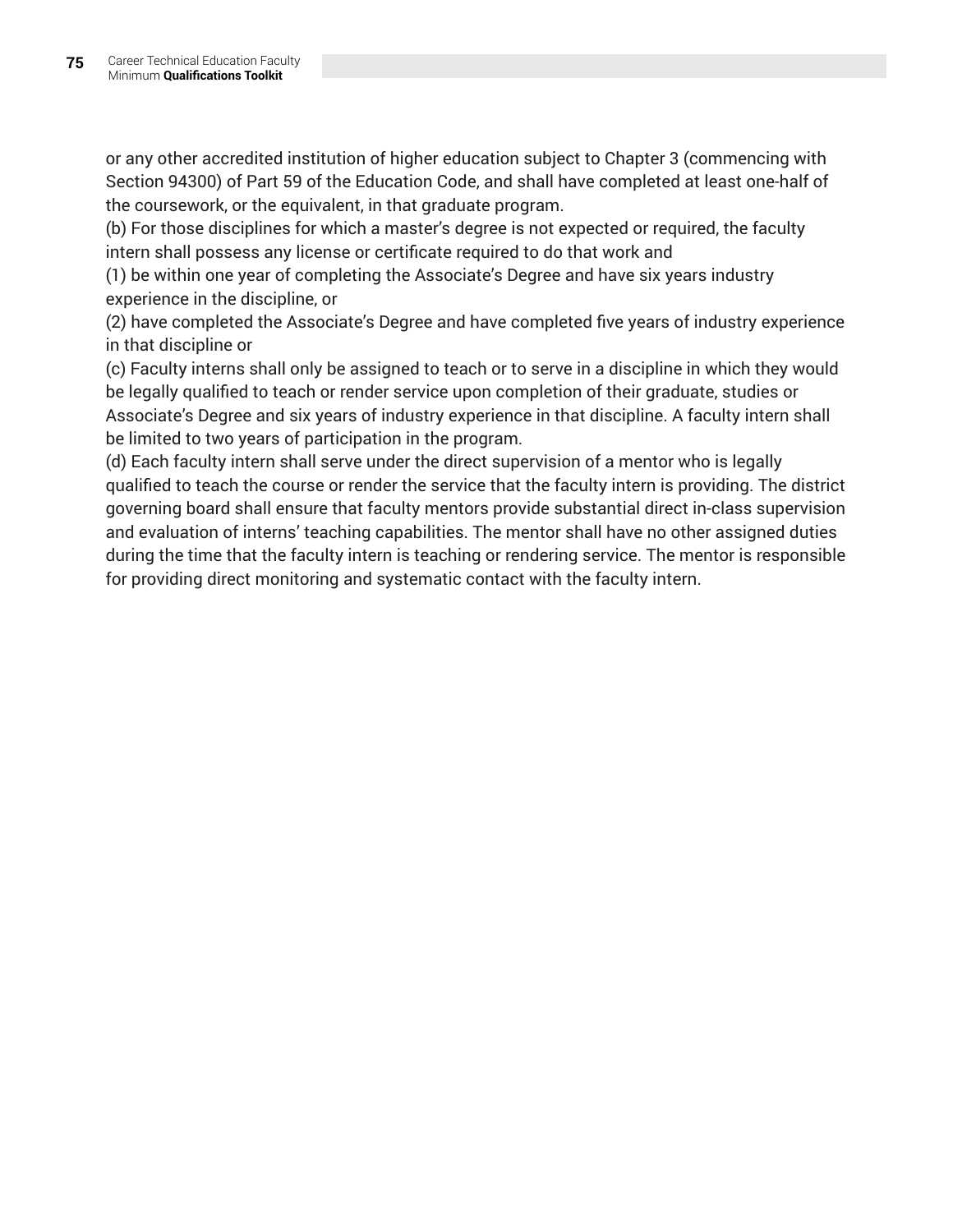or any other accredited institution of higher education subject to Chapter 3 (commencing with Section 94300) of Part 59 of the Education Code, and shall have completed at least one-half of the coursework, or the equivalent, in that graduate program.

(b) For those disciplines for which a master's degree is not expected or required, the faculty intern shall possess any license or certificate required to do that work and

(1) be within one year of completing the Associate's Degree and have six years industry experience in the discipline, or

(2) have completed the Associate's Degree and have completed five years of industry experience in that discipline or

(c) Faculty interns shall only be assigned to teach or to serve in a discipline in which they would be legally qualified to teach or render service upon completion of their graduate, studies or Associate's Degree and six years of industry experience in that discipline. A faculty intern shall be limited to two years of participation in the program.

(d) Each faculty intern shall serve under the direct supervision of a mentor who is legally qualified to teach the course or render the service that the faculty intern is providing. The district governing board shall ensure that faculty mentors provide substantial direct in-class supervision and evaluation of interns' teaching capabilities. The mentor shall have no other assigned duties during the time that the faculty intern is teaching or rendering service. The mentor is responsible for providing direct monitoring and systematic contact with the faculty intern.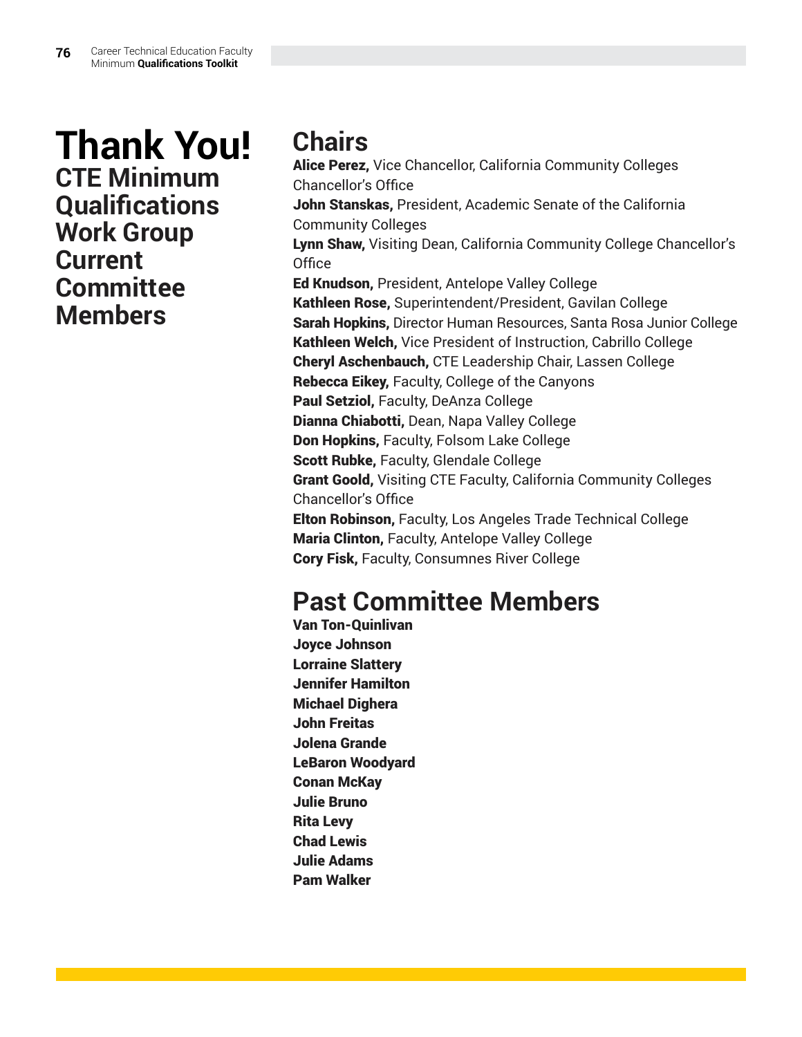# Thank You!

## CTE Minimum Qualifications Work Group Current Committee Members

## Chairs

**Alice Perez,** Vice Chancellor, California Community Colleges Chancellor's Office
**John Stanskas,** President, Academic Senate of the California Community Colleges
**Lynn Shaw,** Visiting Dean, California Community College Chancellor's Office
**Ed Knudson,** President, Antelope Valley College
**Kathleen Rose,** Superintendent/President, Gavilan College
**Sarah Hopkins,** Director Human Resources, Santa Rosa Junior College
**Kathleen Welch,** Vice President of Instruction, Cabrillo College
**Cheryl Aschenbauch,** CTE Leadership Chair, Lassen College
**Rebecca Eikey,** Faculty, College of the Canyons
**Paul Setziol,** Faculty, DeAnza College
**Dianna Chiabotti,** Dean, Napa Valley College
**Don Hopkins,** Faculty, Folsom Lake College
**Scott Rubke,** Faculty, Glendale College
**Grant Goold,** Visiting CTE Faculty, California Community Colleges Chancellor's Office
**Elton Robinson,** Faculty, Los Angeles Trade Technical College
**Maria Clinton,** Faculty, Antelope Valley College
**Cory Fisk,** Faculty, Consumnes River College

## Past Committee Members

**Van Ton-Quinlivan**
**Joyce Johnson**
**Lorraine Slattery**
**Jennifer Hamilton**
**Michael Dighera**
**John Freitas**
**Jolena Grande**
**LeBaron Woodyard**
**Conan McKay**
**Julie Bruno**
**Rita Levy**
**Chad Lewis**
**Julie Adams**
**Pam Walker**